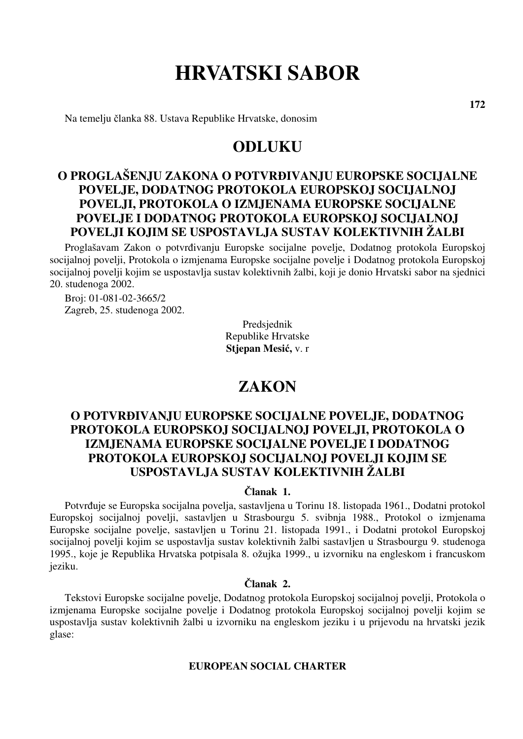# HRVATSKI SABOR

**172**

Na temelju članka 88. Ustava Republike Hrvatske, donosim

## ODLUKU

### O PROGLAŠENJU ZAKONA O POTVRĐIVANJU EUROPSKE SOCIJALNE POVELJE, DODATNOG PROTOKOLA EUROPSKOJ SOCIJALNOJ POVELJI, PROTOKOLA O IZMJENAMA EUROPSKE SOCIJALNE POVELJE I DODATNOG PROTOKOLA EUROPSKOJ SOCIJALNOJ POVELJI KOJIM SE USPOSTAVLJA SUSTAV KOLEKTIVNIH ŽALBI

Proglašavam Zakon o potvrđivanju Europske socijalne povelje, Dodatnog protokola Europskoj socijalnoj povelji, Protokola o izmjenama Europske socijalne povelje i Dodatnog protokola Europskoj socijalnoj povelji kojim se uspostavlja sustav kolektivnih žalbi, koji je donio Hrvatski sabor na sjednici 20. studenoga 2002.

Broj: 01-081-02-3665/2
Zagreb, 25. studenoga 2002.

Predsjednik
Republike Hrvatske
**Stjepan Mesić,** v. r

## ZAKON

### O POTVRĐIVANJU EUROPSKE SOCIJALNE POVELJE, DODATNOG PROTOKOLA EUROPSKOJ SOCIJALNOJ POVELJI, PROTOKOLA O IZMJENAMA EUROPSKE SOCIJALNE POVELJE I DODATNOG PROTOKOLA EUROPSKOJ SOCIJALNOJ POVELJI KOJIM SE USPOSTAVLJA SUSTAV KOLEKTIVNIH ŽALBI

**Članak 1.**

Potvrđuje se Europska socijalna povelja, sastavljena u Torinu 18. listopada 1961., Dodatni protokol Europskoj socijalnoj povelji, sastavljen u Strasbourgu 5. svibnja 1988., Protokol o izmjenama Europske socijalne povelje, sastavljen u Torinu 21. listopada 1991., i Dodatni protokol Europskoj socijalnoj povelji kojim se uspostavlja sustav kolektivnih žalbi sastavljen u Strasbourgu 9. studenoga 1995., koje je Republika Hrvatska potpisala 8. ožujka 1999., u izvorniku na engleskom i francuskom jeziku.

**Članak 2.**

Tekstovi Europske socijalne povelje, Dodatnog protokola Europskoj socijalnoj povelji, Protokola o izmjenama Europske socijalne povelje i Dodatnog protokola Europskoj socijalnoj povelji kojim se uspostavlja sustav kolektivnih žalbi u izvorniku na engleskom jeziku i u prijevodu na hrvatski jezik glase:

**EUROPEAN SOCIAL CHARTER**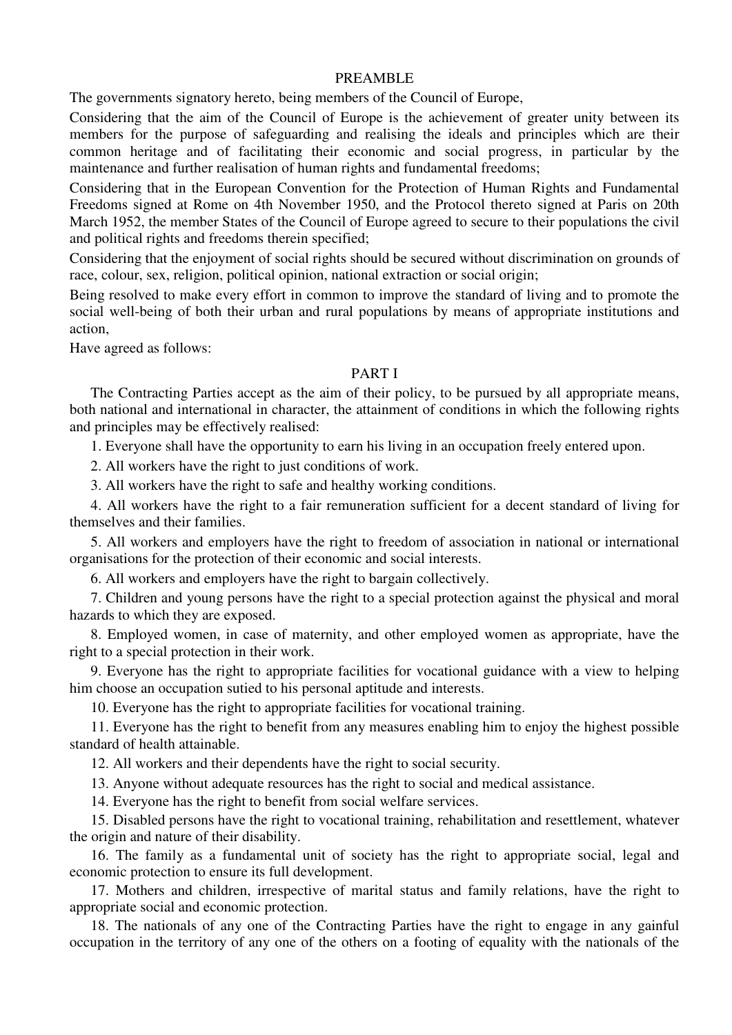## PREAMBLE

The governments signatory hereto, being members of the Council of Europe,

Considering that the aim of the Council of Europe is the achievement of greater unity between its members for the purpose of safeguarding and realising the ideals and principles which are their common heritage and of facilitating their economic and social progress, in particular by the maintenance and further realisation of human rights and fundamental freedoms;

Considering that in the European Convention for the Protection of Human Rights and Fundamental Freedoms signed at Rome on 4th November 1950, and the Protocol thereto signed at Paris on 20th March 1952, the member States of the Council of Europe agreed to secure to their populations the civil and political rights and freedoms therein specified;

Considering that the enjoyment of social rights should be secured without discrimination on grounds of race, colour, sex, religion, political opinion, national extraction or social origin;

Being resolved to make every effort in common to improve the standard of living and to promote the social well-being of both their urban and rural populations by means of appropriate institutions and action,

Have agreed as follows:

## PART I

The Contracting Parties accept as the aim of their policy, to be pursued by all appropriate means, both national and international in character, the attainment of conditions in which the following rights and principles may be effectively realised:

1. Everyone shall have the opportunity to earn his living in an occupation freely entered upon.

2. All workers have the right to just conditions of work.

3. All workers have the right to safe and healthy working conditions.

4. All workers have the right to a fair remuneration sufficient for a decent standard of living for themselves and their families.

5. All workers and employers have the right to freedom of association in national or international organisations for the protection of their economic and social interests.

6. All workers and employers have the right to bargain collectively.

7. Children and young persons have the right to a special protection against the physical and moral hazards to which they are exposed.

8. Employed women, in case of maternity, and other employed women as appropriate, have the right to a special protection in their work.

9. Everyone has the right to appropriate facilities for vocational guidance with a view to helping him choose an occupation sutied to his personal aptitude and interests.

10. Everyone has the right to appropriate facilities for vocational training.

11. Everyone has the right to benefit from any measures enabling him to enjoy the highest possible standard of health attainable.

12. All workers and their dependents have the right to social security.

13. Anyone without adequate resources has the right to social and medical assistance.

14. Everyone has the right to benefit from social welfare services.

15. Disabled persons have the right to vocational training, rehabilitation and resettlement, whatever the origin and nature of their disability.

16. The family as a fundamental unit of society has the right to appropriate social, legal and economic protection to ensure its full development.

17. Mothers and children, irrespective of marital status and family relations, have the right to appropriate social and economic protection.

18. The nationals of any one of the Contracting Parties have the right to engage in any gainful occupation in the territory of any one of the others on a footing of equality with the nationals of the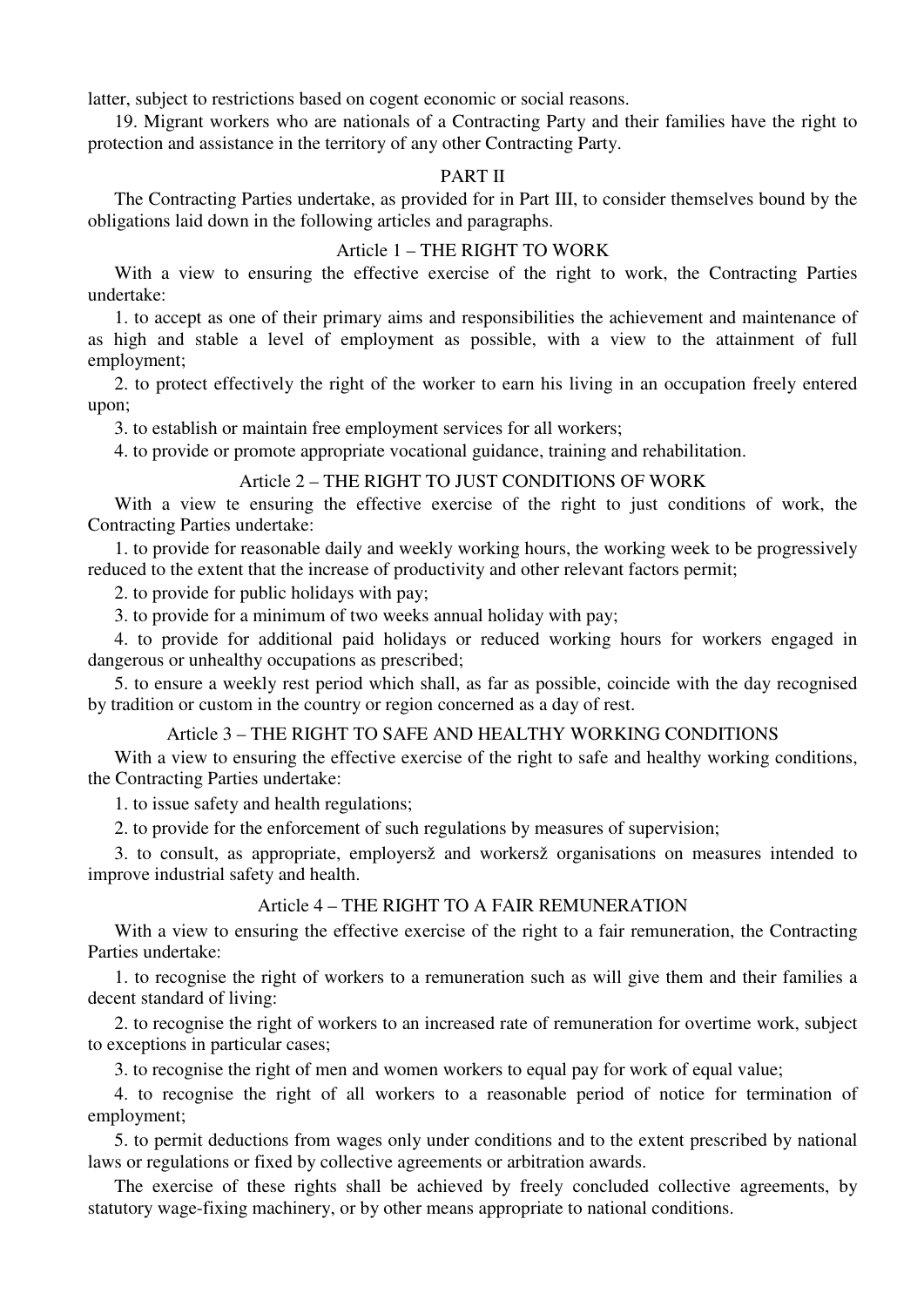latter, subject to restrictions based on cogent economic or social reasons.

19. Migrant workers who are nationals of a Contracting Party and their families have the right to protection and assistance in the territory of any other Contracting Party.

## PART II

The Contracting Parties undertake, as provided for in Part III, to consider themselves bound by the obligations laid down in the following articles and paragraphs.

### Article 1 – THE RIGHT TO WORK

With a view to ensuring the effective exercise of the right to work, the Contracting Parties undertake:

1. to accept as one of their primary aims and responsibilities the achievement and maintenance of as high and stable a level of employment as possible, with a view to the attainment of full employment;

2. to protect effectively the right of the worker to earn his living in an occupation freely entered upon;

3. to establish or maintain free employment services for all workers;

4. to provide or promote appropriate vocational guidance, training and rehabilitation.

### Article 2 – THE RIGHT TO JUST CONDITIONS OF WORK

With a view te ensuring the effective exercise of the right to just conditions of work, the Contracting Parties undertake:

1. to provide for reasonable daily and weekly working hours, the working week to be progressively reduced to the extent that the increase of productivity and other relevant factors permit;

2. to provide for public holidays with pay;

3. to provide for a minimum of two weeks annual holiday with pay;

4. to provide for additional paid holidays or reduced working hours for workers engaged in dangerous or unhealthy occupations as prescribed;

5. to ensure a weekly rest period which shall, as far as possible, coincide with the day recognised by tradition or custom in the country or region concerned as a day of rest.

### Article 3 – THE RIGHT TO SAFE AND HEALTHY WORKING CONDITIONS

With a view to ensuring the effective exercise of the right to safe and healthy working conditions, the Contracting Parties undertake:

1. to issue safety and health regulations;

2. to provide for the enforcement of such regulations by measures of supervision;

3. to consult, as appropriate, employersž and workersž organisations on measures intended to improve industrial safety and health.

### Article 4 – THE RIGHT TO A FAIR REMUNERATION

With a view to ensuring the effective exercise of the right to a fair remuneration, the Contracting Parties undertake:

1. to recognise the right of workers to a remuneration such as will give them and their families a decent standard of living:

2. to recognise the right of workers to an increased rate of remuneration for overtime work, subject to exceptions in particular cases;

3. to recognise the right of men and women workers to equal pay for work of equal value;

4. to recognise the right of all workers to a reasonable period of notice for termination of employment;

5. to permit deductions from wages only under conditions and to the extent prescribed by national laws or regulations or fixed by collective agreements or arbitration awards.

The exercise of these rights shall be achieved by freely concluded collective agreements, by statutory wage-fixing machinery, or by other means appropriate to national conditions.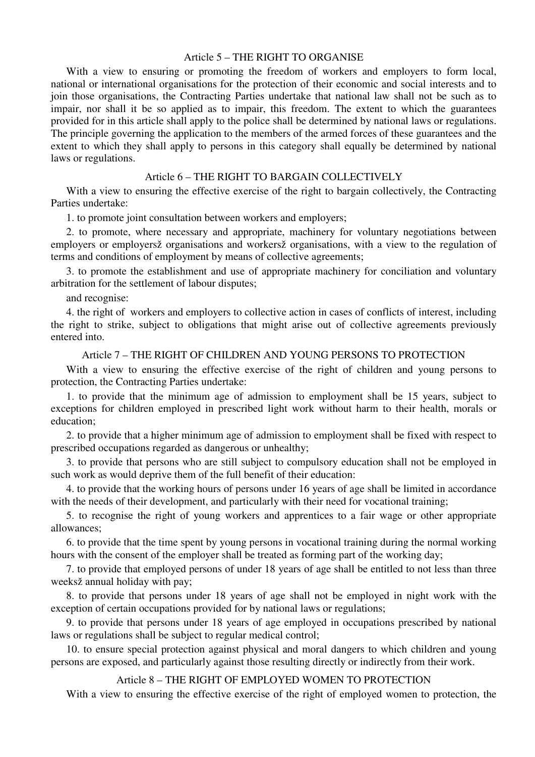## Article 5 – THE RIGHT TO ORGANISE

With a view to ensuring or promoting the freedom of workers and employers to form local, national or international organisations for the protection of their economic and social interests and to join those organisations, the Contracting Parties undertake that national law shall not be such as to impair, nor shall it be so applied as to impair, this freedom. The extent to which the guarantees provided for in this article shall apply to the police shall be determined by national laws or regulations. The principle governing the application to the members of the armed forces of these guarantees and the extent to which they shall apply to persons in this category shall equally be determined by national laws or regulations.

## Article 6 – THE RIGHT TO BARGAIN COLLECTIVELY

With a view to ensuring the effective exercise of the right to bargain collectively, the Contracting Parties undertake:

1. to promote joint consultation between workers and employers;

2. to promote, where necessary and appropriate, machinery for voluntary negotiations between employers or employersž organisations and workersž organisations, with a view to the regulation of terms and conditions of employment by means of collective agreements;

3. to promote the establishment and use of appropriate machinery for conciliation and voluntary arbitration for the settlement of labour disputes;

and recognise:

4. the right of workers and employers to collective action in cases of conflicts of interest, including the right to strike, subject to obligations that might arise out of collective agreements previously entered into.

## Article 7 – THE RIGHT OF CHILDREN AND YOUNG PERSONS TO PROTECTION

With a view to ensuring the effective exercise of the right of children and young persons to protection, the Contracting Parties undertake:

1. to provide that the minimum age of admission to employment shall be 15 years, subject to exceptions for children employed in prescribed light work without harm to their health, morals or education;

2. to provide that a higher minimum age of admission to employment shall be fixed with respect to prescribed occupations regarded as dangerous or unhealthy;

3. to provide that persons who are still subject to compulsory education shall not be employed in such work as would deprive them of the full benefit of their education:

4. to provide that the working hours of persons under 16 years of age shall be limited in accordance with the needs of their development, and particularly with their need for vocational training;

5. to recognise the right of young workers and apprentices to a fair wage or other appropriate allowances;

6. to provide that the time spent by young persons in vocational training during the normal working hours with the consent of the employer shall be treated as forming part of the working day;

7. to provide that employed persons of under 18 years of age shall be entitled to not less than three weeksž annual holiday with pay;

8. to provide that persons under 18 years of age shall not be employed in night work with the exception of certain occupations provided for by national laws or regulations;

9. to provide that persons under 18 years of age employed in occupations prescribed by national laws or regulations shall be subject to regular medical control;

10. to ensure special protection against physical and moral dangers to which children and young persons are exposed, and particularly against those resulting directly or indirectly from their work.

## Article 8 – THE RIGHT OF EMPLOYED WOMEN TO PROTECTION

With a view to ensuring the effective exercise of the right of employed women to protection, the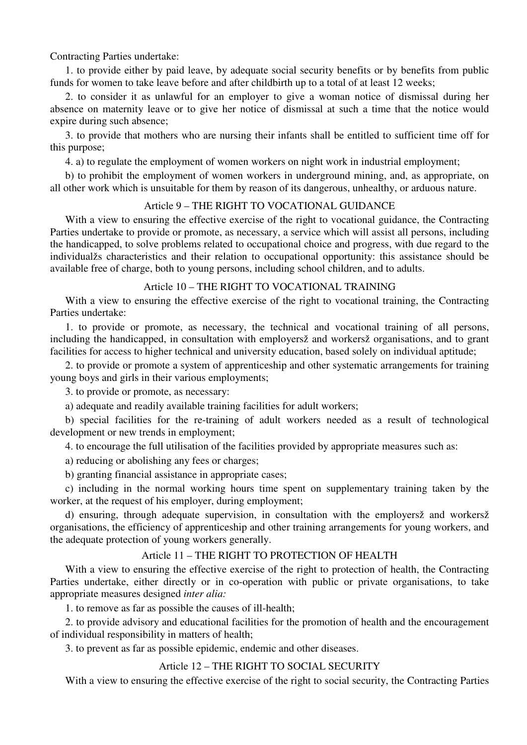Contracting Parties undertake:

1. to provide either by paid leave, by adequate social security benefits or by benefits from public funds for women to take leave before and after childbirth up to a total of at least 12 weeks;

2. to consider it as unlawful for an employer to give a woman notice of dismissal during her absence on maternity leave or to give her notice of dismissal at such a time that the notice would expire during such absence;

3. to provide that mothers who are nursing their infants shall be entitled to sufficient time off for this purpose;

4. a) to regulate the employment of women workers on night work in industrial employment;

b) to prohibit the employment of women workers in underground mining, and, as appropriate, on all other work which is unsuitable for them by reason of its dangerous, unhealthy, or arduous nature.

## Article 9 – THE RIGHT TO VOCATIONAL GUIDANCE

With a view to ensuring the effective exercise of the right to vocational guidance, the Contracting Parties undertake to provide or promote, as necessary, a service which will assist all persons, including the handicapped, to solve problems related to occupational choice and progress, with due regard to the individualžs characteristics and their relation to occupational opportunity: this assistance should be available free of charge, both to young persons, including school children, and to adults.

## Article 10 – THE RIGHT TO VOCATIONAL TRAINING

With a view to ensuring the effective exercise of the right to vocational training, the Contracting Parties undertake:

1. to provide or promote, as necessary, the technical and vocational training of all persons, including the handicapped, in consultation with employersž and workersž organisations, and to grant facilities for access to higher technical and university education, based solely on individual aptitude;

2. to provide or promote a system of apprenticeship and other systematic arrangements for training young boys and girls in their various employments;

3. to provide or promote, as necessary:

a) adequate and readily available training facilities for adult workers;

b) special facilities for the re-training of adult workers needed as a result of technological development or new trends in employment;

4. to encourage the full utilisation of the facilities provided by appropriate measures such as:

a) reducing or abolishing any fees or charges;

b) granting financial assistance in appropriate cases;

c) including in the normal working hours time spent on supplementary training taken by the worker, at the request of his employer, during employment;

d) ensuring, through adequate supervision, in consultation with the employersž and workersž organisations, the efficiency of apprenticeship and other training arrangements for young workers, and the adequate protection of young workers generally.

## Article 11 – THE RIGHT TO PROTECTION OF HEALTH

With a view to ensuring the effective exercise of the right to protection of health, the Contracting Parties undertake, either directly or in co-operation with public or private organisations, to take appropriate measures designed *inter alia:*

1. to remove as far as possible the causes of ill-health;

2. to provide advisory and educational facilities for the promotion of health and the encouragement of individual responsibility in matters of health;

3. to prevent as far as possible epidemic, endemic and other diseases.

## Article 12 – THE RIGHT TO SOCIAL SECURITY

With a view to ensuring the effective exercise of the right to social security, the Contracting Parties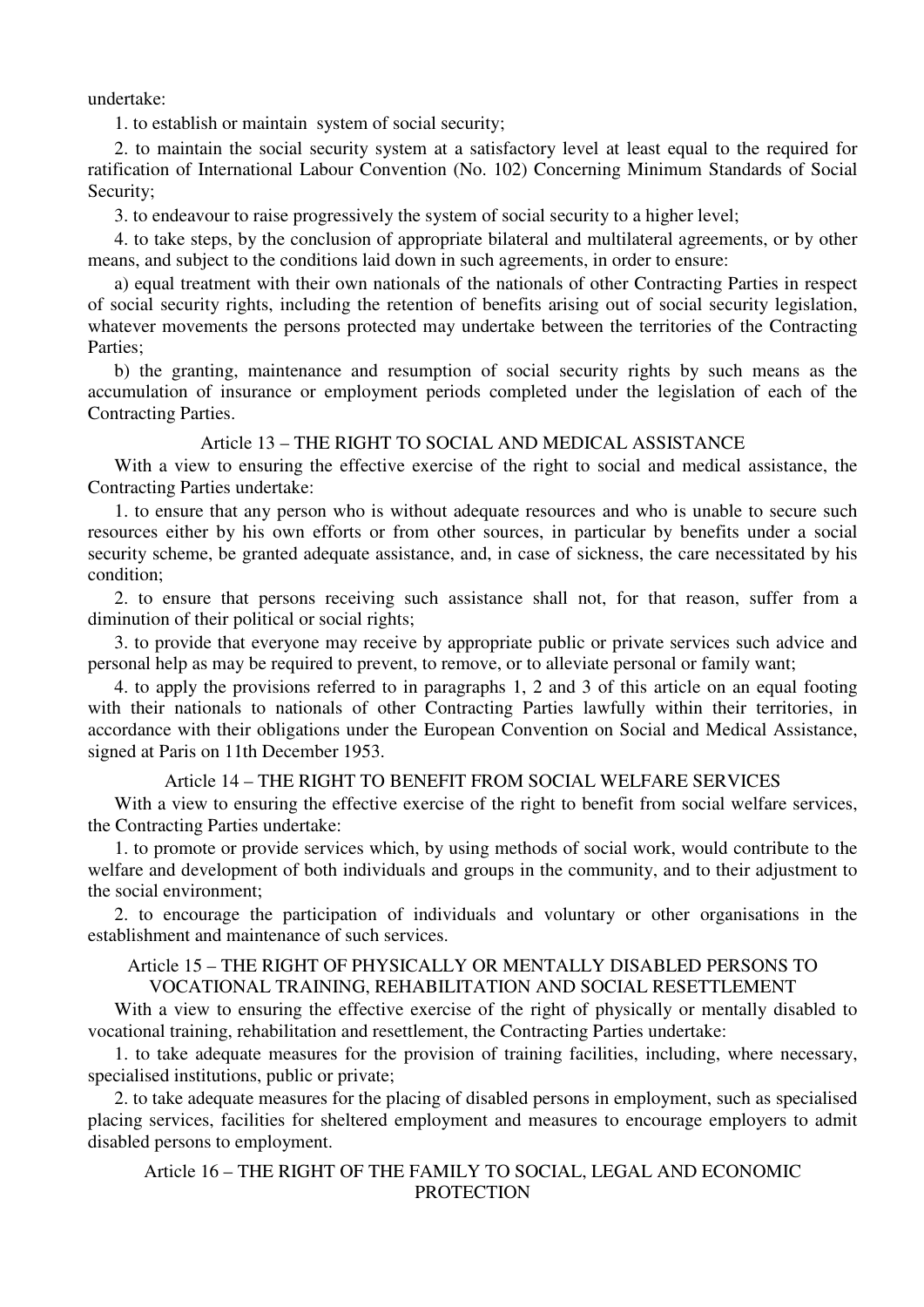undertake:

1. to establish or maintain system of social security;

2. to maintain the social security system at a satisfactory level at least equal to the required for ratification of International Labour Convention (No. 102) Concerning Minimum Standards of Social Security;

3. to endeavour to raise progressively the system of social security to a higher level;

4. to take steps, by the conclusion of appropriate bilateral and multilateral agreements, or by other means, and subject to the conditions laid down in such agreements, in order to ensure:

a) equal treatment with their own nationals of the nationals of other Contracting Parties in respect of social security rights, including the retention of benefits arising out of social security legislation, whatever movements the persons protected may undertake between the territories of the Contracting Parties;

b) the granting, maintenance and resumption of social security rights by such means as the accumulation of insurance or employment periods completed under the legislation of each of the Contracting Parties.

### Article 13 – THE RIGHT TO SOCIAL AND MEDICAL ASSISTANCE

With a view to ensuring the effective exercise of the right to social and medical assistance, the Contracting Parties undertake:

1. to ensure that any person who is without adequate resources and who is unable to secure such resources either by his own efforts or from other sources, in particular by benefits under a social security scheme, be granted adequate assistance, and, in case of sickness, the care necessitated by his condition;

2. to ensure that persons receiving such assistance shall not, for that reason, suffer from a diminution of their political or social rights;

3. to provide that everyone may receive by appropriate public or private services such advice and personal help as may be required to prevent, to remove, or to alleviate personal or family want;

4. to apply the provisions referred to in paragraphs 1, 2 and 3 of this article on an equal footing with their nationals to nationals of other Contracting Parties lawfully within their territories, in accordance with their obligations under the European Convention on Social and Medical Assistance, signed at Paris on 11th December 1953.

### Article 14 – THE RIGHT TO BENEFIT FROM SOCIAL WELFARE SERVICES

With a view to ensuring the effective exercise of the right to benefit from social welfare services, the Contracting Parties undertake:

1. to promote or provide services which, by using methods of social work, would contribute to the welfare and development of both individuals and groups in the community, and to their adjustment to the social environment;

2. to encourage the participation of individuals and voluntary or other organisations in the establishment and maintenance of such services.

### Article 15 – THE RIGHT OF PHYSICALLY OR MENTALLY DISABLED PERSONS TO VOCATIONAL TRAINING, REHABILITATION AND SOCIAL RESETTLEMENT

With a view to ensuring the effective exercise of the right of physically or mentally disabled to vocational training, rehabilitation and resettlement, the Contracting Parties undertake:

1. to take adequate measures for the provision of training facilities, including, where necessary, specialised institutions, public or private;

2. to take adequate measures for the placing of disabled persons in employment, such as specialised placing services, facilities for sheltered employment and measures to encourage employers to admit disabled persons to employment.

### Article 16 – THE RIGHT OF THE FAMILY TO SOCIAL, LEGAL AND ECONOMIC PROTECTION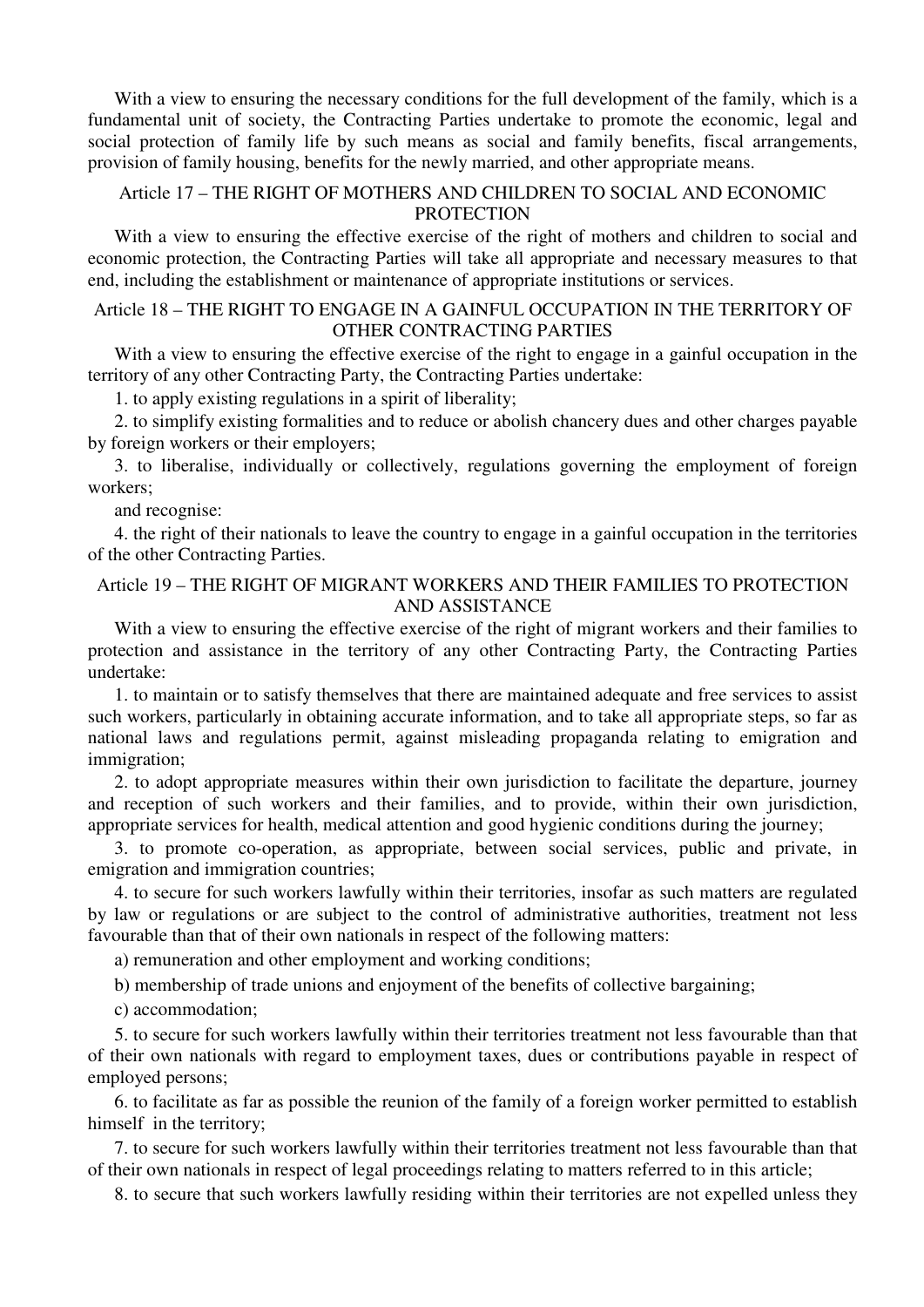With a view to ensuring the necessary conditions for the full development of the family, which is a fundamental unit of society, the Contracting Parties undertake to promote the economic, legal and social protection of family life by such means as social and family benefits, fiscal arrangements, provision of family housing, benefits for the newly married, and other appropriate means.

## Article 17 – THE RIGHT OF MOTHERS AND CHILDREN TO SOCIAL AND ECONOMIC PROTECTION

With a view to ensuring the effective exercise of the right of mothers and children to social and economic protection, the Contracting Parties will take all appropriate and necessary measures to that end, including the establishment or maintenance of appropriate institutions or services.

## Article 18 – THE RIGHT TO ENGAGE IN A GAINFUL OCCUPATION IN THE TERRITORY OF OTHER CONTRACTING PARTIES

With a view to ensuring the effective exercise of the right to engage in a gainful occupation in the territory of any other Contracting Party, the Contracting Parties undertake:

1. to apply existing regulations in a spirit of liberality;

2. to simplify existing formalities and to reduce or abolish chancery dues and other charges payable by foreign workers or their employers;

3. to liberalise, individually or collectively, regulations governing the employment of foreign workers;

and recognise:

4. the right of their nationals to leave the country to engage in a gainful occupation in the territories of the other Contracting Parties.

## Article 19 – THE RIGHT OF MIGRANT WORKERS AND THEIR FAMILIES TO PROTECTION AND ASSISTANCE

With a view to ensuring the effective exercise of the right of migrant workers and their families to protection and assistance in the territory of any other Contracting Party, the Contracting Parties undertake:

1. to maintain or to satisfy themselves that there are maintained adequate and free services to assist such workers, particularly in obtaining accurate information, and to take all appropriate steps, so far as national laws and regulations permit, against misleading propaganda relating to emigration and immigration;

2. to adopt appropriate measures within their own jurisdiction to facilitate the departure, journey and reception of such workers and their families, and to provide, within their own jurisdiction, appropriate services for health, medical attention and good hygienic conditions during the journey;

3. to promote co-operation, as appropriate, between social services, public and private, in emigration and immigration countries;

4. to secure for such workers lawfully within their territories, insofar as such matters are regulated by law or regulations or are subject to the control of administrative authorities, treatment not less favourable than that of their own nationals in respect of the following matters:

a) remuneration and other employment and working conditions;

b) membership of trade unions and enjoyment of the benefits of collective bargaining;

c) accommodation;

5. to secure for such workers lawfully within their territories treatment not less favourable than that of their own nationals with regard to employment taxes, dues or contributions payable in respect of employed persons;

6. to facilitate as far as possible the reunion of the family of a foreign worker permitted to establish himself in the territory;

7. to secure for such workers lawfully within their territories treatment not less favourable than that of their own nationals in respect of legal proceedings relating to matters referred to in this article;

8. to secure that such workers lawfully residing within their territories are not expelled unless they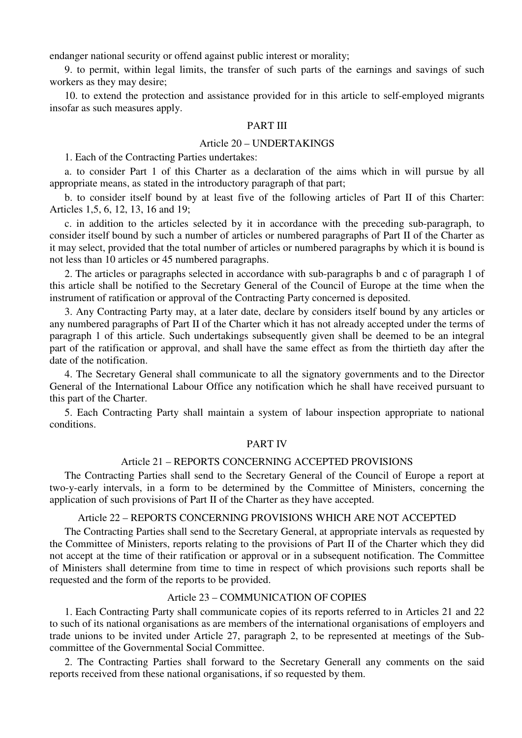endanger national security or offend against public interest or morality;

9. to permit, within legal limits, the transfer of such parts of the earnings and savings of such workers as they may desire;

10. to extend the protection and assistance provided for in this article to self-employed migrants insofar as such measures apply.

## PART III

### Article 20 – UNDERTAKINGS

1. Each of the Contracting Parties undertakes:

a. to consider Part 1 of this Charter as a declaration of the aims which in will pursue by all appropriate means, as stated in the introductory paragraph of that part;

b. to consider itself bound by at least five of the following articles of Part II of this Charter: Articles 1,5, 6, 12, 13, 16 and 19;

c. in addition to the articles selected by it in accordance with the preceding sub-paragraph, to consider itself bound by such a number of articles or numbered paragraphs of Part II of the Charter as it may select, provided that the total number of articles or numbered paragraphs by which it is bound is not less than 10 articles or 45 numbered paragraphs.

2. The articles or paragraphs selected in accordance with sub-paragraphs b and c of paragraph 1 of this article shall be notified to the Secretary General of the Council of Europe at the time when the instrument of ratification or approval of the Contracting Party concerned is deposited.

3. Any Contracting Party may, at a later date, declare by considers itself bound by any articles or any numbered paragraphs of Part II of the Charter which it has not already accepted under the terms of paragraph 1 of this article. Such undertakings subsequently given shall be deemed to be an integral part of the ratification or approval, and shall have the same effect as from the thirtieth day after the date of the notification.

4. The Secretary General shall communicate to all the signatory governments and to the Director General of the International Labour Office any notification which he shall have received pursuant to this part of the Charter.

5. Each Contracting Party shall maintain a system of labour inspection appropriate to national conditions.

## PART IV

### Article 21 – REPORTS CONCERNING ACCEPTED PROVISIONS

The Contracting Parties shall send to the Secretary General of the Council of Europe a report at two-y-early intervals, in a form to be determined by the Committee of Ministers, concerning the application of such provisions of Part II of the Charter as they have accepted.

### Article 22 – REPORTS CONCERNING PROVISIONS WHICH ARE NOT ACCEPTED

The Contracting Parties shall send to the Secretary General, at appropriate intervals as requested by the Committee of Ministers, reports relating to the provisions of Part II of the Charter which they did not accept at the time of their ratification or approval or in a subsequent notification. The Committee of Ministers shall determine from time to time in respect of which provisions such reports shall be requested and the form of the reports to be provided.

### Article 23 – COMMUNICATION OF COPIES

1. Each Contracting Party shall communicate copies of its reports referred to in Articles 21 and 22 to such of its national organisations as are members of the international organisations of employers and trade unions to be invited under Article 27, paragraph 2, to be represented at meetings of the Sub-committee of the Governmental Social Committee.

2. The Contracting Parties shall forward to the Secretary Generall any comments on the said reports received from these national organisations, if so requested by them.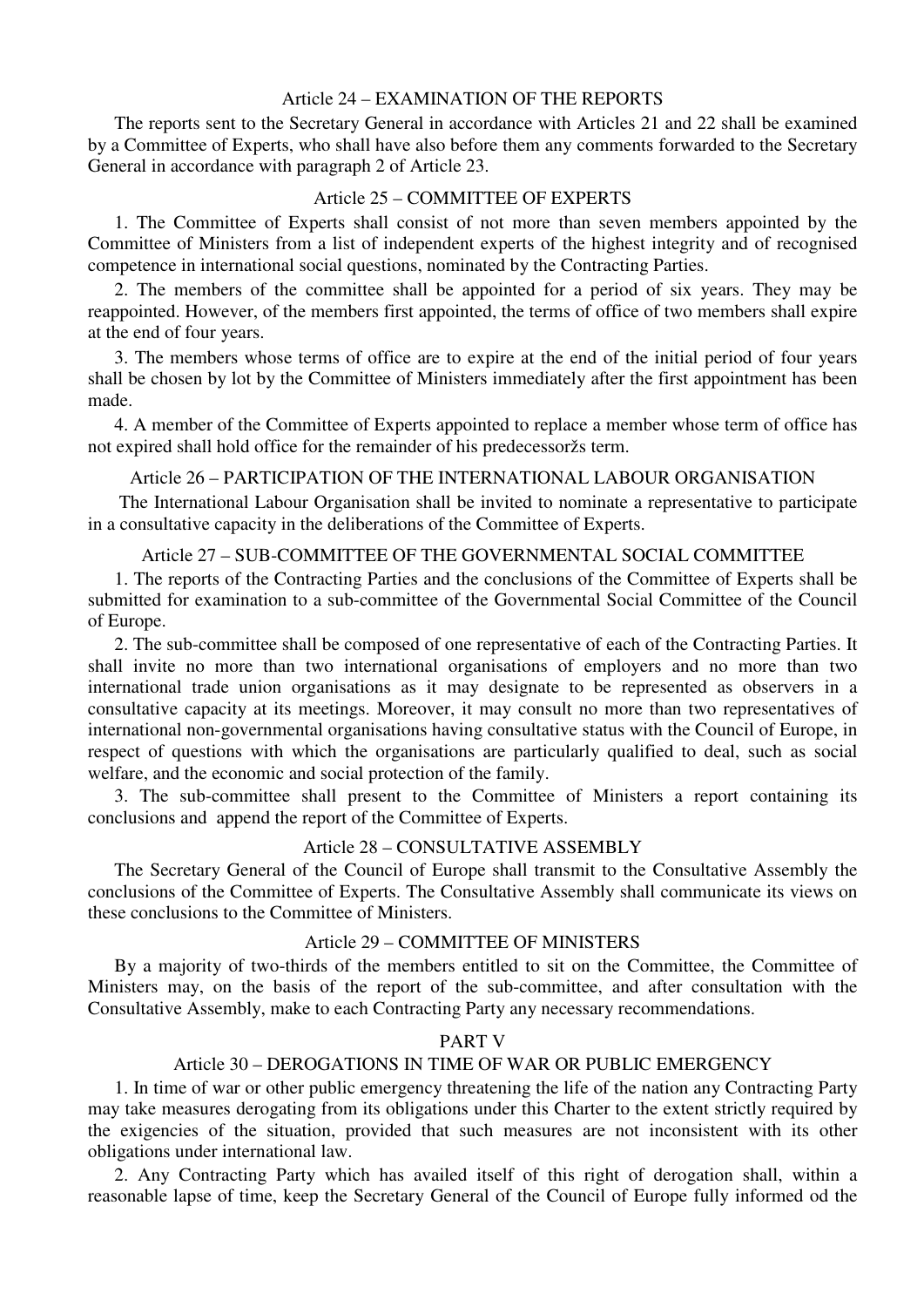### Article 24 – EXAMINATION OF THE REPORTS

The reports sent to the Secretary General in accordance with Articles 21 and 22 shall be examined by a Committee of Experts, who shall have also before them any comments forwarded to the Secretary General in accordance with paragraph 2 of Article 23.

### Article 25 – COMMITTEE OF EXPERTS

1. The Committee of Experts shall consist of not more than seven members appointed by the Committee of Ministers from a list of independent experts of the highest integrity and of recognised competence in international social questions, nominated by the Contracting Parties.

2. The members of the committee shall be appointed for a period of six years. They may be reappointed. However, of the members first appointed, the terms of office of two members shall expire at the end of four years.

3. The members whose terms of office are to expire at the end of the initial period of four years shall be chosen by lot by the Committee of Ministers immediately after the first appointment has been made.

4. A member of the Committee of Experts appointed to replace a member whose term of office has not expired shall hold office for the remainder of his predecessoržs term.

### Article 26 – PARTICIPATION OF THE INTERNATIONAL LABOUR ORGANISATION

The International Labour Organisation shall be invited to nominate a representative to participate in a consultative capacity in the deliberations of the Committee of Experts.

### Article 27 – SUB-COMMITTEE OF THE GOVERNMENTAL SOCIAL COMMITTEE

1. The reports of the Contracting Parties and the conclusions of the Committee of Experts shall be submitted for examination to a sub-committee of the Governmental Social Committee of the Council of Europe.

2. The sub-committee shall be composed of one representative of each of the Contracting Parties. It shall invite no more than two international organisations of employers and no more than two international trade union organisations as it may designate to be represented as observers in a consultative capacity at its meetings. Moreover, it may consult no more than two representatives of international non-governmental organisations having consultative status with the Council of Europe, in respect of questions with which the organisations are particularly qualified to deal, such as social welfare, and the economic and social protection of the family.

3. The sub-committee shall present to the Committee of Ministers a report containing its conclusions and append the report of the Committee of Experts.

### Article 28 – CONSULTATIVE ASSEMBLY

The Secretary General of the Council of Europe shall transmit to the Consultative Assembly the conclusions of the Committee of Experts. The Consultative Assembly shall communicate its views on these conclusions to the Committee of Ministers.

### Article 29 – COMMITTEE OF MINISTERS

By a majority of two-thirds of the members entitled to sit on the Committee, the Committee of Ministers may, on the basis of the report of the sub-committee, and after consultation with the Consultative Assembly, make to each Contracting Party any necessary recommendations.

## PART V

### Article 30 – DEROGATIONS IN TIME OF WAR OR PUBLIC EMERGENCY

1. In time of war or other public emergency threatening the life of the nation any Contracting Party may take measures derogating from its obligations under this Charter to the extent strictly required by the exigencies of the situation, provided that such measures are not inconsistent with its other obligations under international law.

2. Any Contracting Party which has availed itself of this right of derogation shall, within a reasonable lapse of time, keep the Secretary General of the Council of Europe fully informed od the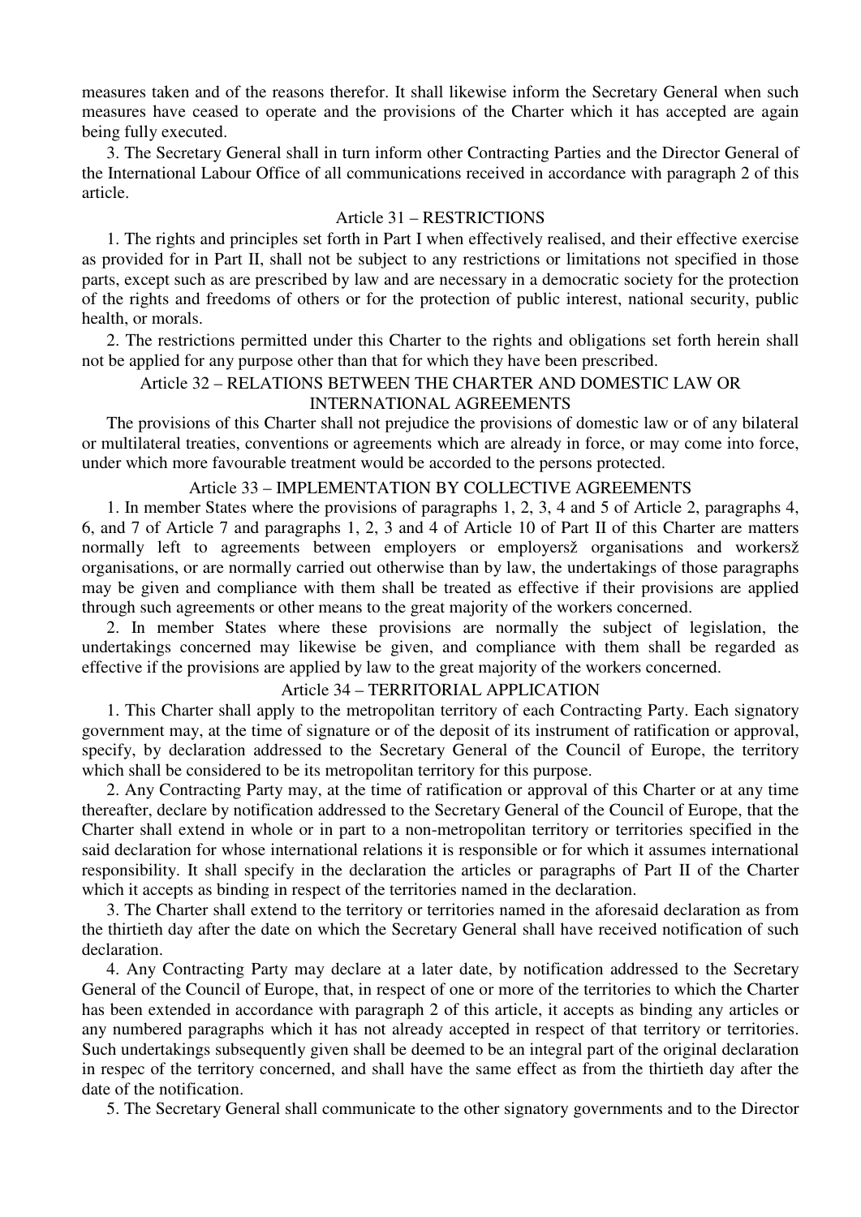measures taken and of the reasons therefor. It shall likewise inform the Secretary General when such measures have ceased to operate and the provisions of the Charter which it has accepted are again being fully executed.

3. The Secretary General shall in turn inform other Contracting Parties and the Director General of the International Labour Office of all communications received in accordance with paragraph 2 of this article.

### Article 31 – RESTRICTIONS

1. The rights and principles set forth in Part I when effectively realised, and their effective exercise as provided for in Part II, shall not be subject to any restrictions or limitations not specified in those parts, except such as are prescribed by law and are necessary in a democratic society for the protection of the rights and freedoms of others or for the protection of public interest, national security, public health, or morals.

2. The restrictions permitted under this Charter to the rights and obligations set forth herein shall not be applied for any purpose other than that for which they have been prescribed.

### Article 32 – RELATIONS BETWEEN THE CHARTER AND DOMESTIC LAW OR INTERNATIONAL AGREEMENTS

The provisions of this Charter shall not prejudice the provisions of domestic law or of any bilateral or multilateral treaties, conventions or agreements which are already in force, or may come into force, under which more favourable treatment would be accorded to the persons protected.

### Article 33 – IMPLEMENTATION BY COLLECTIVE AGREEMENTS

1. In member States where the provisions of paragraphs 1, 2, 3, 4 and 5 of Article 2, paragraphs 4, 6, and 7 of Article 7 and paragraphs 1, 2, 3 and 4 of Article 10 of Part II of this Charter are matters normally left to agreements between employers or employersž organisations and workersž organisations, or are normally carried out otherwise than by law, the undertakings of those paragraphs may be given and compliance with them shall be treated as effective if their provisions are applied through such agreements or other means to the great majority of the workers concerned.

2. In member States where these provisions are normally the subject of legislation, the undertakings concerned may likewise be given, and compliance with them shall be regarded as effective if the provisions are applied by law to the great majority of the workers concerned.

### Article 34 – TERRITORIAL APPLICATION

1. This Charter shall apply to the metropolitan territory of each Contracting Party. Each signatory government may, at the time of signature or of the deposit of its instrument of ratification or approval, specify, by declaration addressed to the Secretary General of the Council of Europe, the territory which shall be considered to be its metropolitan territory for this purpose.

2. Any Contracting Party may, at the time of ratification or approval of this Charter or at any time thereafter, declare by notification addressed to the Secretary General of the Council of Europe, that the Charter shall extend in whole or in part to a non-metropolitan territory or territories specified in the said declaration for whose international relations it is responsible or for which it assumes international responsibility. It shall specify in the declaration the articles or paragraphs of Part II of the Charter which it accepts as binding in respect of the territories named in the declaration.

3. The Charter shall extend to the territory or territories named in the aforesaid declaration as from the thirtieth day after the date on which the Secretary General shall have received notification of such declaration.

4. Any Contracting Party may declare at a later date, by notification addressed to the Secretary General of the Council of Europe, that, in respect of one or more of the territories to which the Charter has been extended in accordance with paragraph 2 of this article, it accepts as binding any articles or any numbered paragraphs which it has not already accepted in respect of that territory or territories. Such undertakings subsequently given shall be deemed to be an integral part of the original declaration in respec of the territory concerned, and shall have the same effect as from the thirtieth day after the date of the notification.

5. The Secretary General shall communicate to the other signatory governments and to the Director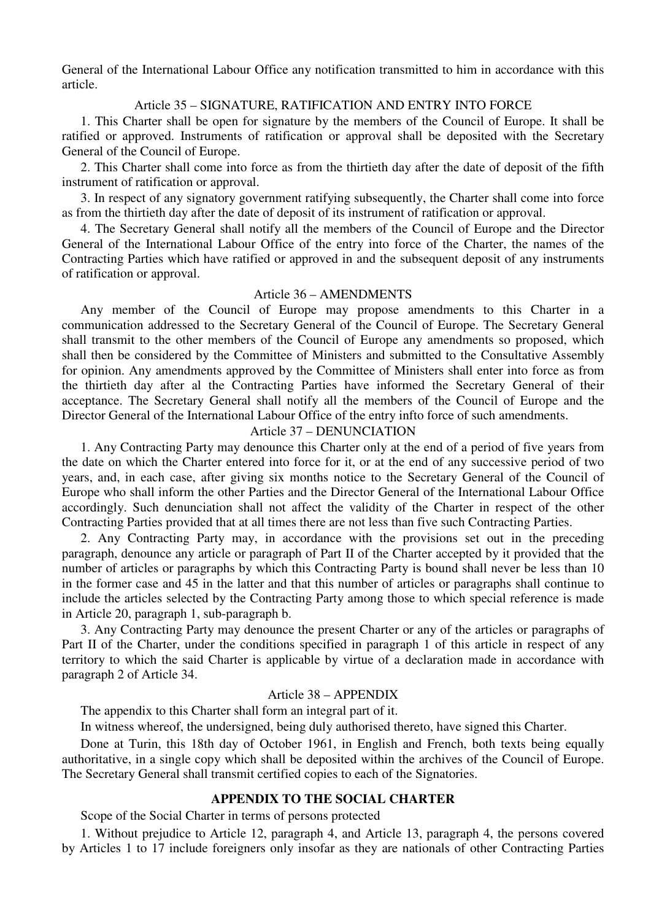General of the International Labour Office any notification transmitted to him in accordance with this article.

### Article 35 – SIGNATURE, RATIFICATION AND ENTRY INTO FORCE

1. This Charter shall be open for signature by the members of the Council of Europe. It shall be ratified or approved. Instruments of ratification or approval shall be deposited with the Secretary General of the Council of Europe.

2. This Charter shall come into force as from the thirtieth day after the date of deposit of the fifth instrument of ratification or approval.

3. In respect of any signatory government ratifying subsequently, the Charter shall come into force as from the thirtieth day after the date of deposit of its instrument of ratification or approval.

4. The Secretary General shall notify all the members of the Council of Europe and the Director General of the International Labour Office of the entry into force of the Charter, the names of the Contracting Parties which have ratified or approved in and the subsequent deposit of any instruments of ratification or approval.

### Article 36 – AMENDMENTS

Any member of the Council of Europe may propose amendments to this Charter in a communication addressed to the Secretary General of the Council of Europe. The Secretary General shall transmit to the other members of the Council of Europe any amendments so proposed, which shall then be considered by the Committee of Ministers and submitted to the Consultative Assembly for opinion. Any amendments approved by the Committee of Ministers shall enter into force as from the thirtieth day after al the Contracting Parties have informed the Secretary General of their acceptance. The Secretary General shall notify all the members of the Council of Europe and the Director General of the International Labour Office of the entry infto force of such amendments.

### Article 37 – DENUNCIATION

1. Any Contracting Party may denounce this Charter only at the end of a period of five years from the date on which the Charter entered into force for it, or at the end of any successive period of two years, and, in each case, after giving six months notice to the Secretary General of the Council of Europe who shall inform the other Parties and the Director General of the International Labour Office accordingly. Such denunciation shall not affect the validity of the Charter in respect of the other Contracting Parties provided that at all times there are not less than five such Contracting Parties.

2. Any Contracting Party may, in accordance with the provisions set out in the preceding paragraph, denounce any article or paragraph of Part II of the Charter accepted by it provided that the number of articles or paragraphs by which this Contracting Party is bound shall never be less than 10 in the former case and 45 in the latter and that this number of articles or paragraphs shall continue to include the articles selected by the Contracting Party among those to which special reference is made in Article 20, paragraph 1, sub-paragraph b.

3. Any Contracting Party may denounce the present Charter or any of the articles or paragraphs of Part II of the Charter, under the conditions specified in paragraph 1 of this article in respect of any territory to which the said Charter is applicable by virtue of a declaration made in accordance with paragraph 2 of Article 34.

### Article 38 – APPENDIX

The appendix to this Charter shall form an integral part of it.

In witness whereof, the undersigned, being duly authorised thereto, have signed this Charter.

Done at Turin, this 18th day of October 1961, in English and French, both texts being equally authoritative, in a single copy which shall be deposited within the archives of the Council of Europe. The Secretary General shall transmit certified copies to each of the Signatories.

## APPENDIX TO THE SOCIAL CHARTER

Scope of the Social Charter in terms of persons protected

1. Without prejudice to Article 12, paragraph 4, and Article 13, paragraph 4, the persons covered by Articles 1 to 17 include foreigners only insofar as they are nationals of other Contracting Parties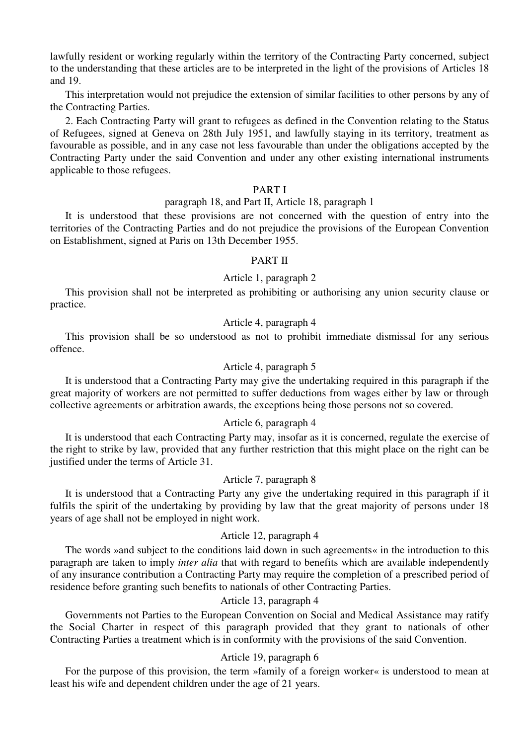lawfully resident or working regularly within the territory of the Contracting Party concerned, subject to the understanding that these articles are to be interpreted in the light of the provisions of Articles 18 and 19.

This interpretation would not prejudice the extension of similar facilities to other persons by any of the Contracting Parties.

2. Each Contracting Party will grant to refugees as defined in the Convention relating to the Status of Refugees, signed at Geneva on 28th July 1951, and lawfully staying in its territory, treatment as favourable as possible, and in any case not less favourable than under the obligations accepted by the Contracting Party under the said Convention and under any other existing international instruments applicable to those refugees.

### PART I

#### paragraph 18, and Part II, Article 18, paragraph 1

It is understood that these provisions are not concerned with the question of entry into the territories of the Contracting Parties and do not prejudice the provisions of the European Convention on Establishment, signed at Paris on 13th December 1955.

### PART II

#### Article 1, paragraph 2

This provision shall not be interpreted as prohibiting or authorising any union security clause or practice.

#### Article 4, paragraph 4

This provision shall be so understood as not to prohibit immediate dismissal for any serious offence.

#### Article 4, paragraph 5

It is understood that a Contracting Party may give the undertaking required in this paragraph if the great majority of workers are not permitted to suffer deductions from wages either by law or through collective agreements or arbitration awards, the exceptions being those persons not so covered.

#### Article 6, paragraph 4

It is understood that each Contracting Party may, insofar as it is concerned, regulate the exercise of the right to strike by law, provided that any further restriction that this might place on the right can be justified under the terms of Article 31.

#### Article 7, paragraph 8

It is understood that a Contracting Party any give the undertaking required in this paragraph if it fulfils the spirit of the undertaking by providing by law that the great majority of persons under 18 years of age shall not be employed in night work.

#### Article 12, paragraph 4

The words »and subject to the conditions laid down in such agreements« in the introduction to this paragraph are taken to imply *inter alia* that with regard to benefits which are available independently of any insurance contribution a Contracting Party may require the completion of a prescribed period of residence before granting such benefits to nationals of other Contracting Parties.

#### Article 13, paragraph 4

Governments not Parties to the European Convention on Social and Medical Assistance may ratify the Social Charter in respect of this paragraph provided that they grant to nationals of other Contracting Parties a treatment which is in conformity with the provisions of the said Convention.

#### Article 19, paragraph 6

For the purpose of this provision, the term »family of a foreign worker« is understood to mean at least his wife and dependent children under the age of 21 years.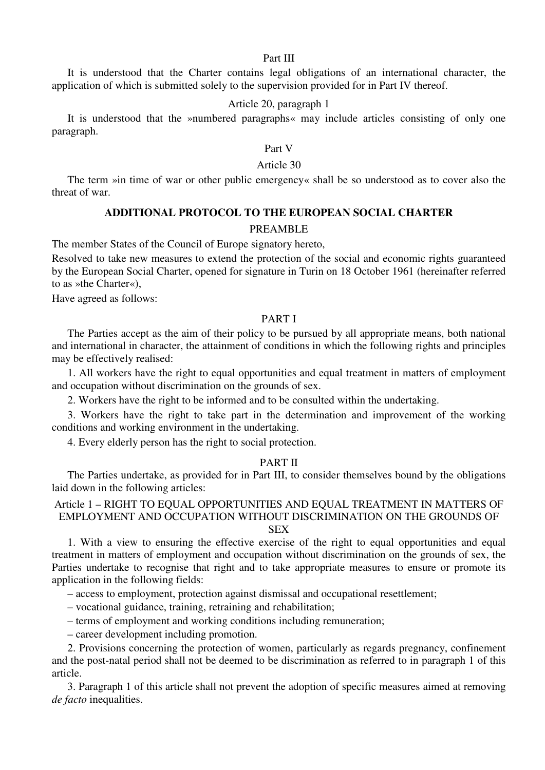Part III

It is understood that the Charter contains legal obligations of an international character, the application of which is submitted solely to the supervision provided for in Part IV thereof.

Article 20, paragraph 1

It is understood that the »numbered paragraphs« may include articles consisting of only one paragraph.

Part V

Article 30

The term »in time of war or other public emergency« shall be so understood as to cover also the threat of war.

## ADDITIONAL PROTOCOL TO THE EUROPEAN SOCIAL CHARTER

PREAMBLE

The member States of the Council of Europe signatory hereto,

Resolved to take new measures to extend the protection of the social and economic rights guaranteed by the European Social Charter, opened for signature in Turin on 18 October 1961 (hereinafter referred to as »the Charter«),

Have agreed as follows:

PART I

The Parties accept as the aim of their policy to be pursued by all appropriate means, both national and international in character, the attainment of conditions in which the following rights and principles may be effectively realised:

1. All workers have the right to equal opportunities and equal treatment in matters of employment and occupation without discrimination on the grounds of sex.

2. Workers have the right to be informed and to be consulted within the undertaking.

3. Workers have the right to take part in the determination and improvement of the working conditions and working environment in the undertaking.

4. Every elderly person has the right to social protection.

PART II

The Parties undertake, as provided for in Part III, to consider themselves bound by the obligations laid down in the following articles:

Article 1 – RIGHT TO EQUAL OPPORTUNITIES AND EQUAL TREATMENT IN MATTERS OF EMPLOYMENT AND OCCUPATION WITHOUT DISCRIMINATION ON THE GROUNDS OF SEX

1. With a view to ensuring the effective exercise of the right to equal opportunities and equal treatment in matters of employment and occupation without discrimination on the grounds of sex, the Parties undertake to recognise that right and to take appropriate measures to ensure or promote its application in the following fields:

– access to employment, protection against dismissal and occupational resettlement;

– vocational guidance, training, retraining and rehabilitation;

– terms of employment and working conditions including remuneration;

– career development including promotion.

2. Provisions concerning the protection of women, particularly as regards pregnancy, confinement and the post-natal period shall not be deemed to be discrimination as referred to in paragraph 1 of this article.

3. Paragraph 1 of this article shall not prevent the adoption of specific measures aimed at removing *de facto* inequalities.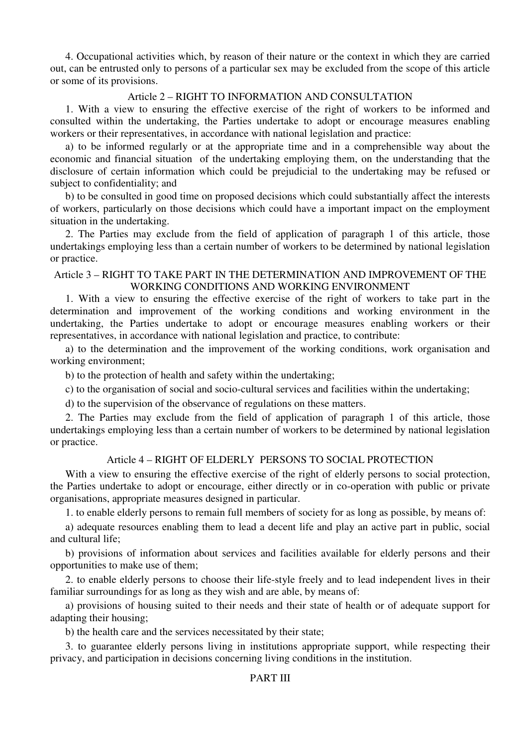4. Occupational activities which, by reason of their nature or the context in which they are carried out, can be entrusted only to persons of a particular sex may be excluded from the scope of this article or some of its provisions.

### Article 2 – RIGHT TO INFORMATION AND CONSULTATION

1. With a view to ensuring the effective exercise of the right of workers to be informed and consulted within the undertaking, the Parties undertake to adopt or encourage measures enabling workers or their representatives, in accordance with national legislation and practice:

a) to be informed regularly or at the appropriate time and in a comprehensible way about the economic and financial situation of the undertaking employing them, on the understanding that the disclosure of certain information which could be prejudicial to the undertaking may be refused or subject to confidentiality; and

b) to be consulted in good time on proposed decisions which could substantially affect the interests of workers, particularly on those decisions which could have a important impact on the employment situation in the undertaking.

2. The Parties may exclude from the field of application of paragraph 1 of this article, those undertakings employing less than a certain number of workers to be determined by national legislation or practice.

### Article 3 – RIGHT TO TAKE PART IN THE DETERMINATION AND IMPROVEMENT OF THE WORKING CONDITIONS AND WORKING ENVIRONMENT

1. With a view to ensuring the effective exercise of the right of workers to take part in the determination and improvement of the working conditions and working environment in the undertaking, the Parties undertake to adopt or encourage measures enabling workers or their representatives, in accordance with national legislation and practice, to contribute:

a) to the determination and the improvement of the working conditions, work organisation and working environment;

b) to the protection of health and safety within the undertaking;

c) to the organisation of social and socio-cultural services and facilities within the undertaking;

d) to the supervision of the observance of regulations on these matters.

2. The Parties may exclude from the field of application of paragraph 1 of this article, those undertakings employing less than a certain number of workers to be determined by national legislation or practice.

### Article 4 – RIGHT OF ELDERLY PERSONS TO SOCIAL PROTECTION

With a view to ensuring the effective exercise of the right of elderly persons to social protection, the Parties undertake to adopt or encourage, either directly or in co-operation with public or private organisations, appropriate measures designed in particular.

1. to enable elderly persons to remain full members of society for as long as possible, by means of:

a) adequate resources enabling them to lead a decent life and play an active part in public, social and cultural life;

b) provisions of information about services and facilities available for elderly persons and their opportunities to make use of them;

2. to enable elderly persons to choose their life-style freely and to lead independent lives in their familiar surroundings for as long as they wish and are able, by means of:

a) provisions of housing suited to their needs and their state of health or of adequate support for adapting their housing;

b) the health care and the services necessitated by their state;

3. to guarantee elderly persons living in institutions appropriate support, while respecting their privacy, and participation in decisions concerning living conditions in the institution.

## PART III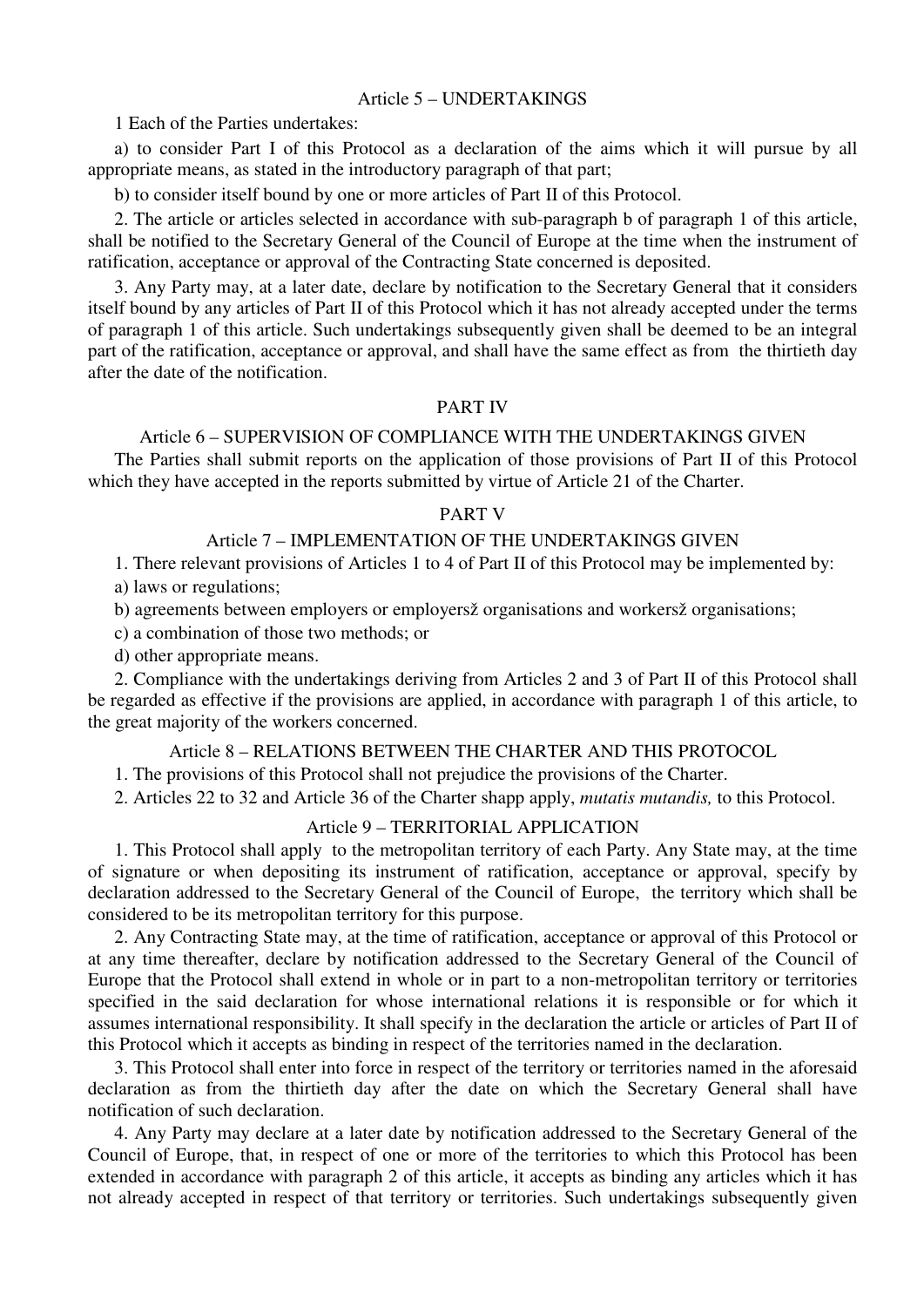### Article 5 – UNDERTAKINGS

1 Each of the Parties undertakes:

a) to consider Part I of this Protocol as a declaration of the aims which it will pursue by all appropriate means, as stated in the introductory paragraph of that part;

b) to consider itself bound by one or more articles of Part II of this Protocol.

2. The article or articles selected in accordance with sub-paragraph b of paragraph 1 of this article, shall be notified to the Secretary General of the Council of Europe at the time when the instrument of ratification, acceptance or approval of the Contracting State concerned is deposited.

3. Any Party may, at a later date, declare by notification to the Secretary General that it considers itself bound by any articles of Part II of this Protocol which it has not already accepted under the terms of paragraph 1 of this article. Such undertakings subsequently given shall be deemed to be an integral part of the ratification, acceptance or approval, and shall have the same effect as from the thirtieth day after the date of the notification.

## PART IV

### Article 6 – SUPERVISION OF COMPLIANCE WITH THE UNDERTAKINGS GIVEN

The Parties shall submit reports on the application of those provisions of Part II of this Protocol which they have accepted in the reports submitted by virtue of Article 21 of the Charter.

## PART V

### Article 7 – IMPLEMENTATION OF THE UNDERTAKINGS GIVEN

1. There relevant provisions of Articles 1 to 4 of Part II of this Protocol may be implemented by:

a) laws or regulations;

b) agreements between employers or employersž organisations and workersž organisations;

c) a combination of those two methods; or

d) other appropriate means.

2. Compliance with the undertakings deriving from Articles 2 and 3 of Part II of this Protocol shall be regarded as effective if the provisions are applied, in accordance with paragraph 1 of this article, to the great majority of the workers concerned.

### Article 8 – RELATIONS BETWEEN THE CHARTER AND THIS PROTOCOL

1. The provisions of this Protocol shall not prejudice the provisions of the Charter.

2. Articles 22 to 32 and Article 36 of the Charter shapp apply, *mutatis mutandis,* to this Protocol.

### Article 9 – TERRITORIAL APPLICATION

1. This Protocol shall apply to the metropolitan territory of each Party. Any State may, at the time of signature or when depositing its instrument of ratification, acceptance or approval, specify by declaration addressed to the Secretary General of the Council of Europe, the territory which shall be considered to be its metropolitan territory for this purpose.

2. Any Contracting State may, at the time of ratification, acceptance or approval of this Protocol or at any time thereafter, declare by notification addressed to the Secretary General of the Council of Europe that the Protocol shall extend in whole or in part to a non-metropolitan territory or territories specified in the said declaration for whose international relations it is responsible or for which it assumes international responsibility. It shall specify in the declaration the article or articles of Part II of this Protocol which it accepts as binding in respect of the territories named in the declaration.

3. This Protocol shall enter into force in respect of the territory or territories named in the aforesaid declaration as from the thirtieth day after the date on which the Secretary General shall have notification of such declaration.

4. Any Party may declare at a later date by notification addressed to the Secretary General of the Council of Europe, that, in respect of one or more of the territories to which this Protocol has been extended in accordance with paragraph 2 of this article, it accepts as binding any articles which it has not already accepted in respect of that territory or territories. Such undertakings subsequently given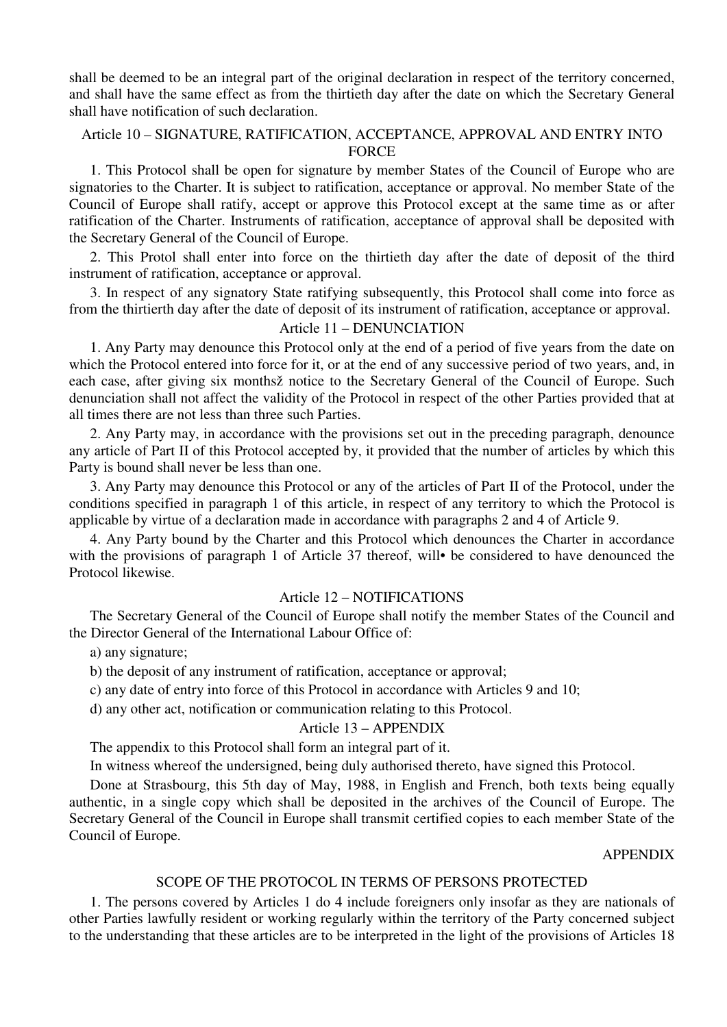shall be deemed to be an integral part of the original declaration in respect of the territory concerned, and shall have the same effect as from the thirtieth day after the date on which the Secretary General shall have notification of such declaration.

## Article 10 – SIGNATURE, RATIFICATION, ACCEPTANCE, APPROVAL AND ENTRY INTO FORCE

1. This Protocol shall be open for signature by member States of the Council of Europe who are signatories to the Charter. It is subject to ratification, acceptance or approval. No member State of the Council of Europe shall ratify, accept or approve this Protocol except at the same time as or after ratification of the Charter. Instruments of ratification, acceptance of approval shall be deposited with the Secretary General of the Council of Europe.

2. This Protol shall enter into force on the thirtieth day after the date of deposit of the third instrument of ratification, acceptance or approval.

3. In respect of any signatory State ratifying subsequently, this Protocol shall come into force as from the thirtierth day after the date of deposit of its instrument of ratification, acceptance or approval.

## Article 11 – DENUNCIATION

1. Any Party may denounce this Protocol only at the end of a period of five years from the date on which the Protocol entered into force for it, or at the end of any successive period of two years, and, in each case, after giving six monthsž notice to the Secretary General of the Council of Europe. Such denunciation shall not affect the validity of the Protocol in respect of the other Parties provided that at all times there are not less than three such Parties.

2. Any Party may, in accordance with the provisions set out in the preceding paragraph, denounce any article of Part II of this Protocol accepted by, it provided that the number of articles by which this Party is bound shall never be less than one.

3. Any Party may denounce this Protocol or any of the articles of Part II of the Protocol, under the conditions specified in paragraph 1 of this article, in respect of any territory to which the Protocol is applicable by virtue of a declaration made in accordance with paragraphs 2 and 4 of Article 9.

4. Any Party bound by the Charter and this Protocol which denounces the Charter in accordance with the provisions of paragraph 1 of Article 37 thereof, will• be considered to have denounced the Protocol likewise.

## Article 12 – NOTIFICATIONS

The Secretary General of the Council of Europe shall notify the member States of the Council and the Director General of the International Labour Office of:

a) any signature;

b) the deposit of any instrument of ratification, acceptance or approval;

c) any date of entry into force of this Protocol in accordance with Articles 9 and 10;

d) any other act, notification or communication relating to this Protocol.

## Article 13 – APPENDIX

The appendix to this Protocol shall form an integral part of it.

In witness whereof the undersigned, being duly authorised thereto, have signed this Protocol.

Done at Strasbourg, this 5th day of May, 1988, in English and French, both texts being equally authentic, in a single copy which shall be deposited in the archives of the Council of Europe. The Secretary General of the Council in Europe shall transmit certified copies to each member State of the Council of Europe.

APPENDIX

## SCOPE OF THE PROTOCOL IN TERMS OF PERSONS PROTECTED

1. The persons covered by Articles 1 do 4 include foreigners only insofar as they are nationals of other Parties lawfully resident or working regularly within the territory of the Party concerned subject to the understanding that these articles are to be interpreted in the light of the provisions of Articles 18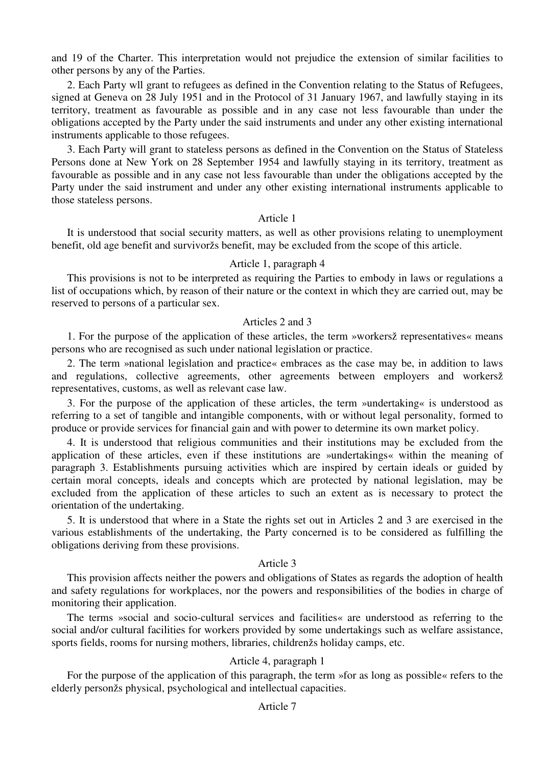and 19 of the Charter. This interpretation would not prejudice the extension of similar facilities to other persons by any of the Parties.

2. Each Party wll grant to refugees as defined in the Convention relating to the Status of Refugees, signed at Geneva on 28 July 1951 and in the Protocol of 31 January 1967, and lawfully staying in its territory, treatment as favourable as possible and in any case not less favourable than under the obligations accepted by the Party under the said instruments and under any other existing international instruments applicable to those refugees.

3. Each Party will grant to stateless persons as defined in the Convention on the Status of Stateless Persons done at New York on 28 September 1954 and lawfully staying in its territory, treatment as favourable as possible and in any case not less favourable than under the obligations accepted by the Party under the said instrument and under any other existing international instruments applicable to those stateless persons.

Article 1

It is understood that social security matters, as well as other provisions relating to unemployment benefit, old age benefit and survivoržs benefit, may be excluded from the scope of this article.

Article 1, paragraph 4

This provisions is not to be interpreted as requiring the Parties to embody in laws or regulations a list of occupations which, by reason of their nature or the context in which they are carried out, may be reserved to persons of a particular sex.

Articles 2 and 3

1. For the purpose of the application of these articles, the term »workersž representatives« means persons who are recognised as such under national legislation or practice.

2. The term »national legislation and practice« embraces as the case may be, in addition to laws and regulations, collective agreements, other agreements between employers and workersž representatives, customs, as well as relevant case law.

3. For the purpose of the application of these articles, the term »undertaking« is understood as referring to a set of tangible and intangible components, with or without legal personality, formed to produce or provide services for financial gain and with power to determine its own market policy.

4. It is understood that religious communities and their institutions may be excluded from the application of these articles, even if these institutions are »undertakings« within the meaning of paragraph 3. Establishments pursuing activities which are inspired by certain ideals or guided by certain moral concepts, ideals and concepts which are protected by national legislation, may be excluded from the application of these articles to such an extent as is necessary to protect the orientation of the undertaking.

5. It is understood that where in a State the rights set out in Articles 2 and 3 are exercised in the various establishments of the undertaking, the Party concerned is to be considered as fulfilling the obligations deriving from these provisions.

Article 3

This provision affects neither the powers and obligations of States as regards the adoption of health and safety regulations for workplaces, nor the powers and responsibilities of the bodies in charge of monitoring their application.

The terms »social and socio-cultural services and facilities« are understood as referring to the social and/or cultural facilities for workers provided by some undertakings such as welfare assistance, sports fields, rooms for nursing mothers, libraries, childrenžs holiday camps, etc.

Article 4, paragraph 1

For the purpose of the application of this paragraph, the term »for as long as possible« refers to the elderly personžs physical, psychological and intellectual capacities.

Article 7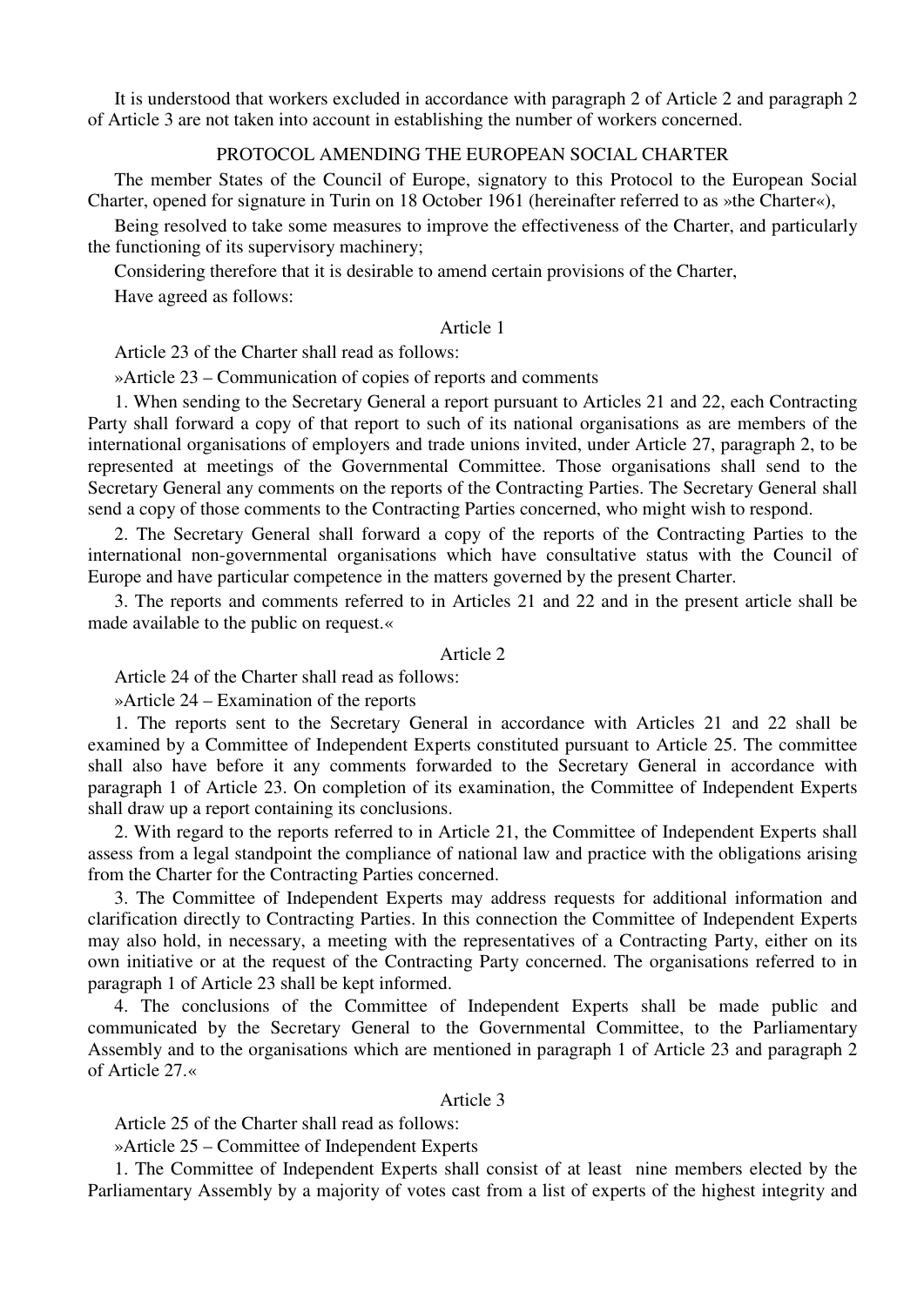It is understood that workers excluded in accordance with paragraph 2 of Article 2 and paragraph 2 of Article 3 are not taken into account in establishing the number of workers concerned.

## PROTOCOL AMENDING THE EUROPEAN SOCIAL CHARTER

The member States of the Council of Europe, signatory to this Protocol to the European Social Charter, opened for signature in Turin on 18 October 1961 (hereinafter referred to as »the Charter«),

Being resolved to take some measures to improve the effectiveness of the Charter, and particularly the functioning of its supervisory machinery;

Considering therefore that it is desirable to amend certain provisions of the Charter,

Have agreed as follows:

### Article 1

Article 23 of the Charter shall read as follows:

»Article 23 – Communication of copies of reports and comments

1. When sending to the Secretary General a report pursuant to Articles 21 and 22, each Contracting Party shall forward a copy of that report to such of its national organisations as are members of the international organisations of employers and trade unions invited, under Article 27, paragraph 2, to be represented at meetings of the Governmental Committee. Those organisations shall send to the Secretary General any comments on the reports of the Contracting Parties. The Secretary General shall send a copy of those comments to the Contracting Parties concerned, who might wish to respond.

2. The Secretary General shall forward a copy of the reports of the Contracting Parties to the international non-governmental organisations which have consultative status with the Council of Europe and have particular competence in the matters governed by the present Charter.

3. The reports and comments referred to in Articles 21 and 22 and in the present article shall be made available to the public on request.«

### Article 2

Article 24 of the Charter shall read as follows:

»Article 24 – Examination of the reports

1. The reports sent to the Secretary General in accordance with Articles 21 and 22 shall be examined by a Committee of Independent Experts constituted pursuant to Article 25. The committee shall also have before it any comments forwarded to the Secretary General in accordance with paragraph 1 of Article 23. On completion of its examination, the Committee of Independent Experts shall draw up a report containing its conclusions.

2. With regard to the reports referred to in Article 21, the Committee of Independent Experts shall assess from a legal standpoint the compliance of national law and practice with the obligations arising from the Charter for the Contracting Parties concerned.

3. The Committee of Independent Experts may address requests for additional information and clarification directly to Contracting Parties. In this connection the Committee of Independent Experts may also hold, in necessary, a meeting with the representatives of a Contracting Party, either on its own initiative or at the request of the Contracting Party concerned. The organisations referred to in paragraph 1 of Article 23 shall be kept informed.

4. The conclusions of the Committee of Independent Experts shall be made public and communicated by the Secretary General to the Governmental Committee, to the Parliamentary Assembly and to the organisations which are mentioned in paragraph 1 of Article 23 and paragraph 2 of Article 27.«

### Article 3

Article 25 of the Charter shall read as follows:

»Article 25 – Committee of Independent Experts

1. The Committee of Independent Experts shall consist of at least nine members elected by the Parliamentary Assembly by a majority of votes cast from a list of experts of the highest integrity and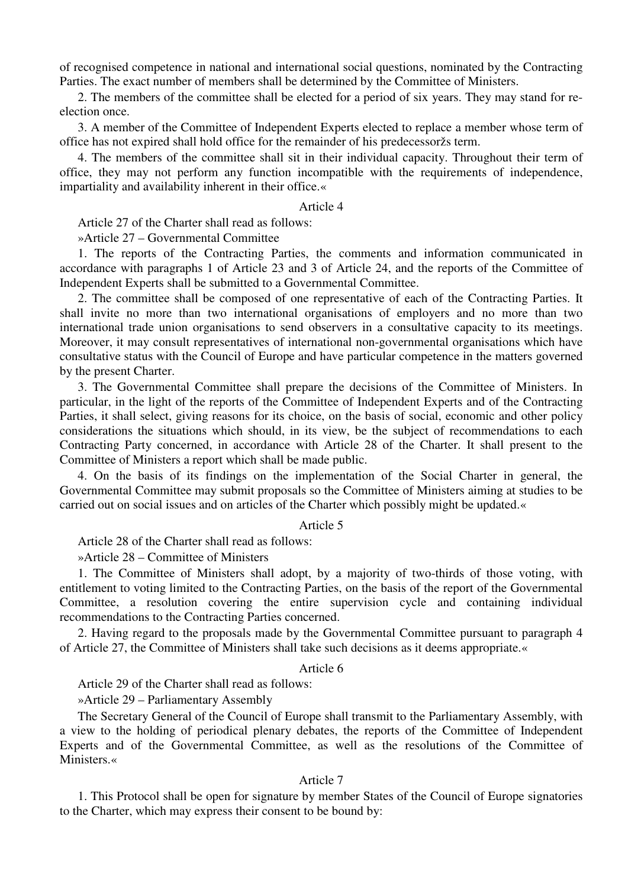of recognised competence in national and international social questions, nominated by the Contracting Parties. The exact number of members shall be determined by the Committee of Ministers.

2. The members of the committee shall be elected for a period of six years. They may stand for re-election once.

3. A member of the Committee of Independent Experts elected to replace a member whose term of office has not expired shall hold office for the remainder of his predecessoržs term.

4. The members of the committee shall sit in their individual capacity. Throughout their term of office, they may not perform any function incompatible with the requirements of independence, impartiality and availability inherent in their office.«

Article 4

Article 27 of the Charter shall read as follows:

»Article 27 – Governmental Committee

1. The reports of the Contracting Parties, the comments and information communicated in accordance with paragraphs 1 of Article 23 and 3 of Article 24, and the reports of the Committee of Independent Experts shall be submitted to a Governmental Committee.

2. The committee shall be composed of one representative of each of the Contracting Parties. It shall invite no more than two international organisations of employers and no more than two international trade union organisations to send observers in a consultative capacity to its meetings. Moreover, it may consult representatives of international non-governmental organisations which have consultative status with the Council of Europe and have particular competence in the matters governed by the present Charter.

3. The Governmental Committee shall prepare the decisions of the Committee of Ministers. In particular, in the light of the reports of the Committee of Independent Experts and of the Contracting Parties, it shall select, giving reasons for its choice, on the basis of social, economic and other policy considerations the situations which should, in its view, be the subject of recommendations to each Contracting Party concerned, in accordance with Article 28 of the Charter. It shall present to the Committee of Ministers a report which shall be made public.

4. On the basis of its findings on the implementation of the Social Charter in general, the Governmental Committee may submit proposals so the Committee of Ministers aiming at studies to be carried out on social issues and on articles of the Charter which possibly might be updated.«

Article 5

Article 28 of the Charter shall read as follows:

»Article 28 – Committee of Ministers

1. The Committee of Ministers shall adopt, by a majority of two-thirds of those voting, with entitlement to voting limited to the Contracting Parties, on the basis of the report of the Governmental Committee, a resolution covering the entire supervision cycle and containing individual recommendations to the Contracting Parties concerned.

2. Having regard to the proposals made by the Governmental Committee pursuant to paragraph 4 of Article 27, the Committee of Ministers shall take such decisions as it deems appropriate.«

Article 6

Article 29 of the Charter shall read as follows:

»Article 29 – Parliamentary Assembly

The Secretary General of the Council of Europe shall transmit to the Parliamentary Assembly, with a view to the holding of periodical plenary debates, the reports of the Committee of Independent Experts and of the Governmental Committee, as well as the resolutions of the Committee of Ministers.«

Article 7

1. This Protocol shall be open for signature by member States of the Council of Europe signatories to the Charter, which may express their consent to be bound by: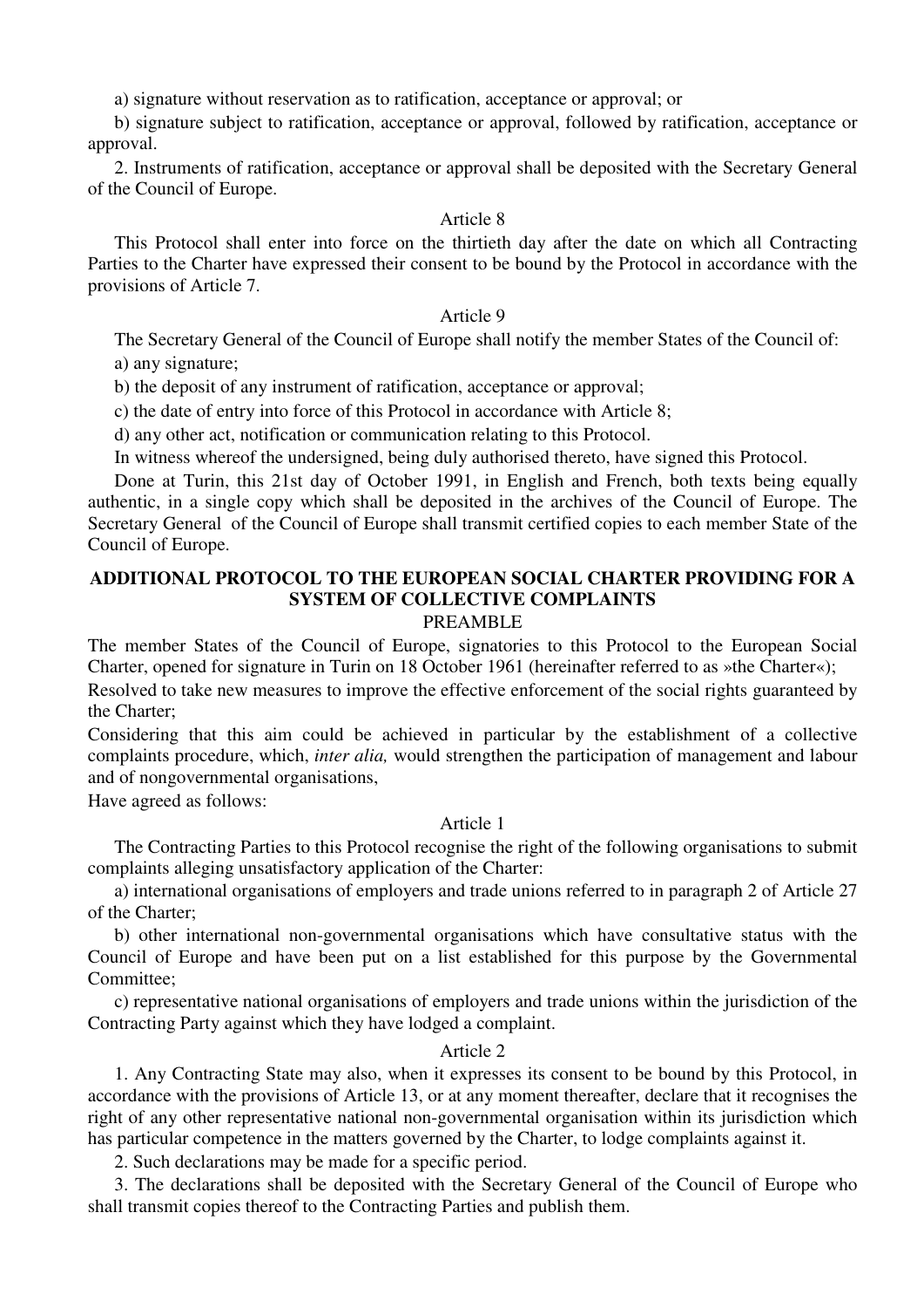a) signature without reservation as to ratification, acceptance or approval; or

b) signature subject to ratification, acceptance or approval, followed by ratification, acceptance or approval.

2. Instruments of ratification, acceptance or approval shall be deposited with the Secretary General of the Council of Europe.

Article 8

This Protocol shall enter into force on the thirtieth day after the date on which all Contracting Parties to the Charter have expressed their consent to be bound by the Protocol in accordance with the provisions of Article 7.

Article 9

The Secretary General of the Council of Europe shall notify the member States of the Council of:

a) any signature;

b) the deposit of any instrument of ratification, acceptance or approval;

c) the date of entry into force of this Protocol in accordance with Article 8;

d) any other act, notification or communication relating to this Protocol.

In witness whereof the undersigned, being duly authorised thereto, have signed this Protocol.

Done at Turin, this 21st day of October 1991, in English and French, both texts being equally authentic, in a single copy which shall be deposited in the archives of the Council of Europe. The Secretary General of the Council of Europe shall transmit certified copies to each member State of the Council of Europe.

## ADDITIONAL PROTOCOL TO THE EUROPEAN SOCIAL CHARTER PROVIDING FOR A SYSTEM OF COLLECTIVE COMPLAINTS

PREAMBLE

The member States of the Council of Europe, signatories to this Protocol to the European Social Charter, opened for signature in Turin on 18 October 1961 (hereinafter referred to as »the Charter«);

Resolved to take new measures to improve the effective enforcement of the social rights guaranteed by the Charter;

Considering that this aim could be achieved in particular by the establishment of a collective complaints procedure, which, *inter alia,* would strengthen the participation of management and labour and of nongovernmental organisations,

Have agreed as follows:

Article 1

The Contracting Parties to this Protocol recognise the right of the following organisations to submit complaints alleging unsatisfactory application of the Charter:

a) international organisations of employers and trade unions referred to in paragraph 2 of Article 27 of the Charter;

b) other international non-governmental organisations which have consultative status with the Council of Europe and have been put on a list established for this purpose by the Governmental Committee;

c) representative national organisations of employers and trade unions within the jurisdiction of the Contracting Party against which they have lodged a complaint.

Article 2

1. Any Contracting State may also, when it expresses its consent to be bound by this Protocol, in accordance with the provisions of Article 13, or at any moment thereafter, declare that it recognises the right of any other representative national non-governmental organisation within its jurisdiction which has particular competence in the matters governed by the Charter, to lodge complaints against it.

2. Such declarations may be made for a specific period.

3. The declarations shall be deposited with the Secretary General of the Council of Europe who shall transmit copies thereof to the Contracting Parties and publish them.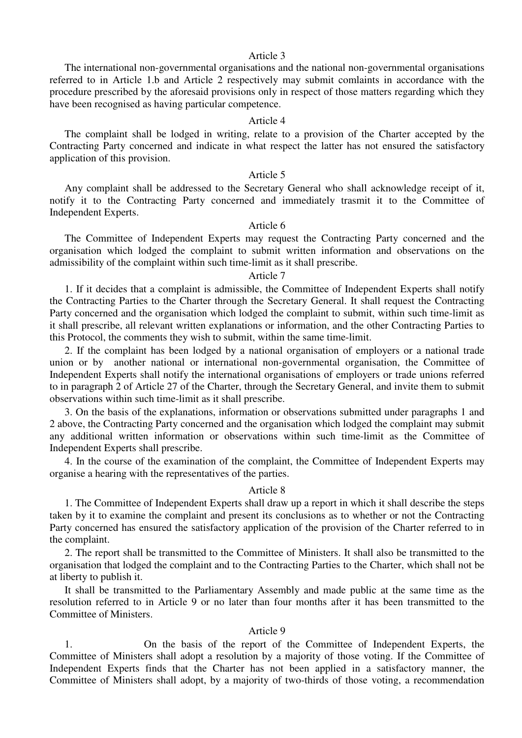Article 3

The international non-governmental organisations and the national non-governmental organisations referred to in Article 1.b and Article 2 respectively may submit comlaints in accordance with the procedure prescribed by the aforesaid provisions only in respect of those matters regarding which they have been recognised as having particular competence.

Article 4

The complaint shall be lodged in writing, relate to a provision of the Charter accepted by the Contracting Party concerned and indicate in what respect the latter has not ensured the satisfactory application of this provision.

Article 5

Any complaint shall be addressed to the Secretary General who shall acknowledge receipt of it, notify it to the Contracting Party concerned and immediately trasmit it to the Committee of Independent Experts.

Article 6

The Committee of Independent Experts may request the Contracting Party concerned and the organisation which lodged the complaint to submit written information and observations on the admissibility of the complaint within such time-limit as it shall prescribe.

Article 7

1. If it decides that a complaint is admissible, the Committee of Independent Experts shall notify the Contracting Parties to the Charter through the Secretary General. It shall request the Contracting Party concerned and the organisation which lodged the complaint to submit, within such time-limit as it shall prescribe, all relevant written explanations or information, and the other Contracting Parties to this Protocol, the comments they wish to submit, within the same time-limit.

2. If the complaint has been lodged by a national organisation of employers or a national trade union or by another national or international non-governmental organisation, the Committee of Independent Experts shall notify the international organisations of employers or trade unions referred to in paragraph 2 of Article 27 of the Charter, through the Secretary General, and invite them to submit observations within such time-limit as it shall prescribe.

3. On the basis of the explanations, information or observations submitted under paragraphs 1 and 2 above, the Contracting Party concerned and the organisation which lodged the complaint may submit any additional written information or observations within such time-limit as the Committee of Independent Experts shall prescribe.

4. In the course of the examination of the complaint, the Committee of Independent Experts may organise a hearing with the representatives of the parties.

Article 8

1. The Committee of Independent Experts shall draw up a report in which it shall describe the steps taken by it to examine the complaint and present its conclusions as to whether or not the Contracting Party concerned has ensured the satisfactory application of the provision of the Charter referred to in the complaint.

2. The report shall be transmitted to the Committee of Ministers. It shall also be transmitted to the organisation that lodged the complaint and to the Contracting Parties to the Charter, which shall not be at liberty to publish it.

It shall be transmitted to the Parliamentary Assembly and made public at the same time as the resolution referred to in Article 9 or no later than four months after it has been transmitted to the Committee of Ministers.

Article 9

1. On the basis of the report of the Committee of Independent Experts, the Committee of Ministers shall adopt a resolution by a majority of those voting. If the Committee of Independent Experts finds that the Charter has not been applied in a satisfactory manner, the Committee of Ministers shall adopt, by a majority of two-thirds of those voting, a recommendation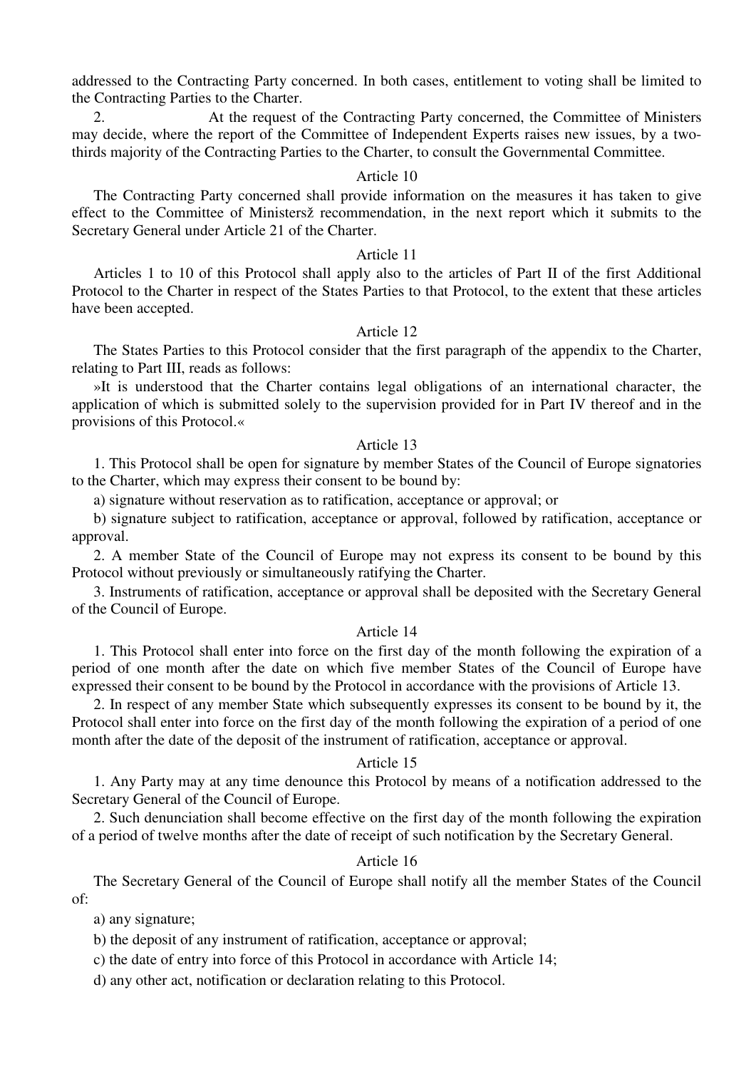addressed to the Contracting Party concerned. In both cases, entitlement to voting shall be limited to the Contracting Parties to the Charter.

2. At the request of the Contracting Party concerned, the Committee of Ministers may decide, where the report of the Committee of Independent Experts raises new issues, by a two-thirds majority of the Contracting Parties to the Charter, to consult the Governmental Committee.

Article 10

The Contracting Party concerned shall provide information on the measures it has taken to give effect to the Committee of Ministersž recommendation, in the next report which it submits to the Secretary General under Article 21 of the Charter.

Article 11

Articles 1 to 10 of this Protocol shall apply also to the articles of Part II of the first Additional Protocol to the Charter in respect of the States Parties to that Protocol, to the extent that these articles have been accepted.

Article 12

The States Parties to this Protocol consider that the first paragraph of the appendix to the Charter, relating to Part III, reads as follows:

»It is understood that the Charter contains legal obligations of an international character, the application of which is submitted solely to the supervision provided for in Part IV thereof and in the provisions of this Protocol.«

Article 13

1. This Protocol shall be open for signature by member States of the Council of Europe signatories to the Charter, which may express their consent to be bound by:

a) signature without reservation as to ratification, acceptance or approval; or

b) signature subject to ratification, acceptance or approval, followed by ratification, acceptance or approval.

2. A member State of the Council of Europe may not express its consent to be bound by this Protocol without previously or simultaneously ratifying the Charter.

3. Instruments of ratification, acceptance or approval shall be deposited with the Secretary General of the Council of Europe.

Article 14

1. This Protocol shall enter into force on the first day of the month following the expiration of a period of one month after the date on which five member States of the Council of Europe have expressed their consent to be bound by the Protocol in accordance with the provisions of Article 13.

2. In respect of any member State which subsequently expresses its consent to be bound by it, the Protocol shall enter into force on the first day of the month following the expiration of a period of one month after the date of the deposit of the instrument of ratification, acceptance or approval.

Article 15

1. Any Party may at any time denounce this Protocol by means of a notification addressed to the Secretary General of the Council of Europe.

2. Such denunciation shall become effective on the first day of the month following the expiration of a period of twelve months after the date of receipt of such notification by the Secretary General.

Article 16

The Secretary General of the Council of Europe shall notify all the member States of the Council of:

a) any signature;

b) the deposit of any instrument of ratification, acceptance or approval;

c) the date of entry into force of this Protocol in accordance with Article 14;

d) any other act, notification or declaration relating to this Protocol.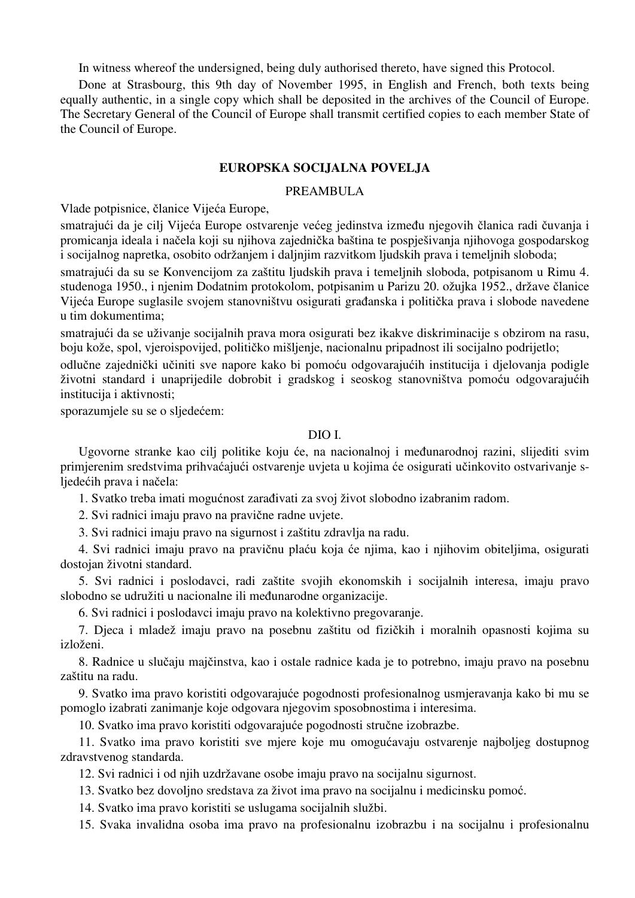In witness whereof the undersigned, being duly authorised thereto, have signed this Protocol.

Done at Strasbourg, this 9th day of November 1995, in English and French, both texts being equally authentic, in a single copy which shall be deposited in the archives of the Council of Europe. The Secretary General of the Council of Europe shall transmit certified copies to each member State of the Council of Europe.

## EUROPSKA SOCIJALNA POVELJA

### PREAMBULA

Vlade potpisnice, članice Vijeća Europe,

smatrajući da je cilj Vijeća Europe ostvarenje većeg jedinstva između njegovih članica radi čuvanja i promicanja ideala i načela koji su njihova zajednička baština te pospješivanja njihovoga gospodarskog i socijalnog napretka, osobito održanjem i daljnjim razvitkom ljudskih prava i temeljnih sloboda;

smatrajući da su se Konvencijom za zaštitu ljudskih prava i temeljnih sloboda, potpisanom u Rimu 4. studenoga 1950., i njenim Dodatnim protokolom, potpisanim u Parizu 20. ožujka 1952., države članice Vijeća Europe suglasile svojem stanovništvu osigurati građanska i politička prava i slobode navedene u tim dokumentima;

smatrajući da se uživanje socijalnih prava mora osigurati bez ikakve diskriminacije s obzirom na rasu, boju kože, spol, vjeroispovijed, političko mišljenje, nacionalnu pripadnost ili socijalno podrijetlo;

odlučne zajednički učiniti sve napore kako bi pomoću odgovarajućih institucija i djelovanja podigle životni standard i unaprijedile dobrobit i gradskog i seoskog stanovništva pomoću odgovarajućih institucija i aktivnosti;

sporazumjele su se o sljedećem:

### DIO I.

Ugovorne stranke kao cilj politike koju će, na nacionalnoj i međunarodnoj razini, slijediti svim primjerenim sredstvima prihvaćajući ostvarenje uvjeta u kojima će osigurati učinkovito ostvarivanje s-ljedećih prava i načela:

1. Svatko treba imati mogućnost zarađivati za svoj život slobodno izabranim radom.
2. Svi radnici imaju pravo na pravične radne uvjete.
3. Svi radnici imaju pravo na sigurnost i zaštitu zdravlja na radu.
4. Svi radnici imaju pravo na pravičnu plaću koja će njima, kao i njihovim obiteljima, osigurati dostojan životni standard.
5. Svi radnici i poslodavci, radi zaštite svojih ekonomskih i socijalnih interesa, imaju pravo slobodno se udružiti u nacionalne ili međunarodne organizacije.
6. Svi radnici i poslodavci imaju pravo na kolektivno pregovaranje.
7. Djeca i mladež imaju pravo na posebnu zaštitu od fizičkih i moralnih opasnosti kojima su izloženi.
8. Radnice u slučaju majčinstva, kao i ostale radnice kada je to potrebno, imaju pravo na posebnu zaštitu na radu.
9. Svatko ima pravo koristiti odgovarajuće pogodnosti profesionalnog usmjeravanja kako bi mu se pomoglo izabrati zanimanje koje odgovara njegovim sposobnostima i interesima.
10. Svatko ima pravo koristiti odgovarajuće pogodnosti stručne izobrazbe.
11. Svatko ima pravo koristiti sve mjere koje mu omogućavaju ostvarenje najboljeg dostupnog zdravstvenog standarda.
12. Svi radnici i od njih uzdržavane osobe imaju pravo na socijalnu sigurnost.
13. Svatko bez dovoljno sredstava za život ima pravo na socijalnu i medicinsku pomoć.
14. Svatko ima pravo koristiti se uslugama socijalnih službi.
15. Svaka invalidna osoba ima pravo na profesionalnu izobrazbu i na socijalnu i profesionalnu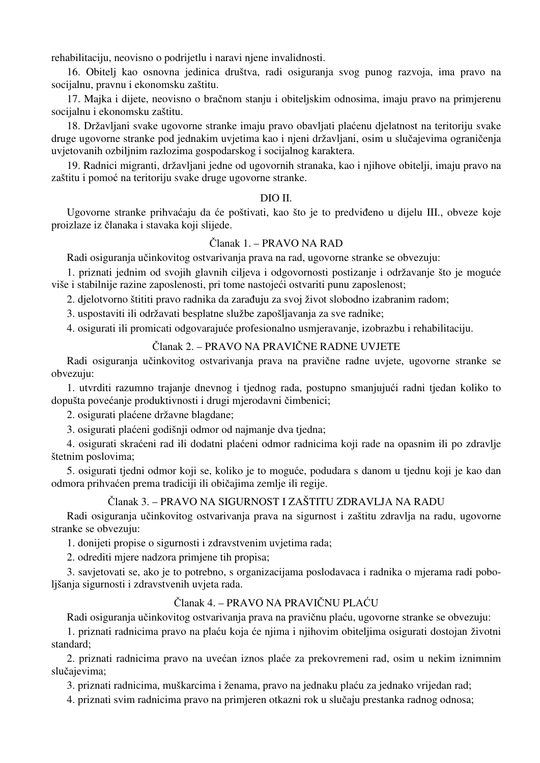rehabilitaciju, neovisno o podrijetlu i naravi njene invalidnosti.

16. Obitelj kao osnovna jedinica društva, radi osiguranja svog punog razvoja, ima pravo na socijalnu, pravnu i ekonomsku zaštitu.

17. Majka i dijete, neovisno o bračnom stanju i obiteljskim odnosima, imaju pravo na primjerenu socijalnu i ekonomsku zaštitu.

18. Državljani svake ugovorne stranke imaju pravo obavljati plaćenu djelatnost na teritoriju svake druge ugovorne stranke pod jednakim uvjetima kao i njeni državljani, osim u slučajevima ograničenja uvjetovanih ozbiljnim razlozima gospodarskog i socijalnog karaktera.

19. Radnici migranti, državljani jedne od ugovornih stranaka, kao i njihove obitelji, imaju pravo na zaštitu i pomoć na teritoriju svake druge ugovorne stranke.

## DIO II.

Ugovorne stranke prihvaćaju da će poštivati, kao što je to predviđeno u dijelu III., obveze koje proizlaze iz članaka i stavaka koji slijede.

### Članak 1. – PRAVO NA RAD

Radi osiguranja učinkovitog ostvarivanja prava na rad, ugovorne stranke se obvezuju:

1. priznati jednim od svojih glavnih ciljeva i odgovornosti postizanje i održavanje što je moguće više i stabilnije razine zaposlenosti, pri tome nastojeći ostvariti punu zaposlenost;
2. djelotvorno štititi pravo radnika da zarađuju za svoj život slobodno izabranim radom;
3. uspostaviti ili održavati besplatne službe zapošljavanja za sve radnike;
4. osigurati ili promicati odgovarajuće profesionalno usmjeravanje, izobrazbu i rehabilitaciju.

### Članak 2. – PRAVO NA PRAVIČNE RADNE UVJETE

Radi osiguranja učinkovitog ostvarivanja prava na pravične radne uvjete, ugovorne stranke se obvezuju:

1. utvrditi razumno trajanje dnevnog i tjednog rada, postupno smanjujući radni tjedan koliko to dopušta povećanje produktivnosti i drugi mjerodavni čimbenici;
2. osigurati plaćene državne blagdane;
3. osigurati plaćeni godišnji odmor od najmanje dva tjedna;
4. osigurati skraćeni rad ili dodatni plaćeni odmor radnicima koji rade na opasnim ili po zdravlje štetnim poslovima;
5. osigurati tjedni odmor koji se, koliko je to moguće, podudara s danom u tjednu koji je kao dan odmora prihvaćen prema tradiciji ili običajima zemlje ili regije.

### Članak 3. – PRAVO NA SIGURNOST I ZAŠTITU ZDRAVLJA NA RADU

Radi osiguranja učinkovitog ostvarivanja prava na sigurnost i zaštitu zdravlja na radu, ugovorne stranke se obvezuju:

1. donijeti propise o sigurnosti i zdravstvenim uvjetima rada;
2. odrediti mjere nadzora primjene tih propisa;
3. savjetovati se, ako je to potrebno, s organizacijama poslodavaca i radnika o mjerama radi poboljšanja sigurnosti i zdravstvenih uvjeta rada.

### Članak 4. – PRAVO NA PRAVIČNU PLAĆU

Radi osiguranja učinkovitog ostvarivanja prava na pravičnu plaću, ugovorne stranke se obvezuju:

1. priznati radnicima pravo na plaću koja će njima i njihovim obiteljima osigurati dostojan životni standard;
2. priznati radnicima pravo na uvećan iznos plaće za prekovremeni rad, osim u nekim iznimnim slučajevima;
3. priznati radnicima, muškarcima i ženama, pravo na jednaku plaću za jednako vrijedan rad;
4. priznati svim radnicima pravo na primjeren otkazni rok u slučaju prestanka radnog odnosa;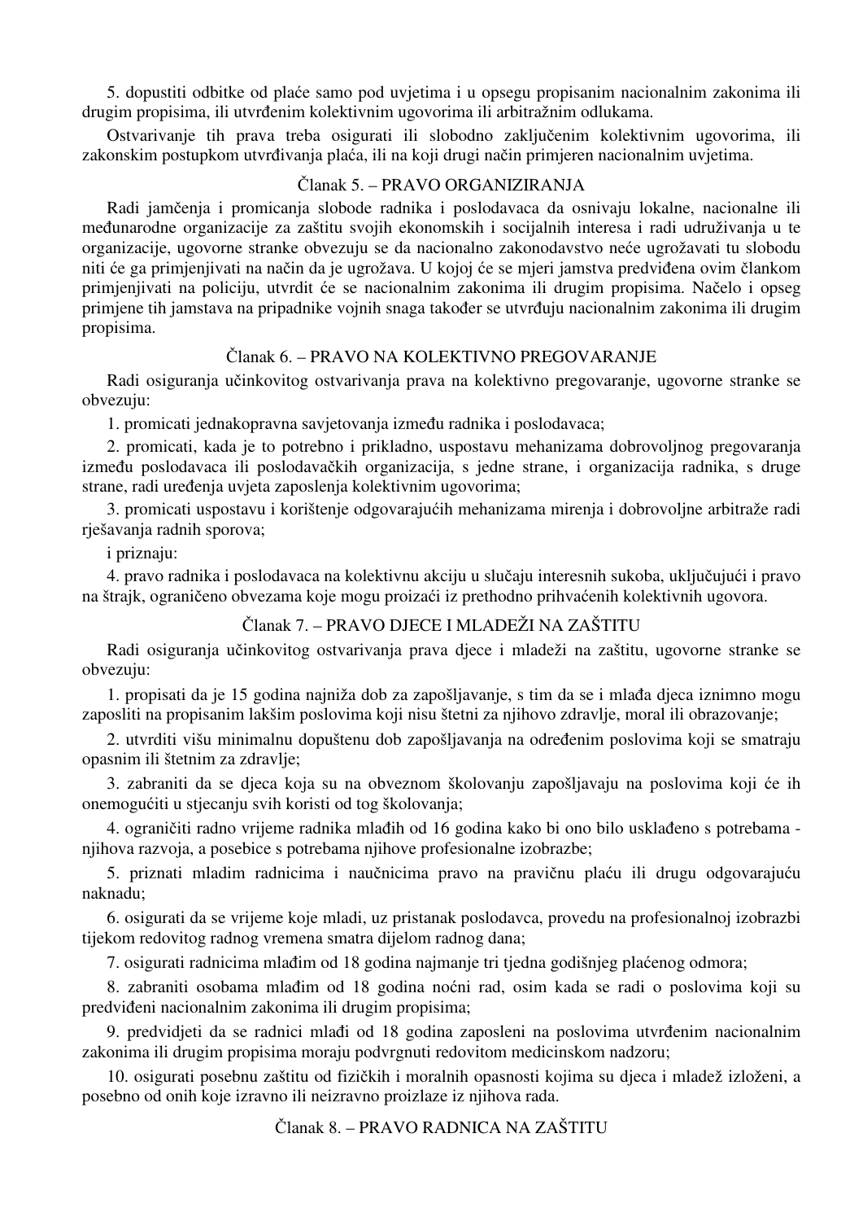5. dopustiti odbitke od plaće samo pod uvjetima i u opsegu propisanim nacionalnim zakonima ili drugim propisima, ili utvrđenim kolektivnim ugovorima ili arbitražnim odlukama.

Ostvarivanje tih prava treba osigurati ili slobodno zaključenim kolektivnim ugovorima, ili zakonskim postupkom utvrđivanja plaća, ili na koji drugi način primjeren nacionalnim uvjetima.

### Članak 5. – PRAVO ORGANIZIRANJA

Radi jamčenja i promicanja slobode radnika i poslodavaca da osnivaju lokalne, nacionalne ili međunarodne organizacije za zaštitu svojih ekonomskih i socijalnih interesa i radi udruživanja u te organizacije, ugovorne stranke obvezuju se da nacionalno zakonodavstvo neće ugrožavati tu slobodu niti će ga primjenjivati na način da je ugrožava. U kojoj će se mjeri jamstva predviđena ovim člankom primjenjivati na policiju, utvrdit će se nacionalnim zakonima ili drugim propisima. Načelo i opseg primjene tih jamstava na pripadnike vojnih snaga također se utvrđuju nacionalnim zakonima ili drugim propisima.

### Članak 6. – PRAVO NA KOLEKTIVNO PREGOVARANJE

Radi osiguranja učinkovitog ostvarivanja prava na kolektivno pregovaranje, ugovorne stranke se obvezuju:

1. promicati jednakopravna savjetovanja između radnika i poslodavaca;

2. promicati, kada je to potrebno i prikladno, uspostavu mehanizama dobrovoljnog pregovaranja između poslodavaca ili poslodavačkih organizacija, s jedne strane, i organizacija radnika, s druge strane, radi uređenja uvjeta zaposlenja kolektivnim ugovorima;

3. promicati uspostavu i korištenje odgovarajućih mehanizama mirenja i dobrovoljne arbitraže radi rješavanja radnih sporova;

i priznaju:

4. pravo radnika i poslodavaca na kolektivnu akciju u slučaju interesnih sukoba, uključujući i pravo na štrajk, ograničeno obvezama koje mogu proizaći iz prethodno prihvaćenih kolektivnih ugovora.

### Članak 7. – PRAVO DJECE I MLADEŽI NA ZAŠTITU

Radi osiguranja učinkovitog ostvarivanja prava djece i mladeži na zaštitu, ugovorne stranke se obvezuju:

1. propisati da je 15 godina najniža dob za zapošljavanje, s tim da se i mlađa djeca iznimno mogu zaposliti na propisanim lakšim poslovima koji nisu štetni za njihovo zdravlje, moral ili obrazovanje;

2. utvrditi višu minimalnu dopuštenu dob zapošljavanja na određenim poslovima koji se smatraju opasnim ili štetnim za zdravlje;

3. zabraniti da se djeca koja su na obveznom školovanju zapošljavaju na poslovima koji će ih onemogućiti u stjecanju svih koristi od tog školovanja;

4. ograničiti radno vrijeme radnika mlađih od 16 godina kako bi ono bilo usklađeno s potrebama - njihova razvoja, a posebice s potrebama njihove profesionalne izobrazbe;

5. priznati mladim radnicima i naučnicima pravo na pravičnu plaću ili drugu odgovarajuću naknadu;

6. osigurati da se vrijeme koje mladi, uz pristanak poslodavca, provedu na profesionalnoj izobrazbi tijekom redovitog radnog vremena smatra dijelom radnog dana;

7. osigurati radnicima mlađim od 18 godina najmanje tri tjedna godišnjeg plaćenog odmora;

8. zabraniti osobama mlađim od 18 godina noćni rad, osim kada se radi o poslovima koji su predviđeni nacionalnim zakonima ili drugim propisima;

9. predvidjeti da se radnici mlađi od 18 godina zaposleni na poslovima utvrđenim nacionalnim zakonima ili drugim propisima moraju podvrgnuti redovitom medicinskom nadzoru;

10. osigurati posebnu zaštitu od fizičkih i moralnih opasnosti kojima su djeca i mladež izloženi, a posebno od onih koje izravno ili neizravno proizlaze iz njihova rada.

### Članak 8. – PRAVO RADNICA NA ZAŠTITU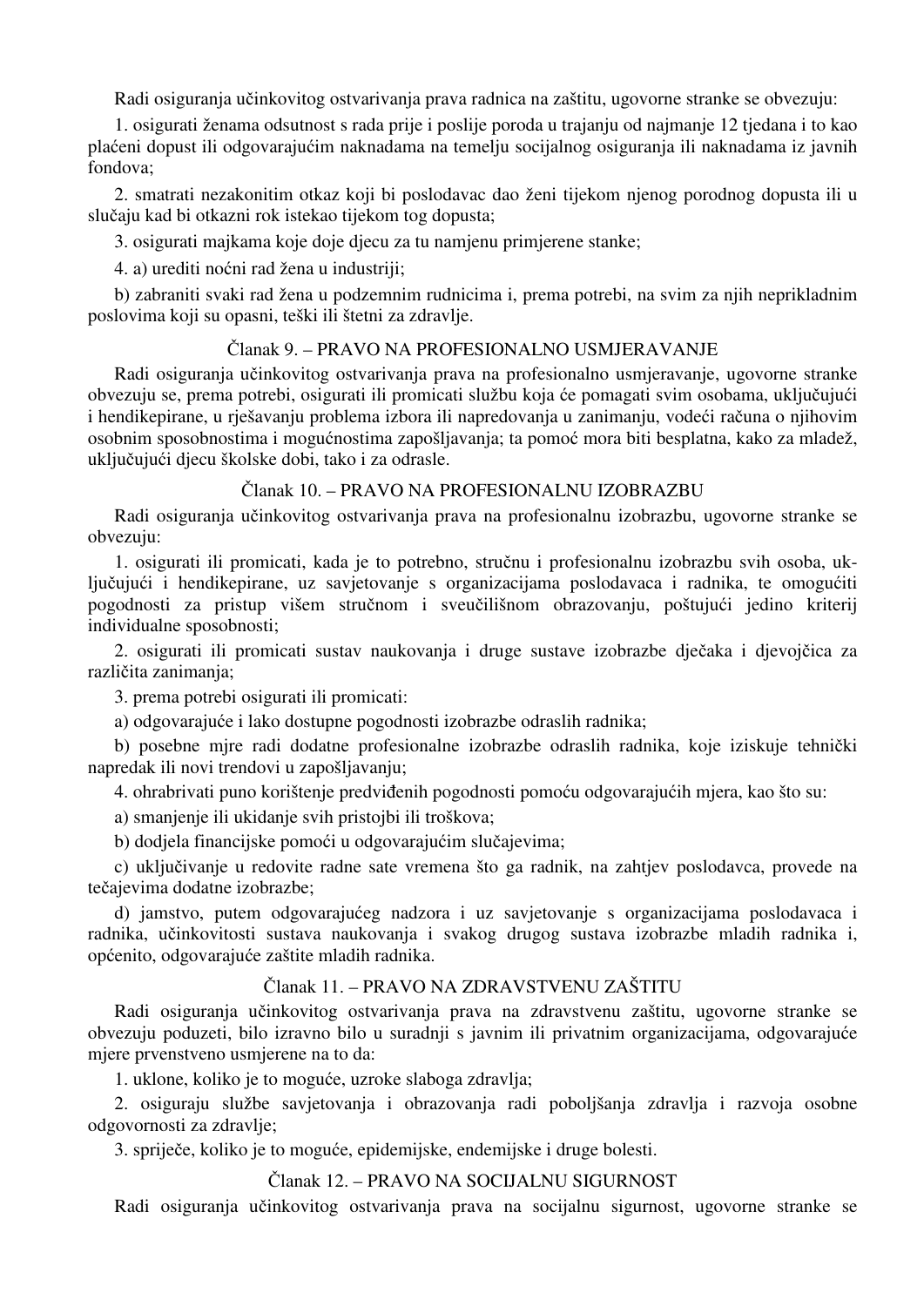Radi osiguranja učinkovitog ostvarivanja prava radnica na zaštitu, ugovorne stranke se obvezuju:

1. osigurati ženama odsutnost s rada prije i poslije poroda u trajanju od najmanje 12 tjedana i to kao plaćeni dopust ili odgovarajućim naknadama na temelju socijalnog osiguranja ili naknadama iz javnih fondova;

2. smatrati nezakonitim otkaz koji bi poslodavac dao ženi tijekom njenog porodnog dopusta ili u slučaju kad bi otkazni rok istekao tijekom tog dopusta;

3. osigurati majkama koje doje djecu za tu namjenu primjerene stanke;

4. a) urediti noćni rad žena u industriji;

b) zabraniti svaki rad žena u podzemnim rudnicima i, prema potrebi, na svim za njih neprikladnim poslovima koji su opasni, teški ili štetni za zdravlje.

### Članak 9. – PRAVO NA PROFESIONALNO USMJERAVANJE

Radi osiguranja učinkovitog ostvarivanja prava na profesionalno usmjeravanje, ugovorne stranke obvezuju se, prema potrebi, osigurati ili promicati službu koja će pomagati svim osobama, uključujući i hendikepirane, u rješavanju problema izbora ili napredovanja u zanimanju, vodeći računa o njihovim osobnim sposobnostima i mogućnostima zapošljavanja; ta pomoć mora biti besplatna, kako za mladež, uključujući djecu školske dobi, tako i za odrasle.

### Članak 10. – PRAVO NA PROFESIONALNU IZOBRAZBU

Radi osiguranja učinkovitog ostvarivanja prava na profesionalnu izobrazbu, ugovorne stranke se obvezuju:

1. osigurati ili promicati, kada je to potrebno, stručnu i profesionalnu izobrazbu svih osoba, uključujući i hendikepirane, uz savjetovanje s organizacijama poslodavaca i radnika, te omogućiti pogodnosti za pristup višem stručnom i sveučilišnom obrazovanju, poštujući jedino kriterij individualne sposobnosti;

2. osigurati ili promicati sustav naukovanja i druge sustave izobrazbe dječaka i djevojčica za različita zanimanja;

3. prema potrebi osigurati ili promicati:

a) odgovarajuće i lako dostupne pogodnosti izobrazbe odraslih radnika;

b) posebne mjre radi dodatne profesionalne izobrazbe odraslih radnika, koje iziskuje tehnički napredak ili novi trendovi u zapošljavanju;

4. ohrabrivati puno korištenje predviđenih pogodnosti pomoću odgovarajućih mjera, kao što su:

a) smanjenje ili ukidanje svih pristojbi ili troškova;

b) dodjela financijske pomoći u odgovarajućim slučajevima;

c) uključivanje u redovite radne sate vremena što ga radnik, na zahtjev poslodavca, provede na tečajevima dodatne izobrazbe;

d) jamstvo, putem odgovarajućeg nadzora i uz savjetovanje s organizacijama poslodavaca i radnika, učinkovitosti sustava naukovanja i svakog drugog sustava izobrazbe mladih radnika i, općenito, odgovarajuće zaštite mladih radnika.

### Članak 11. – PRAVO NA ZDRAVSTVENU ZAŠTITU

Radi osiguranja učinkovitog ostvarivanja prava na zdravstvenu zaštitu, ugovorne stranke se obvezuju poduzeti, bilo izravno bilo u suradnji s javnim ili privatnim organizacijama, odgovarajuće mjere prvenstveno usmjerene na to da:

1. uklone, koliko je to moguće, uzroke slaboga zdravlja;

2. osiguraju službe savjetovanja i obrazovanja radi poboljšanja zdravlja i razvoja osobne odgovornosti za zdravlje;

3. spriječe, koliko je to moguće, epidemijske, endemijske i druge bolesti.

### Članak 12. – PRAVO NA SOCIJALNU SIGURNOST

Radi osiguranja učinkovitog ostvarivanja prava na socijalnu sigurnost, ugovorne stranke se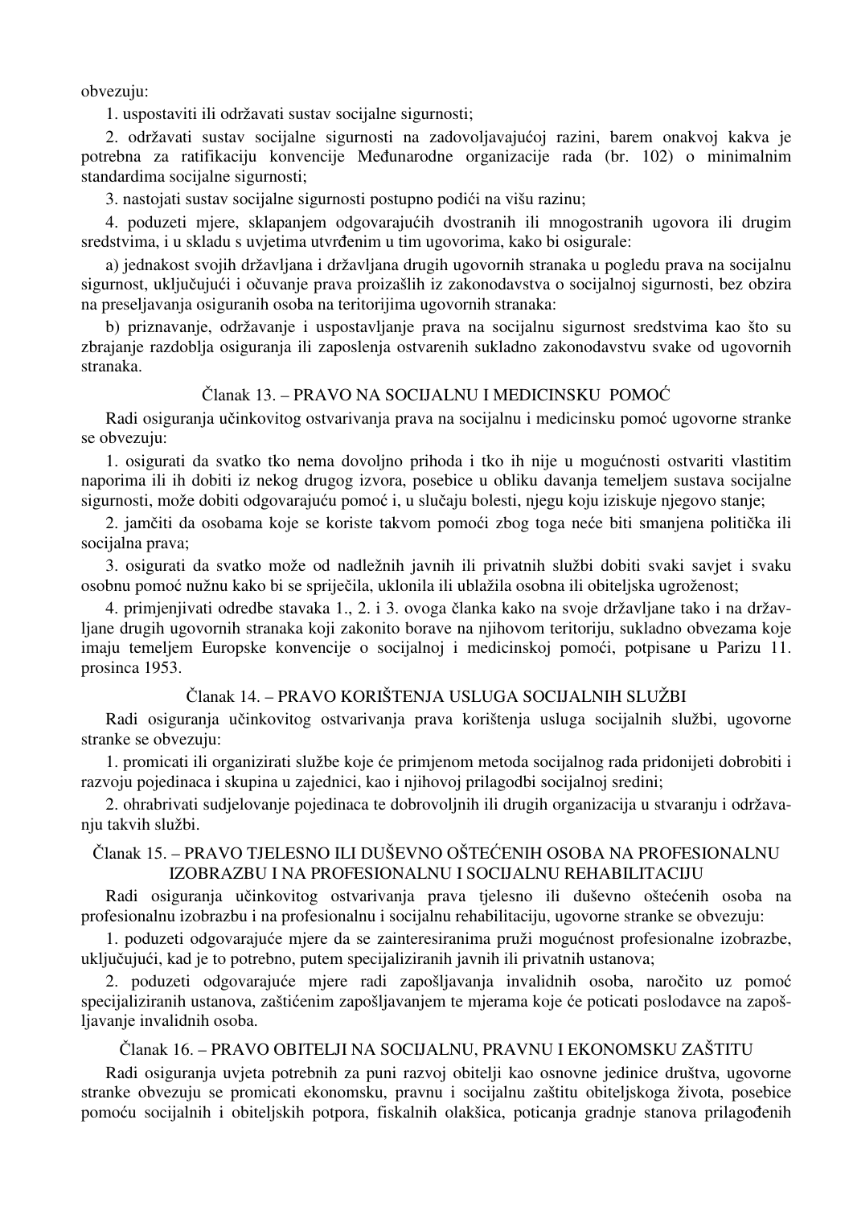obvezuju:

1. uspostaviti ili održavati sustav socijalne sigurnosti;

2. održavati sustav socijalne sigurnosti na zadovoljavajućoj razini, barem onakvoj kakva je potrebna za ratifikaciju konvencije Međunarodne organizacije rada (br. 102) o minimalnim standardima socijalne sigurnosti;

3. nastojati sustav socijalne sigurnosti postupno podići na višu razinu;

4. poduzeti mjere, sklapanjem odgovarajućih dvostranih ili mnogostranih ugovora ili drugim sredstvima, i u skladu s uvjetima utvrđenim u tim ugovorima, kako bi osigurale:

a) jednakost svojih državljana i državljana drugih ugovornih stranaka u pogledu prava na socijalnu sigurnost, uključujući i očuvanje prava proizašlih iz zakonodavstva o socijalnoj sigurnosti, bez obzira na preseljavanja osiguranih osoba na teritorijima ugovornih stranaka:

b) priznavanje, održavanje i uspostavljanje prava na socijalnu sigurnost sredstvima kao što su zbrajanje razdoblja osiguranja ili zaposlenja ostvarenih sukladno zakonodavstvu svake od ugovornih stranaka.

## Članak 13. – PRAVO NA SOCIJALNU I MEDICINSKU POMOĆ

Radi osiguranja učinkovitog ostvarivanja prava na socijalnu i medicinsku pomoć ugovorne stranke se obvezuju:

1. osigurati da svatko tko nema dovoljno prihoda i tko ih nije u mogućnosti ostvariti vlastitim naporima ili ih dobiti iz nekog drugog izvora, posebice u obliku davanja temeljem sustava socijalne sigurnosti, može dobiti odgovarajuću pomoć i, u slučaju bolesti, njegu koju iziskuje njegovo stanje;

2. jamčiti da osobama koje se koriste takvom pomoći zbog toga neće biti smanjena politička ili socijalna prava;

3. osigurati da svatko može od nadležnih javnih ili privatnih službi dobiti svaki savjet i svaku osobnu pomoć nužnu kako bi se spriječila, uklonila ili ublažila osobna ili obiteljska ugroženost;

4. primjenjivati odredbe stavaka 1., 2. i 3. ovoga članka kako na svoje državljane tako i na državljane drugih ugovornih stranaka koji zakonito borave na njihovom teritoriju, sukladno obvezama koje imaju temeljem Europske konvencije o socijalnoj i medicinskoj pomoći, potpisane u Parizu 11. prosinca 1953.

## Članak 14. – PRAVO KORIŠTENJA USLUGA SOCIJALNIH SLUŽBI

Radi osiguranja učinkovitog ostvarivanja prava korištenja usluga socijalnih službi, ugovorne stranke se obvezuju:

1. promicati ili organizirati službe koje će primjenom metoda socijalnog rada pridonijeti dobrobiti i razvoju pojedinaca i skupina u zajednici, kao i njihovoj prilagodbi socijalnoj sredini;

2. ohrabrivati sudjelovanje pojedinaca te dobrovoljnih ili drugih organizacija u stvaranju i održavanju takvih službi.

## Članak 15. – PRAVO TJELESNO ILI DUŠEVNO OŠTEĆENIH OSOBA NA PROFESIONALNU IZOBRAZBU I NA PROFESIONALNU I SOCIJALNU REHABILITACIJU

Radi osiguranja učinkovitog ostvarivanja prava tjelesno ili duševno oštećenih osoba na profesionalnu izobrazbu i na profesionalnu i socijalnu rehabilitaciju, ugovorne stranke se obvezuju:

1. poduzeti odgovarajuće mjere da se zainteresiranima pruži mogućnost profesionalne izobrazbe, uključujući, kad je to potrebno, putem specijaliziranih javnih ili privatnih ustanova;

2. poduzeti odgovarajuće mjere radi zapošljavanja invalidnih osoba, naročito uz pomoć specijaliziranih ustanova, zaštićenim zapošljavanjem te mjerama koje će poticati poslodavce na zapošljavanje invalidnih osoba.

## Članak 16. – PRAVO OBITELJI NA SOCIJALNU, PRAVNU I EKONOMSKU ZAŠTITU

Radi osiguranja uvjeta potrebnih za puni razvoj obitelji kao osnovne jedinice društva, ugovorne stranke obvezuju se promicati ekonomsku, pravnu i socijalnu zaštitu obiteljskoga života, posebice pomoću socijalnih i obiteljskih potpora, fiskalnih olakšica, poticanja gradnje stanova prilagođenih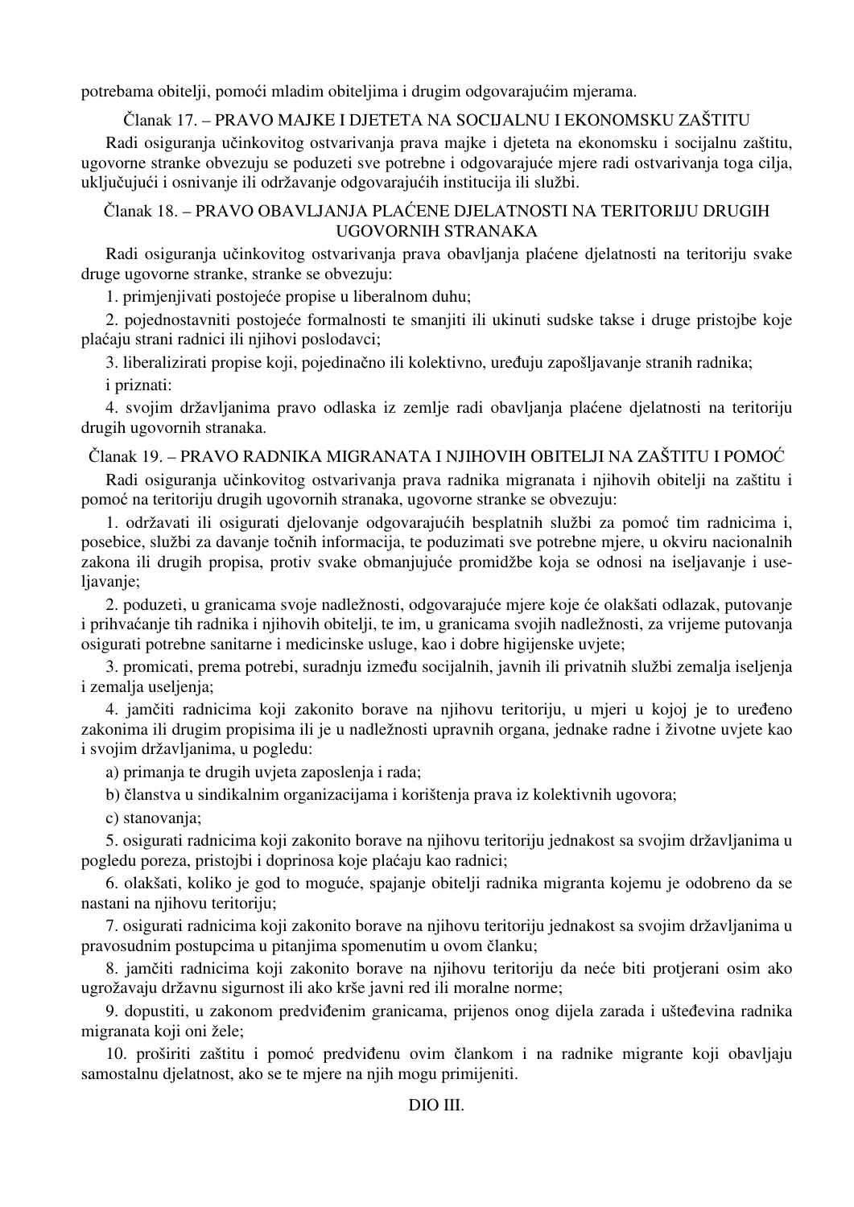potrebama obitelji, pomoći mladim obiteljima i drugim odgovarajućim mjerama.

### Članak 17. – PRAVO MAJKE I DJETETA NA SOCIJALNU I EKONOMSKU ZAŠTITU

Radi osiguranja učinkovitog ostvarivanja prava majke i djeteta na ekonomsku i socijalnu zaštitu, ugovorne stranke obvezuju se poduzeti sve potrebne i odgovarajuće mjere radi ostvarivanja toga cilja, uključujući i osnivanje ili održavanje odgovarajućih institucija ili službi.

### Članak 18. – PRAVO OBAVLJANJA PLAĆENE DJELATNOSTI NA TERITORIJU DRUGIH UGOVORNIH STRANAKA

Radi osiguranja učinkovitog ostvarivanja prava obavljanja plaćene djelatnosti na teritoriju svake druge ugovorne stranke, stranke se obvezuju:

1. primjenjivati postojeće propise u liberalnom duhu;

2. pojednostavniti postojeće formalnosti te smanjiti ili ukinuti sudske takse i druge pristojbe koje plaćaju strani radnici ili njihovi poslodavci;

3. liberalizirati propise koji, pojedinačno ili kolektivno, uređuju zapošljavanje stranih radnika;

i priznati:

4. svojim državljanima pravo odlaska iz zemlje radi obavljanja plaćene djelatnosti na teritoriju drugih ugovornih stranaka.

### Članak 19. – PRAVO RADNIKA MIGRANATA I NJIHOVIH OBITELJI NA ZAŠTITU I POMOĆ

Radi osiguranja učinkovitog ostvarivanja prava radnika migranata i njihovih obitelji na zaštitu i pomoć na teritoriju drugih ugovornih stranaka, ugovorne stranke se obvezuju:

1. održavati ili osigurati djelovanje odgovarajućih besplatnih službi za pomoć tim radnicima i, posebice, službi za davanje točnih informacija, te poduzimati sve potrebne mjere, u okviru nacionalnih zakona ili drugih propisa, protiv svake obmanjujuće promidžbe koja se odnosi na iseljavanje i useljavanje;

2. poduzeti, u granicama svoje nadležnosti, odgovarajuće mjere koje će olakšati odlazak, putovanje i prihvaćanje tih radnika i njihovih obitelji, te im, u granicama svojih nadležnosti, za vrijeme putovanja osigurati potrebne sanitarne i medicinske usluge, kao i dobre higijenske uvjete;

3. promicati, prema potrebi, suradnju između socijalnih, javnih ili privatnih službi zemalja iseljenja i zemalja useljenja;

4. jamčiti radnicima koji zakonito borave na njihovu teritoriju, u mjeri u kojoj je to uređeno zakonima ili drugim propisima ili je u nadležnosti upravnih organa, jednake radne i životne uvjete kao i svojim državljanima, u pogledu:

a) primanja te drugih uvjeta zaposlenja i rada;

b) članstva u sindikalnim organizacijama i korištenja prava iz kolektivnih ugovora;

c) stanovanja;

5. osigurati radnicima koji zakonito borave na njihovu teritoriju jednakost sa svojim državljanima u pogledu poreza, pristojbi i doprinosa koje plaćaju kao radnici;

6. olakšati, koliko je god to moguće, spajanje obitelji radnika migranta kojemu je odobreno da se nastani na njihovu teritoriju;

7. osigurati radnicima koji zakonito borave na njihovu teritoriju jednakost sa svojim državljanima u pravosudnim postupcima u pitanjima spomenutim u ovom članku;

8. jamčiti radnicima koji zakonito borave na njihovu teritoriju da neće biti protjerani osim ako ugrožavaju državnu sigurnost ili ako krše javni red ili moralne norme;

9. dopustiti, u zakonom predviđenim granicama, prijenos onog dijela zarada i ušteđevina radnika migranata koji oni žele;

10. proširiti zaštitu i pomoć predviđenu ovim člankom i na radnike migrante koji obavljaju samostalnu djelatnost, ako se te mjere na njih mogu primijeniti.

## DIO III.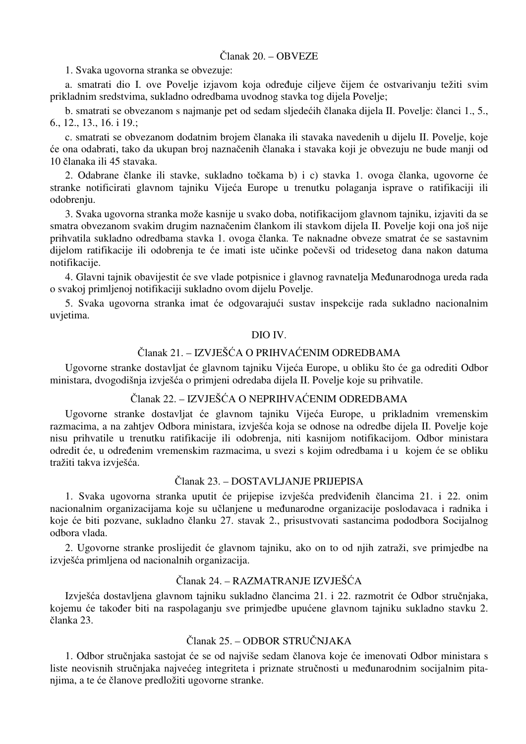### Članak 20. – OBVEZE

1. Svaka ugovorna stranka se obvezuje:

a. smatrati dio I. ove Povelje izjavom koja određuje ciljeve čijem će ostvarivanju težiti svim prikladnim sredstvima, sukladno odredbama uvodnog stavka tog dijela Povelje;

b. smatrati se obvezanom s najmanje pet od sedam sljedećih članaka dijela II. Povelje: članci 1., 5., 6., 12., 13., 16. i 19.;

c. smatrati se obvezanom dodatnim brojem članaka ili stavaka navedenih u dijelu II. Povelje, koje će ona odabrati, tako da ukupan broj naznačenih članaka i stavaka koji je obvezuju ne bude manji od 10 članaka ili 45 stavaka.

2. Odabrane članke ili stavke, sukladno točkama b) i c) stavka 1. ovoga članka, ugovorne će stranke notificirati glavnom tajniku Vijeća Europe u trenutku polaganja isprave o ratifikaciji ili odobrenju.

3. Svaka ugovorna stranka može kasnije u svako doba, notifikacijom glavnom tajniku, izjaviti da se smatra obvezanom svakim drugim naznačenim člankom ili stavkom dijela II. Povelje koji ona još nije prihvatila sukladno odredbama stavka 1. ovoga članka. Te naknadne obveze smatrat će se sastavnim dijelom ratifikacije ili odobrenja te će imati iste učinke počevši od tridesetog dana nakon datuma notifikacije.

4. Glavni tajnik obavijestit će sve vlade potpisnice i glavnog ravnatelja Međunarodnoga ureda rada o svakoj primljenoj notifikaciji sukladno ovom dijelu Povelje.

5. Svaka ugovorna stranka imat će odgovarajući sustav inspekcije rada sukladno nacionalnim uvjetima.

## DIO IV.

### Članak 21. – IZVJEŠĆA O PRIHVAĆENIM ODREDBAMA

Ugovorne stranke dostavljat će glavnom tajniku Vijeća Europe, u obliku što će ga odrediti Odbor ministara, dvogodišnja izvješća o primjeni odredaba dijela II. Povelje koje su prihvatile.

### Članak 22. – IZVJEŠĆA O NEPRIHVAĆENIM ODREDBAMA

Ugovorne stranke dostavljat će glavnom tajniku Vijeća Europe, u prikladnim vremenskim razmacima, a na zahtjev Odbora ministara, izvješća koja se odnose na odredbe dijela II. Povelje koje nisu prihvatile u trenutku ratifikacije ili odobrenja, niti kasnijom notifikacijom. Odbor ministara odredit će, u određenim vremenskim razmacima, u svezi s kojim odredbama i u kojem će se obliku tražiti takva izvješća.

### Članak 23. – DOSTAVLJANJE PRIJEPISA

1. Svaka ugovorna stranka uputit će prijepise izvješća predviđenih člancima 21. i 22. onim nacionalnim organizacijama koje su učlanjene u međunarodne organizacije poslodavaca i radnika i koje će biti pozvane, sukladno članku 27. stavak 2., prisustvovati sastancima pododbora Socijalnog odbora vlada.

2. Ugovorne stranke proslijedit će glavnom tajniku, ako on to od njih zatraži, sve primjedbe na izvješća primljena od nacionalnih organizacija.

### Članak 24. – RAZMATRANJE IZVJEŠĆA

Izvješća dostavljena glavnom tajniku sukladno člancima 21. i 22. razmotrit će Odbor stručnjaka, kojemu će također biti na raspolaganju sve primjedbe upućene glavnom tajniku sukladno stavku 2. članka 23.

### Članak 25. – ODBOR STRUČNJAKA

1. Odbor stručnjaka sastojat će se od najviše sedam članova koje će imenovati Odbor ministara s liste neovisnih stručnjaka najvećeg integriteta i priznate stručnosti u međunarodnim socijalnim pitanjima, a te će članove predložiti ugovorne stranke.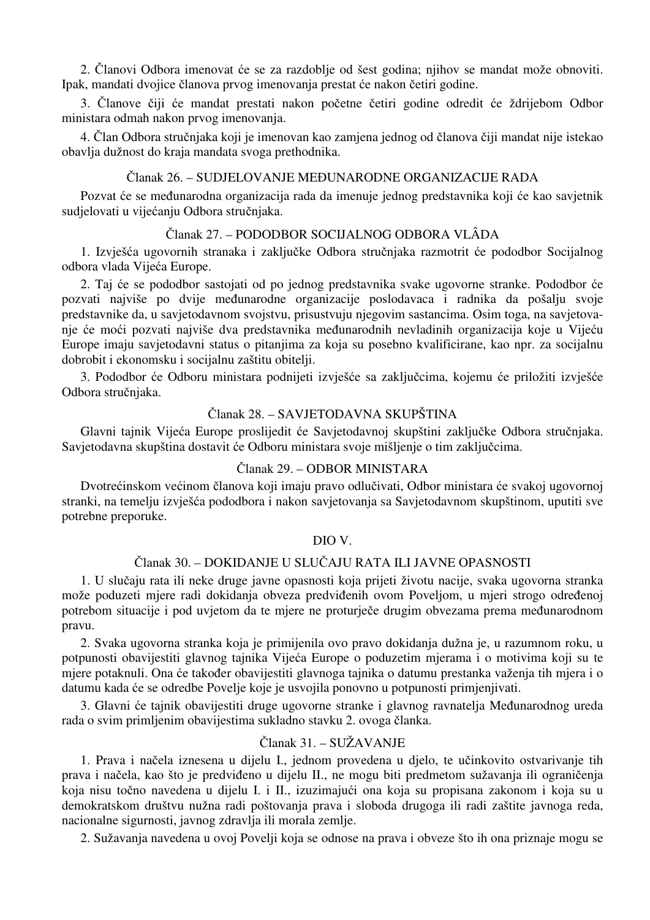2. Članovi Odbora imenovat će se za razdoblje od šest godina; njihov se mandat može obnoviti. Ipak, mandati dvojice članova prvog imenovanja prestat će nakon četiri godine.

3. Članove čiji će mandat prestati nakon početne četiri godine odredit će ždrijebom Odbor ministara odmah nakon prvog imenovanja.

4. Član Odbora stručnjaka koji je imenovan kao zamjena jednog od članova čiji mandat nije istekao obavlja dužnost do kraja mandata svoga prethodnika.

### Članak 26. – SUDJELOVANJE MEĐUNARODNE ORGANIZACIJE RADA

Pozvat će se međunarodna organizacija rada da imenuje jednog predstavnika koji će kao savjetnik sudjelovati u vijećanju Odbora stručnjaka.

### Članak 27. – PODODBOR SOCIJALNOG ODBORA VLÂDA

1. Izvješća ugovornih stranaka i zaključke Odbora stručnjaka razmotrit će pododbor Socijalnog odbora vlada Vijeća Europe.

2. Taj će se pododbor sastojati od po jednog predstavnika svake ugovorne stranke. Pododbor će pozvati najviše po dvije međunarodne organizacije poslodavaca i radnika da pošalju svoje predstavnike da, u savjetodavnom svojstvu, prisustvuju njegovim sastancima. Osim toga, na savjetovanje će moći pozvati najviše dva predstavnika međunarodnih nevladinih organizacija koje u Vijeću Europe imaju savjetodavni status o pitanjima za koja su posebno kvalificirane, kao npr. za socijalnu dobrobit i ekonomsku i socijalnu zaštitu obitelji.

3. Pododbor će Odboru ministara podnijeti izvješće sa zaključcima, kojemu će priložiti izvješće Odbora stručnjaka.

### Članak 28. – SAVJETODAVNA SKUPŠTINA

Glavni tajnik Vijeća Europe proslijedit će Savjetodavnoj skupštini zaključke Odbora stručnjaka. Savjetodavna skupština dostavit će Odboru ministara svoje mišljenje o tim zaključcima.

### Članak 29. – ODBOR MINISTARA

Dvotrećinskom većinom članova koji imaju pravo odlučivati, Odbor ministara će svakoj ugovornoj stranki, na temelju izvješća pododbora i nakon savjetovanja sa Savjetodavnom skupštinom, uputiti sve potrebne preporuke.

## DIO V.

### Članak 30. – DOKIDANJE U SLUČAJU RATA ILI JAVNE OPASNOSTI

1. U slučaju rata ili neke druge javne opasnosti koja prijeti životu nacije, svaka ugovorna stranka može poduzeti mjere radi dokidanja obveza predviđenih ovom Poveljom, u mjeri strogo određenoj potrebom situacije i pod uvjetom da te mjere ne proturječe drugim obvezama prema međunarodnom pravu.

2. Svaka ugovorna stranka koja je primijenila ovo pravo dokidanja dužna je, u razumnom roku, u potpunosti obavijestiti glavnog tajnika Vijeća Europe o poduzetim mjerama i o motivima koji su te mjere potaknuli. Ona će također obavijestiti glavnoga tajnika o datumu prestanka važenja tih mjera i o datumu kada će se odredbe Povelje koje je usvojila ponovno u potpunosti primjenjivati.

3. Glavni će tajnik obavijestiti druge ugovorne stranke i glavnog ravnatelja Međunarodnog ureda rada o svim primljenim obavijestima sukladno stavku 2. ovoga članka.

### Članak 31. – SUŽAVANJE

1. Prava i načela iznesena u dijelu I., jednom provedena u djelo, te učinkovito ostvarivanje tih prava i načela, kao što je predviđeno u dijelu II., ne mogu biti predmetom sužavanja ili ograničenja koja nisu točno navedena u dijelu I. i II., izuzimajući ona koja su propisana zakonom i koja su u demokratskom društvu nužna radi poštovanja prava i sloboda drugoga ili radi zaštite javnoga reda, nacionalne sigurnosti, javnog zdravlja ili morala zemlje.

2. Sužavanja navedena u ovoj Povelji koja se odnose na prava i obveze što ih ona priznaje mogu se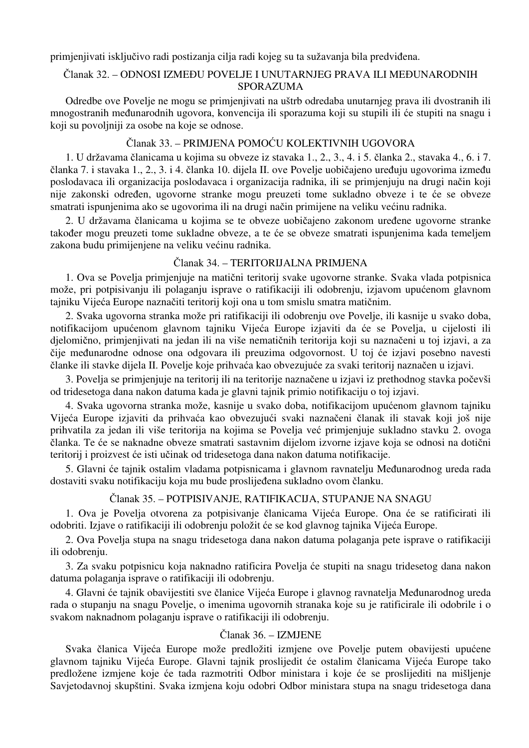primjenjivati isključivo radi postizanja cilja radi kojeg su ta sužavanja bila predviđena.

### Članak 32. – ODNOSI IZMEĐU POVELJE I UNUTARNJEG PRAVA ILI MEĐUNARODNIH SPORAZUMA

Odredbe ove Povelje ne mogu se primjenjivati na uštrb odredaba unutarnjeg prava ili dvostranih ili mnogostranih međunarodnih ugovora, konvencija ili sporazuma koji su stupili ili će stupiti na snagu i koji su povoljniji za osobe na koje se odnose.

### Članak 33. – PRIMJENA POMOĆU KOLEKTIVNIH UGOVORA

1. U državama članicama u kojima su obveze iz stavaka 1., 2., 3., 4. i 5. članka 2., stavaka 4., 6. i 7. članka 7. i stavaka 1., 2., 3. i 4. članka 10. dijela II. ove Povelje uobičajeno uređuju ugovorima između poslodavaca ili organizacija poslodavaca i organizacija radnika, ili se primjenjuju na drugi način koji nije zakonski određen, ugovorne stranke mogu preuzeti tome sukladno obveze i te će se obveze smatrati ispunjenima ako se ugovorima ili na drugi način primijene na veliku većinu radnika.

2. U državama članicama u kojima se te obveze uobičajeno zakonom uređene ugovorne stranke također mogu preuzeti tome sukladne obveze, a te će se obveze smatrati ispunjenima kada temeljem zakona budu primijenjene na veliku većinu radnika.

### Članak 34. – TERITORIJALNA PRIMJENA

1. Ova se Povelja primjenjuje na matični teritorij svake ugovorne stranke. Svaka vlada potpisnica može, pri potpisivanju ili polaganju isprave o ratifikaciji ili odobrenju, izjavom upućenom glavnom tajniku Vijeća Europe naznačiti teritorij koji ona u tom smislu smatra matičnim.

2. Svaka ugovorna stranka može pri ratifikaciji ili odobrenju ove Povelje, ili kasnije u svako doba, notifikacijom upućenom glavnom tajniku Vijeća Europe izjaviti da će se Povelja, u cijelosti ili djelomično, primjenjivati na jedan ili na više nematičnih teritorija koji su naznačeni u toj izjavi, a za čije međunarodne odnose ona odgovara ili preuzima odgovornost. U toj će izjavi posebno navesti članke ili stavke dijela II. Povelje koje prihvaća kao obvezujuće za svaki teritorij naznačen u izjavi.

3. Povelja se primjenjuje na teritorij ili na teritorije naznačene u izjavi iz prethodnog stavka počevši od tridesetoga dana nakon datuma kada je glavni tajnik primio notifikaciju o toj izjavi.

4. Svaka ugovorna stranka može, kasnije u svako doba, notifikacijom upućenom glavnom tajniku Vijeća Europe izjaviti da prihvaća kao obvezujući svaki naznačeni članak ili stavak koji još nije prihvatila za jedan ili više teritorija na kojima se Povelja već primjenjuje sukladno stavku 2. ovoga članka. Te će se naknadne obveze smatrati sastavnim dijelom izvorne izjave koja se odnosi na dotični teritorij i proizvest će isti učinak od tridesetoga dana nakon datuma notifikacije.

5. Glavni će tajnik ostalim vladama potpisnicama i glavnom ravnatelju Međunarodnog ureda rada dostaviti svaku notifikaciju koja mu bude proslijeđena sukladno ovom članku.

### Članak 35. – POTPISIVANJE, RATIFIKACIJA, STUPANJE NA SNAGU

1. Ova je Povelja otvorena za potpisivanje članicama Vijeća Europe. Ona će se ratificirati ili odobriti. Izjave o ratifikaciji ili odobrenju položit će se kod glavnog tajnika Vijeća Europe.

2. Ova Povelja stupa na snagu tridesetoga dana nakon datuma polaganja pete isprave o ratifikaciji ili odobrenju.

3. Za svaku potpisnicu koja naknadno ratificira Povelja će stupiti na snagu tridesetog dana nakon datuma polaganja isprave o ratifikaciji ili odobrenju.

4. Glavni će tajnik obavijestiti sve članice Vijeća Europe i glavnog ravnatelja Međunarodnog ureda rada o stupanju na snagu Povelje, o imenima ugovornih stranaka koje su je ratificirale ili odobrile i o svakom naknadnom polaganju isprave o ratifikaciji ili odobrenju.

### Članak 36. – IZMJENE

Svaka članica Vijeća Europe može predložiti izmjene ove Povelje putem obavijesti upućene glavnom tajniku Vijeća Europe. Glavni tajnik proslijedit će ostalim članicama Vijeća Europe tako predložene izmjene koje će tada razmotriti Odbor ministara i koje će se proslijediti na mišljenje Savjetodavnoj skupštini. Svaka izmjena koju odobri Odbor ministara stupa na snagu tridesetoga dana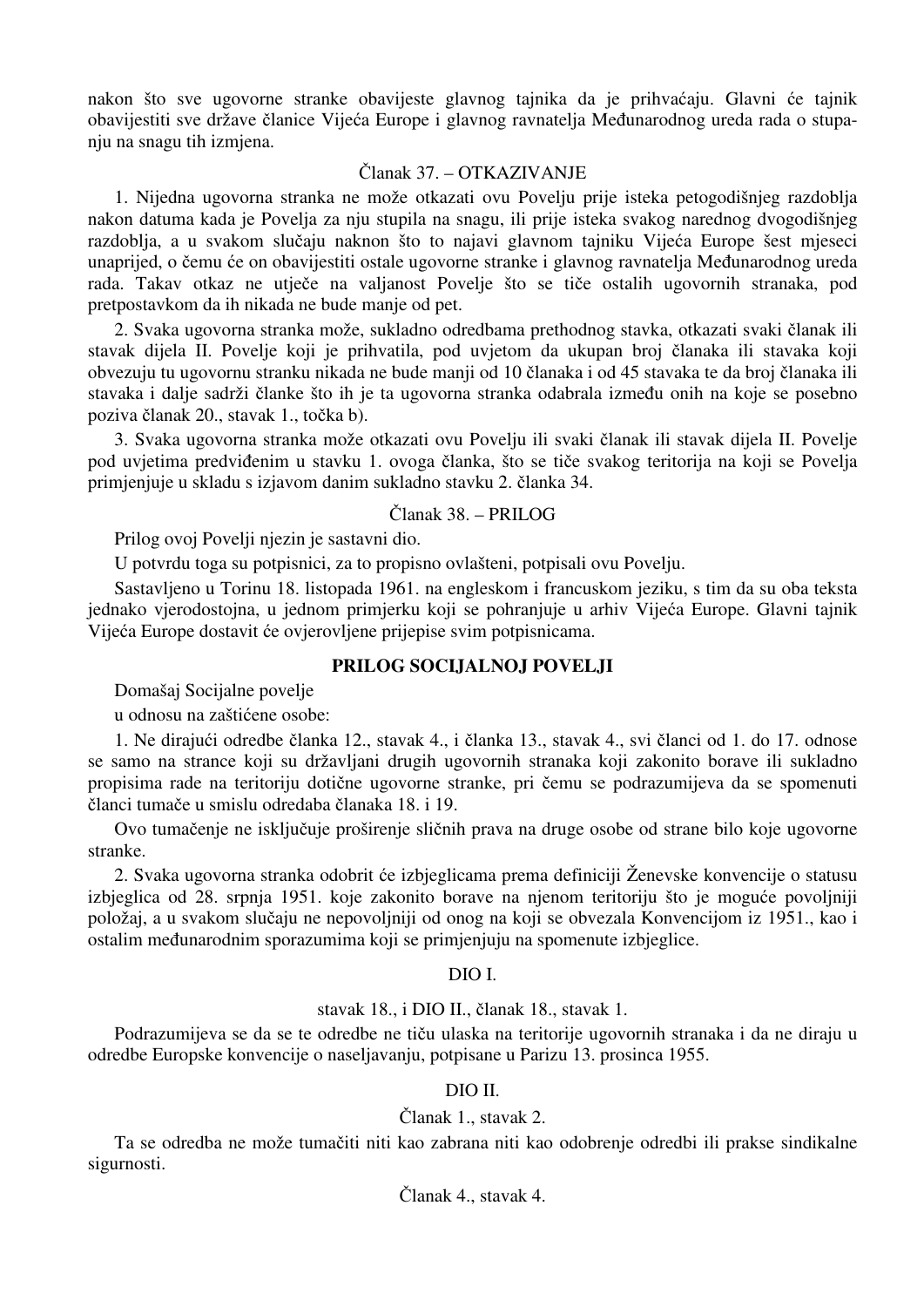nakon što sve ugovorne stranke obavijeste glavnog tajnika da je prihvaćaju. Glavni će tajnik obavijestiti sve države članice Vijeća Europe i glavnog ravnatelja Međunarodnog ureda rada o stupanju na snagu tih izmjena.

Članak 37. – OTKAZIVANJE

1. Nijedna ugovorna stranka ne može otkazati ovu Povelju prije isteka petogodišnjeg razdoblja nakon datuma kada je Povelja za nju stupila na snagu, ili prije isteka svakog narednog dvogodišnjeg razdoblja, a u svakom slučaju naknon što to najavi glavnom tajniku Vijeća Europe šest mjeseci unaprijed, o čemu će on obavijestiti ostale ugovorne stranke i glavnog ravnatelja Međunarodnog ureda rada. Takav otkaz ne utječe na valjanost Povelje što se tiče ostalih ugovornih stranaka, pod pretpostavkom da ih nikada ne bude manje od pet.

2. Svaka ugovorna stranka može, sukladno odredbama prethodnog stavka, otkazati svaki članak ili stavak dijela II. Povelje koji je prihvatila, pod uvjetom da ukupan broj članaka ili stavaka koji obvezuju tu ugovornu stranku nikada ne bude manji od 10 članaka i od 45 stavaka te da broj članaka ili stavaka i dalje sadrži članke što ih je ta ugovorna stranka odabrala između onih na koje se posebno poziva članak 20., stavak 1., točka b).

3. Svaka ugovorna stranka može otkazati ovu Povelju ili svaki članak ili stavak dijela II. Povelje pod uvjetima predviđenim u stavku 1. ovoga članka, što se tiče svakog teritorija na koji se Povelja primjenjuje u skladu s izjavom danim sukladno stavku 2. članka 34.

Članak 38. – PRILOG

Prilog ovoj Povelji njezin je sastavni dio.

U potvrdu toga su potpisnici, za to propisno ovlašteni, potpisali ovu Povelju.

Sastavljeno u Torinu 18. listopada 1961. na engleskom i francuskom jeziku, s tim da su oba teksta jednako vjerodostojna, u jednom primjerku koji se pohranjuje u arhiv Vijeća Europe. Glavni tajnik Vijeća Europe dostavit će ovjerovljene prijepise svim potpisnicama.

**PRILOG SOCIJALNOJ POVELJI**

Domašaj Socijalne povelje
u odnosu na zaštićene osobe:

1. Ne dirajući odredbe članka 12., stavak 4., i članka 13., stavak 4., svi članci od 1. do 17. odnose se samo na strance koji su državljani drugih ugovornih stranaka koji zakonito borave ili sukladno propisima rade na teritoriju dotične ugovorne stranke, pri čemu se podrazumijeva da se spomenuti članci tumače u smislu odredaba članaka 18. i 19.

Ovo tumačenje ne isključuje proširenje sličnih prava na druge osobe od strane bilo koje ugovorne stranke.

2. Svaka ugovorna stranka odobrit će izbjeglicama prema definiciji Ženevske konvencije o statusu izbjeglica od 28. srpnja 1951. koje zakonito borave na njenom teritoriju što je moguće povoljniji položaj, a u svakom slučaju ne nepovoljniji od onog na koji se obvezala Konvencijom iz 1951., kao i ostalim međunarodnim sporazumima koji se primjenjuju na spomenute izbjeglice.

DIO I.

stavak 18., i DIO II., članak 18., stavak 1.

Podrazumijeva se da se te odredbe ne tiču ulaska na teritorije ugovornih stranaka i da ne diraju u odredbe Europske konvencije o naseljavanju, potpisane u Parizu 13. prosinca 1955.

DIO II.

Članak 1., stavak 2.

Ta se odredba ne može tumačiti niti kao zabrana niti kao odobrenje odredbi ili prakse sindikalne sigurnosti.

Članak 4., stavak 4.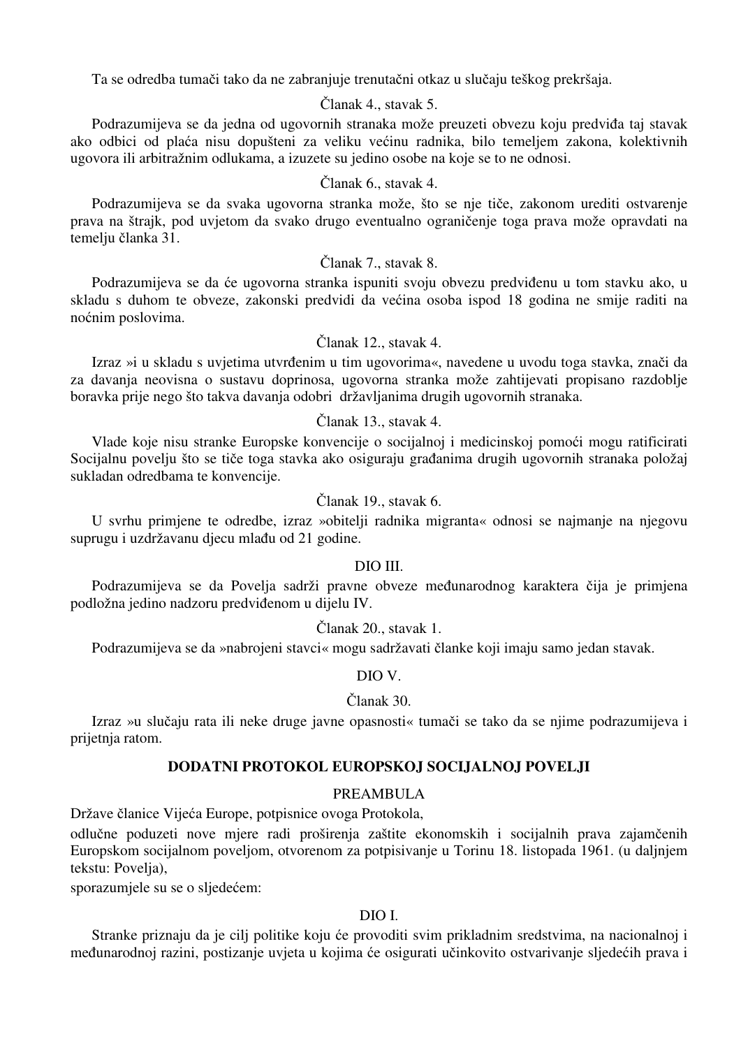Ta se odredba tumači tako da ne zabranjuje trenutačni otkaz u slučaju teškog prekršaja.

Članak 4., stavak 5.

Podrazumijeva se da jedna od ugovornih stranaka može preuzeti obvezu koju predviđa taj stavak ako odbici od plaća nisu dopušteni za veliku većinu radnika, bilo temeljem zakona, kolektivnih ugovora ili arbitražnim odlukama, a izuzete su jedino osobe na koje se to ne odnosi.

Članak 6., stavak 4.

Podrazumijeva se da svaka ugovorna stranka može, što se nje tiče, zakonom urediti ostvarenje prava na štrajk, pod uvjetom da svako drugo eventualno ograničenje toga prava može opravdati na temelju članka 31.

Članak 7., stavak 8.

Podrazumijeva se da će ugovorna stranka ispuniti svoju obvezu predviđenu u tom stavku ako, u skladu s duhom te obveze, zakonski predvidi da većina osoba ispod 18 godina ne smije raditi na noćnim poslovima.

Članak 12., stavak 4.

Izraz »i u skladu s uvjetima utvrđenim u tim ugovorima«, navedene u uvodu toga stavka, znači da za davanja neovisna o sustavu doprinosa, ugovorna stranka može zahtijevati propisano razdoblje boravka prije nego što takva davanja odobri državljanima drugih ugovornih stranaka.

Članak 13., stavak 4.

Vlade koje nisu stranke Europske konvencije o socijalnoj i medicinskoj pomoći mogu ratificirati Socijalnu povelju što se tiče toga stavka ako osiguraju građanima drugih ugovornih stranaka položaj sukladan odredbama te konvencije.

Članak 19., stavak 6.

U svrhu primjene te odredbe, izraz »obitelji radnika migranta« odnosi se najmanje na njegovu suprugu i uzdržavanu djecu mlađu od 21 godine.

DIO III.

Podrazumijeva se da Povelja sadrži pravne obveze međunarodnog karaktera čija je primjena podložna jedino nadzoru predviđenom u dijelu IV.

Članak 20., stavak 1.

Podrazumijeva se da »nabrojeni stavci« mogu sadržavati članke koji imaju samo jedan stavak.

DIO V.

Članak 30.

Izraz »u slučaju rata ili neke druge javne opasnosti« tumači se tako da se njime podrazumijeva i prijetnja ratom.

## DODATNI PROTOKOL EUROPSKOJ SOCIJALNOJ POVELJI

PREAMBULA

Države članice Vijeća Europe, potpisnice ovoga Protokola,

odlučne poduzeti nove mjere radi proširenja zaštite ekonomskih i socijalnih prava zajamčenih Europskom socijalnom poveljom, otvorenom za potpisivanje u Torinu 18. listopada 1961. (u daljnjem tekstu: Povelja),

sporazumjele su se o sljedećem:

DIO I.

Stranke priznaju da je cilj politike koju će provoditi svim prikladnim sredstvima, na nacionalnoj i međunarodnoj razini, postizanje uvjeta u kojima će osigurati učinkovito ostvarivanje sljedećih prava i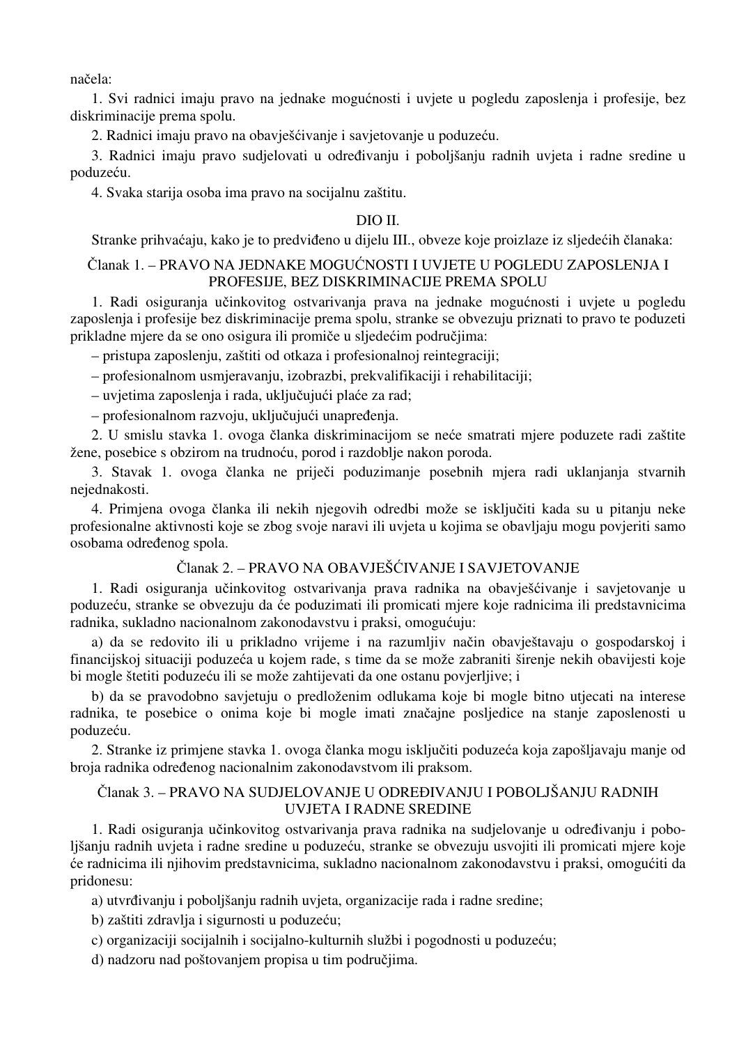načela:

1. Svi radnici imaju pravo na jednake mogućnosti i uvjete u pogledu zaposlenja i profesije, bez diskriminacije prema spolu.

2. Radnici imaju pravo na obavješćivanje i savjetovanje u poduzeću.

3. Radnici imaju pravo sudjelovati u određivanju i poboljšanju radnih uvjeta i radne sredine u poduzeću.

4. Svaka starija osoba ima pravo na socijalnu zaštitu.

## DIO II.

Stranke prihvaćaju, kako je to predviđeno u dijelu III., obveze koje proizlaze iz sljedećih članaka:

### Članak 1. – PRAVO NA JEDNAKE MOGUĆNOSTI I UVJETE U POGLEDU ZAPOSLENJA I PROFESIJE, BEZ DISKRIMINACIJE PREMA SPOLU

1. Radi osiguranja učinkovitog ostvarivanja prava na jednake mogućnosti i uvjete u pogledu zaposlenja i profesije bez diskriminacije prema spolu, stranke se obvezuju priznati to pravo te poduzeti prikladne mjere da se ono osigura ili promiče u sljedećim područjima:

– pristupa zaposlenju, zaštiti od otkaza i profesionalnoj reintegraciji;

– profesionalnom usmjeravanju, izobrazbi, prekvalifikaciji i rehabilitaciji;

– uvjetima zaposlenja i rada, uključujući plaće za rad;

– profesionalnom razvoju, uključujući unapređenja.

2. U smislu stavka 1. ovoga članka diskriminacijom se neće smatrati mjere poduzete radi zaštite žene, posebice s obzirom na trudnoću, porod i razdoblje nakon poroda.

3. Stavak 1. ovoga članka ne priječi poduzimanje posebnih mjera radi uklanjanja stvarnih nejednakosti.

4. Primjena ovoga članka ili nekih njegovih odredbi može se isključiti kada su u pitanju neke profesionalne aktivnosti koje se zbog svoje naravi ili uvjeta u kojima se obavljaju mogu povjeriti samo osobama određenog spola.

### Članak 2. – PRAVO NA OBAVJEŠĆIVANJE I SAVJETOVANJE

1. Radi osiguranja učinkovitog ostvarivanja prava radnika na obavješćivanje i savjetovanje u poduzeću, stranke se obvezuju da će poduzimati ili promicati mjere koje radnicima ili predstavnicima radnika, sukladno nacionalnom zakonodavstvu i praksi, omogućuju:

a) da se redovito ili u prikladno vrijeme i na razumljiv način obavještavaju o gospodarskoj i financijskoj situaciji poduzeća u kojem rade, s time da se može zabraniti širenje nekih obavijesti koje bi mogle štetiti poduzeću ili se može zahtijevati da one ostanu povjerljive; i

b) da se pravodobno savjetuju o predloženim odlukama koje bi mogle bitno utjecati na interese radnika, te posebice o onima koje bi mogle imati značajne posljedice na stanje zaposlenosti u poduzeću.

2. Stranke iz primjene stavka 1. ovoga članka mogu isključiti poduzeća koja zapošljavaju manje od broja radnika određenog nacionalnim zakonodavstvom ili praksom.

### Članak 3. – PRAVO NA SUDJELOVANJE U ODREĐIVANJU I POBOLJŠANJU RADNIH UVJETA I RADNE SREDINE

1. Radi osiguranja učinkovitog ostvarivanja prava radnika na sudjelovanje u određivanju i poboljšanju radnih uvjeta i radne sredine u poduzeću, stranke se obvezuju usvojiti ili promicati mjere koje će radnicima ili njihovim predstavnicima, sukladno nacionalnom zakonodavstvu i praksi, omogućiti da pridonesu:

a) utvrđivanju i poboljšanju radnih uvjeta, organizacije rada i radne sredine;

b) zaštiti zdravlja i sigurnosti u poduzeću;

c) organizaciji socijalnih i socijalno-kulturnih službi i pogodnosti u poduzeću;

d) nadzoru nad poštovanjem propisa u tim područjima.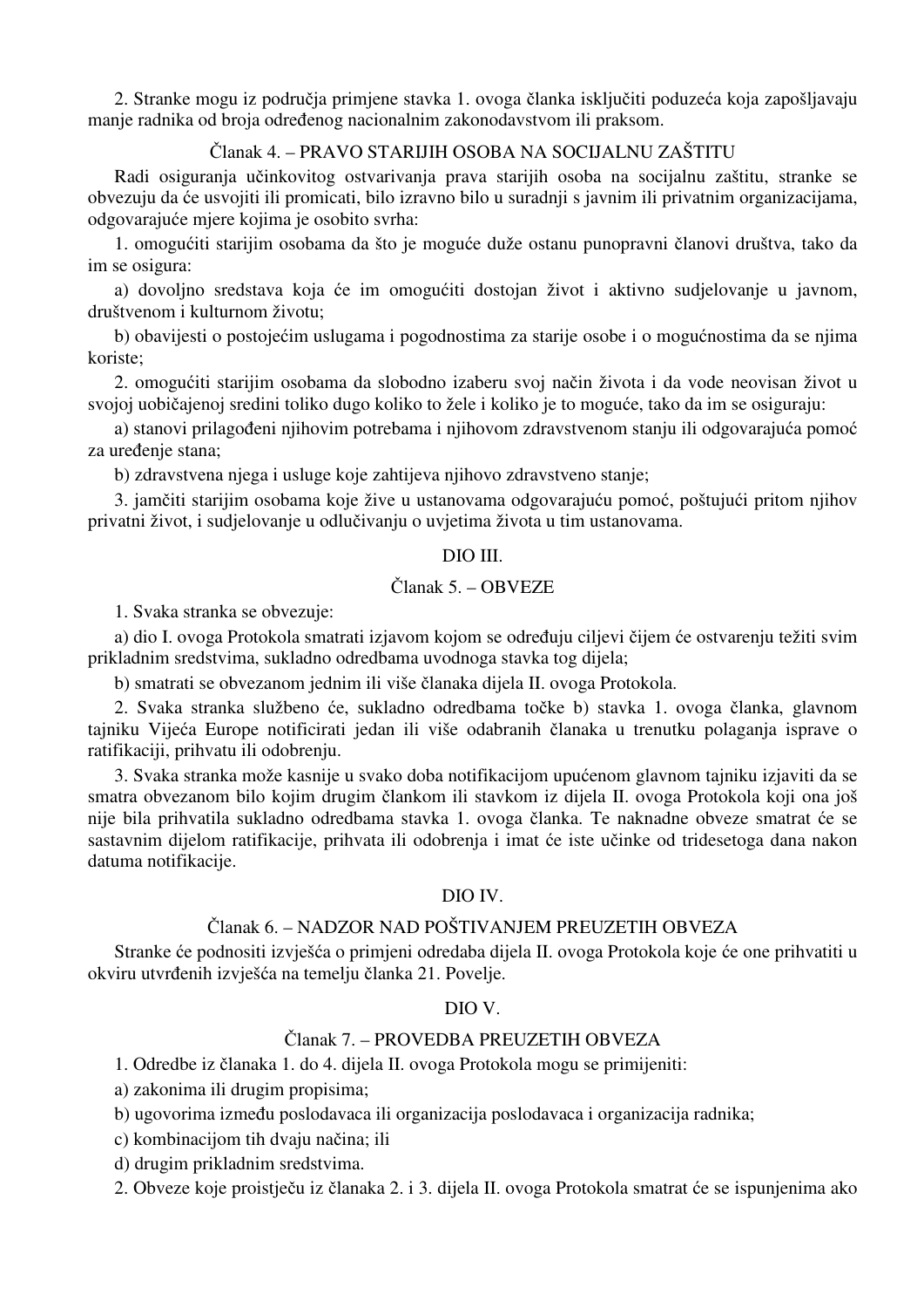2. Stranke mogu iz područja primjene stavka 1. ovoga članka isključiti poduzeća koja zapošljavaju manje radnika od broja određenog nacionalnim zakonodavstvom ili praksom.

### Članak 4. – PRAVO STARIJIH OSOBA NA SOCIJALNU ZAŠTITU

Radi osiguranja učinkovitog ostvarivanja prava starijih osoba na socijalnu zaštitu, stranke se obvezuju da će usvojiti ili promicati, bilo izravno bilo u suradnji s javnim ili privatnim organizacijama, odgovarajuće mjere kojima je osobito svrha:

1. omogućiti starijim osobama da što je moguće duže ostanu punopravni članovi društva, tako da im se osigura:

a) dovoljno sredstava koja će im omogućiti dostojan život i aktivno sudjelovanje u javnom, društvenom i kulturnom životu;

b) obavijesti o postojećim uslugama i pogodnostima za starije osobe i o mogućnostima da se njima koriste;

2. omogućiti starijim osobama da slobodno izaberu svoj način života i da vode neovisan život u svojoj uobičajenoj sredini toliko dugo koliko to žele i koliko je to moguće, tako da im se osiguraju:

a) stanovi prilagođeni njihovim potrebama i njihovom zdravstvenom stanju ili odgovarajuća pomoć za uređenje stana;

b) zdravstvena njega i usluge koje zahtijeva njihovo zdravstveno stanje;

3. jamčiti starijim osobama koje žive u ustanovama odgovarajuću pomoć, poštujući pritom njihov privatni život, i sudjelovanje u odlučivanju o uvjetima života u tim ustanovama.

## DIO III.

### Članak 5. – OBVEZE

1. Svaka stranka se obvezuje:

a) dio I. ovoga Protokola smatrati izjavom kojom se određuju ciljevi čijem će ostvarenju težiti svim prikladnim sredstvima, sukladno odredbama uvodnoga stavka tog dijela;

b) smatrati se obvezanom jednim ili više članaka dijela II. ovoga Protokola.

2. Svaka stranka službeno će, sukladno odredbama točke b) stavka 1. ovoga članka, glavnom tajniku Vijeća Europe notificirati jedan ili više odabranih članaka u trenutku polaganja isprave o ratifikaciji, prihvatu ili odobrenju.

3. Svaka stranka može kasnije u svako doba notifikacijom upućenom glavnom tajniku izjaviti da se smatra obvezanom bilo kojim drugim člankom ili stavkom iz dijela II. ovoga Protokola koji ona još nije bila prihvatila sukladno odredbama stavka 1. ovoga članka. Te naknadne obveze smatrat će se sastavnim dijelom ratifikacije, prihvata ili odobrenja i imat će iste učinke od tridesetoga dana nakon datuma notifikacije.

## DIO IV.

### Članak 6. – NADZOR NAD POŠTIVANJEM PREUZETIH OBVEZA

Stranke će podnositi izvješća o primjeni odredaba dijela II. ovoga Protokola koje će one prihvatiti u okviru utvrđenih izvješća na temelju članka 21. Povelje.

## DIO V.

### Članak 7. – PROVEDBA PREUZETIH OBVEZA

1. Odredbe iz članaka 1. do 4. dijela II. ovoga Protokola mogu se primijeniti:

a) zakonima ili drugim propisima;

b) ugovorima između poslodavaca ili organizacija poslodavaca i organizacija radnika;

c) kombinacijom tih dvaju načina; ili

d) drugim prikladnim sredstvima.

2. Obveze koje proistječu iz članaka 2. i 3. dijela II. ovoga Protokola smatrat će se ispunjenima ako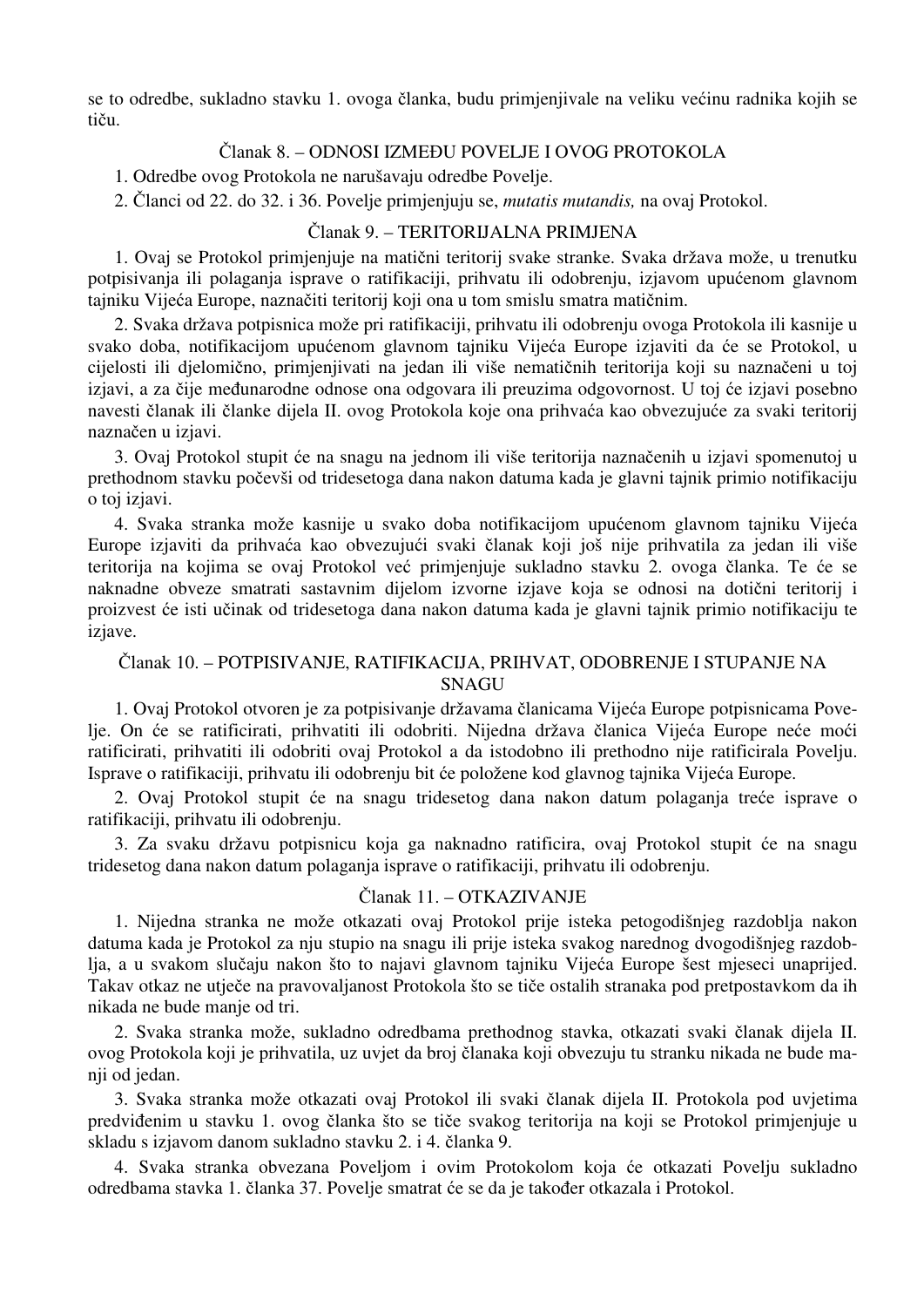se to odredbe, sukladno stavku 1. ovoga članka, budu primjenjivale na veliku većinu radnika kojih se tiču.

### Članak 8. – ODNOSI IZMEĐU POVELJE I OVOG PROTOKOLA

1. Odredbe ovog Protokola ne narušavaju odredbe Povelje.
2. Članci od 22. do 32. i 36. Povelje primjenjuju se, *mutatis mutandis,* na ovaj Protokol.

### Članak 9. – TERITORIJALNA PRIMJENA

1. Ovaj se Protokol primjenjuje na matični teritorij svake stranke. Svaka država može, u trenutku potpisivanja ili polaganja isprave o ratifikaciji, prihvatu ili odobrenju, izjavom upućenom glavnom tajniku Vijeća Europe, naznačiti teritorij koji ona u tom smislu smatra matičnim.

2. Svaka država potpisnica može pri ratifikaciji, prihvatu ili odobrenju ovoga Protokola ili kasnije u svako doba, notifikacijom upućenom glavnom tajniku Vijeća Europe izjaviti da će se Protokol, u cijelosti ili djelomično, primjenjivati na jedan ili više nematičnih teritorija koji su naznačeni u toj izjavi, a za čije međunarodne odnose ona odgovara ili preuzima odgovornost. U toj će izjavi posebno navesti članak ili članke dijela II. ovog Protokola koje ona prihvaća kao obvezujuće za svaki teritorij naznačen u izjavi.

3. Ovaj Protokol stupit će na snagu na jednom ili više teritorija naznačenih u izjavi spomenutoj u prethodnom stavku počevši od tridesetoga dana nakon datuma kada je glavni tajnik primio notifikaciju o toj izjavi.

4. Svaka stranka može kasnije u svako doba notifikacijom upućenom glavnom tajniku Vijeća Europe izjaviti da prihvaća kao obvezujući svaki članak koji još nije prihvatila za jedan ili više teritorija na kojima se ovaj Protokol već primjenjuje sukladno stavku 2. ovoga članka. Te će se naknadne obveze smatrati sastavnim dijelom izvorne izjave koja se odnosi na dotični teritorij i proizvest će isti učinak od tridesetoga dana nakon datuma kada je glavni tajnik primio notifikaciju te izjave.

### Članak 10. – POTPISIVANJE, RATIFIKACIJA, PRIHVAT, ODOBRENJE I STUPANJE NA SNAGU

1. Ovaj Protokol otvoren je za potpisivanje državama članicama Vijeća Europe potpisnicama Povelje. On će se ratificirati, prihvatiti ili odobriti. Nijedna država članica Vijeća Europe neće moći ratificirati, prihvatiti ili odobriti ovaj Protokol a da istodobno ili prethodno nije ratificirala Povelju. Isprave o ratifikaciji, prihvatu ili odobrenju bit će položene kod glavnog tajnika Vijeća Europe.

2. Ovaj Protokol stupit će na snagu tridesetog dana nakon datum polaganja treće isprave o ratifikaciji, prihvatu ili odobrenju.

3. Za svaku državu potpisnicu koja ga naknadno ratificira, ovaj Protokol stupit će na snagu tridesetog dana nakon datum polaganja isprave o ratifikaciji, prihvatu ili odobrenju.

### Članak 11. – OTKAZIVANJE

1. Nijedna stranka ne može otkazati ovaj Protokol prije isteka petogodišnjeg razdoblja nakon datuma kada je Protokol za nju stupio na snagu ili prije isteka svakog narednog dvogodišnjeg razdoblja, a u svakom slučaju nakon što to najavi glavnom tajniku Vijeća Europe šest mjeseci unaprijed. Takav otkaz ne utječe na pravovaljanost Protokola što se tiče ostalih stranaka pod pretpostavkom da ih nikada ne bude manje od tri.

2. Svaka stranka može, sukladno odredbama prethodnog stavka, otkazati svaki članak dijela II. ovog Protokola koji je prihvatila, uz uvjet da broj članaka koji obvezuju tu stranku nikada ne bude manji od jedan.

3. Svaka stranka može otkazati ovaj Protokol ili svaki članak dijela II. Protokola pod uvjetima predviđenim u stavku 1. ovog članka što se tiče svakog teritorija na koji se Protokol primjenjuje u skladu s izjavom danom sukladno stavku 2. i 4. članka 9.

4. Svaka stranka obvezana Poveljom i ovim Protokolom koja će otkazati Povelju sukladno odredbama stavka 1. članka 37. Povelje smatrat će se da je također otkazala i Protokol.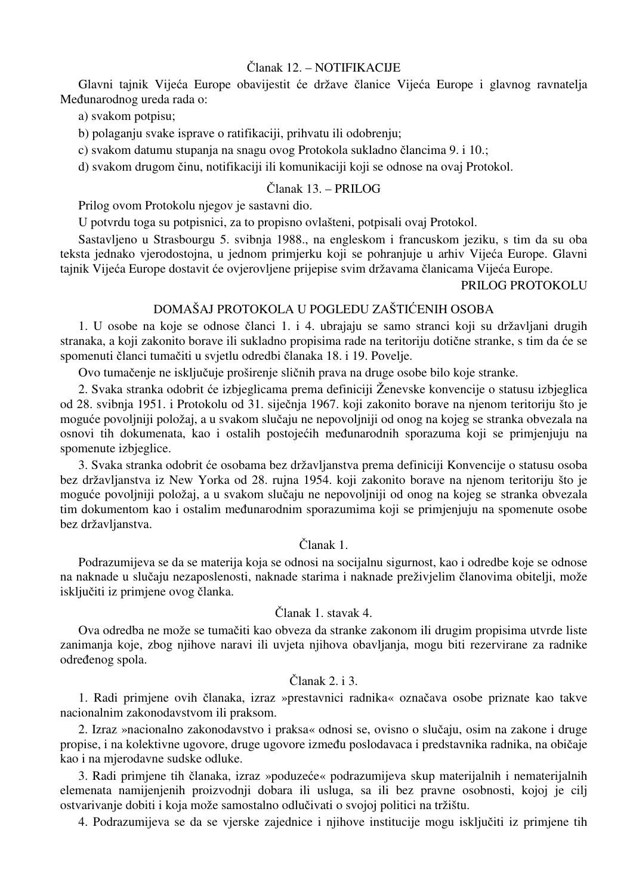### Članak 12. – NOTIFIKACIJE

Glavni tajnik Vijeća Europe obavijestit će države članice Vijeća Europe i glavnog ravnatelja Međunarodnog ureda rada o:

a) svakom potpisu;

b) polaganju svake isprave o ratifikaciji, prihvatu ili odobrenju;

c) svakom datumu stupanja na snagu ovog Protokola sukladno člancima 9. i 10.;

d) svakom drugom činu, notifikaciji ili komunikaciji koji se odnose na ovaj Protokol.

### Članak 13. – PRILOG

Prilog ovom Protokolu njegov je sastavni dio.

U potvrdu toga su potpisnici, za to propisno ovlašteni, potpisali ovaj Protokol.

Sastavljeno u Strasbourgu 5. svibnja 1988., na engleskom i francuskom jeziku, s tim da su oba teksta jednako vjerodostojna, u jednom primjerku koji se pohranjuje u arhiv Vijeća Europe. Glavni tajnik Vijeća Europe dostavit će ovjerovljene prijepise svim državama članicama Vijeća Europe.

PRILOG PROTOKOLU

## DOMAŠAJ PROTOKOLA U POGLEDU ZAŠTIĆENIH OSOBA

1. U osobe na koje se odnose članci 1. i 4. ubrajaju se samo stranci koji su državljani drugih stranaka, a koji zakonito borave ili sukladno propisima rade na teritoriju dotične stranke, s tim da će se spomenuti članci tumačiti u svjetlu odredbi članaka 18. i 19. Povelje.

Ovo tumačenje ne isključuje proširenje sličnih prava na druge osobe bilo koje stranke.

2. Svaka stranka odobrit će izbjeglicama prema definiciji Ženevske konvencije o statusu izbjeglica od 28. svibnja 1951. i Protokolu od 31. siječnja 1967. koji zakonito borave na njenom teritoriju što je moguće povoljniji položaj, a u svakom slučaju ne nepovoljniji od onog na kojeg se stranka obvezala na osnovi tih dokumenata, kao i ostalih postojećih međunarodnih sporazuma koji se primjenjuju na spomenute izbjeglice.

3. Svaka stranka odobrit će osobama bez državljanstva prema definiciji Konvencije o statusu osoba bez državljanstva iz New Yorka od 28. rujna 1954. koji zakonito borave na njenom teritoriju što je moguće povoljniji položaj, a u svakom slučaju ne nepovoljniji od onog na kojeg se stranka obvezala tim dokumentom kao i ostalim međunarodnim sporazumima koji se primjenjuju na spomenute osobe bez državljanstva.

### Članak 1.

Podrazumijeva se da se materija koja se odnosi na socijalnu sigurnost, kao i odredbe koje se odnose na naknade u slučaju nezaposlenosti, naknade starima i naknade preživjelim članovima obitelji, može isključiti iz primjene ovog članka.

### Članak 1. stavak 4.

Ova odredba ne može se tumačiti kao obveza da stranke zakonom ili drugim propisima utvrde liste zanimanja koje, zbog njihove naravi ili uvjeta njihova obavljanja, mogu biti rezervirane za radnike određenog spola.

### Članak 2. i 3.

1. Radi primjene ovih članaka, izraz »prestavnici radnika« označava osobe priznate kao takve nacionalnim zakonodavstvom ili praksom.

2. Izraz »nacionalno zakonodavstvo i praksa« odnosi se, ovisno o slučaju, osim na zakone i druge propise, i na kolektivne ugovore, druge ugovore između poslodavaca i predstavnika radnika, na običaje kao i na mjerodavne sudske odluke.

3. Radi primjene tih članaka, izraz »poduzeće« podrazumijeva skup materijalnih i nematerijalnih elemenata namijenjenih proizvodnji dobara ili usluga, sa ili bez pravne osobnosti, kojoj je cilj ostvarivanje dobiti i koja može samostalno odlučivati o svojoj politici na tržištu.

4. Podrazumijeva se da se vjerske zajednice i njihove institucije mogu isključiti iz primjene tih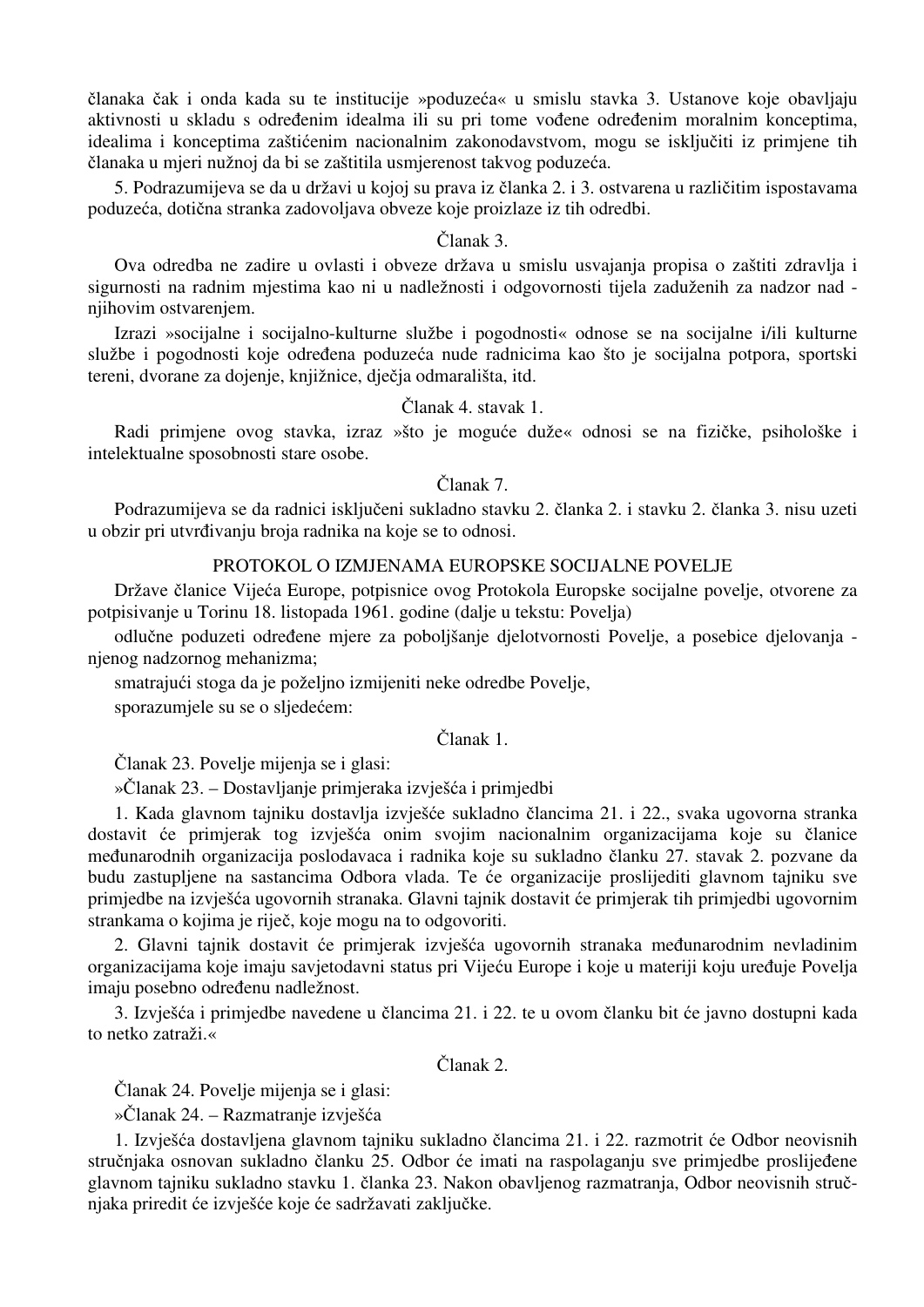članaka čak i onda kada su te institucije »poduzeća« u smislu stavka 3. Ustanove koje obavljaju aktivnosti u skladu s određenim idealma ili su pri tome vođene određenim moralnim konceptima, idealima i konceptima zaštićenim nacionalnim zakonodavstvom, mogu se isključiti iz primjene tih članaka u mjeri nužnoj da bi se zaštitila usmjerenost takvog poduzeća.

5. Podrazumijeva se da u državi u kojoj su prava iz članka 2. i 3. ostvarena u različitim ispostavama poduzeća, dotična stranka zadovoljava obveze koje proizlaze iz tih odredbi.

Članak 3.

Ova odredba ne zadire u ovlasti i obveze država u smislu usvajanja propisa o zaštiti zdravlja i sigurnosti na radnim mjestima kao ni u nadležnosti i odgovornosti tijela zaduženih za nadzor nad - njihovim ostvarenjem.

Izrazi »socijalne i socijalno-kulturne službe i pogodnosti« odnose se na socijalne i/ili kulturne službe i pogodnosti koje određena poduzeća nude radnicima kao što je socijalna potpora, sportski tereni, dvorane za dojenje, knjižnice, dječja odmarališta, itd.

Članak 4. stavak 1.

Radi primjene ovog stavka, izraz »što je moguće duže« odnosi se na fizičke, psihološke i intelektualne sposobnosti stare osobe.

Članak 7.

Podrazumijeva se da radnici isključeni sukladno stavku 2. članka 2. i stavku 2. članka 3. nisu uzeti u obzir pri utvrđivanju broja radnika na koje se to odnosi.

PROTOKOL O IZMJENAMA EUROPSKE SOCIJALNE POVELJE

Države članice Vijeća Europe, potpisnice ovog Protokola Europske socijalne povelje, otvorene za potpisivanje u Torinu 18. listopada 1961. godine (dalje u tekstu: Povelja)

odlučne poduzeti određene mjere za poboljšanje djelotvornosti Povelje, a posebice djelovanja - njenog nadzornog mehanizma;

smatrajući stoga da je poželjno izmijeniti neke odredbe Povelje,

sporazumjele su se o sljedećem:

Članak 1.

Članak 23. Povelje mijenja se i glasi:

»Članak 23. – Dostavljanje primjeraka izvješća i primjedbi

1. Kada glavnom tajniku dostavlja izvješće sukladno člancima 21. i 22., svaka ugovorna stranka dostavit će primjerak tog izvješća onim svojim nacionalnim organizacijama koje su članice međunarodnih organizacija poslodavaca i radnika koje su sukladno članku 27. stavak 2. pozvane da budu zastupljene na sastancima Odbora vlada. Te će organizacije proslijediti glavnom tajniku sve primjedbe na izvješća ugovornih stranaka. Glavni tajnik dostavit će primjerak tih primjedbi ugovornim strankama o kojima je riječ, koje mogu na to odgovoriti.

2. Glavni tajnik dostavit će primjerak izvješća ugovornih stranaka međunarodnim nevladinim organizacijama koje imaju savjetodavni status pri Vijeću Europe i koje u materiji koju uređuje Povelja imaju posebno određenu nadležnost.

3. Izvješća i primjedbe navedene u člancima 21. i 22. te u ovom članku bit će javno dostupni kada to netko zatraži.«

Članak 2.

Članak 24. Povelje mijenja se i glasi:

»Članak 24. – Razmatranje izvješća

1. Izvješća dostavljena glavnom tajniku sukladno člancima 21. i 22. razmotrit će Odbor neovisnih stručnjaka osnovan sukladno članku 25. Odbor će imati na raspolaganju sve primjedbe proslijeđene glavnom tajniku sukladno stavku 1. članka 23. Nakon obavljenog razmatranja, Odbor neovisnih stručnjaka priredit će izvješće koje će sadržavati zaključke.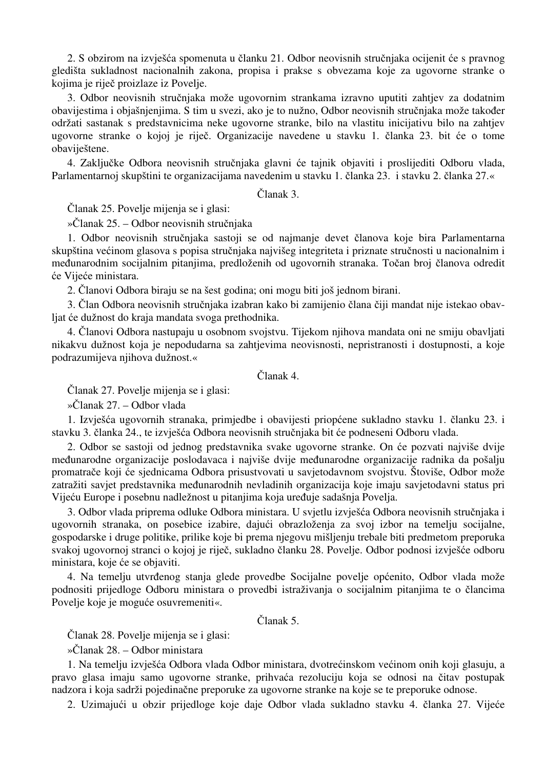2. S obzirom na izvješća spomenuta u članku 21. Odbor neovisnih stručnjaka ocijenit će s pravnog gledišta sukladnost nacionalnih zakona, propisa i prakse s obvezama koje za ugovorne stranke o kojima je riječ proizlaze iz Povelje.

3. Odbor neovisnih stručnjaka može ugovornim strankama izravno uputiti zahtjev za dodatnim obavijestima i objašnjenjima. S tim u svezi, ako je to nužno, Odbor neovisnih stručnjaka može također održati sastanak s predstavnicima neke ugovorne stranke, bilo na vlastitu inicijativu bilo na zahtjev ugovorne stranke o kojoj je riječ. Organizacije navedene u stavku 1. članka 23. bit će o tome obaviještene.

4. Zaključke Odbora neovisnih stručnjaka glavni će tajnik objaviti i proslijediti Odboru vlada, Parlamentarnoj skupštini te organizacijama navedenim u stavku 1. članka 23. i stavku 2. članka 27.«

Članak 3.

Članak 25. Povelje mijenja se i glasi:

»Članak 25. – Odbor neovisnih stručnjaka

1. Odbor neovisnih stručnjaka sastoji se od najmanje devet članova koje bira Parlamentarna skupština većinom glasova s popisa stručnjaka najvišeg integriteta i priznate stručnosti u nacionalnim i međunarodnim socijalnim pitanjima, predloženih od ugovornih stranaka. Točan broj članova odredit će Vijeće ministara.

2. Članovi Odbora biraju se na šest godina; oni mogu biti još jednom birani.

3. Član Odbora neovisnih stručnjaka izabran kako bi zamijenio člana čiji mandat nije istekao obavljat će dužnost do kraja mandata svoga prethodnika.

4. Članovi Odbora nastupaju u osobnom svojstvu. Tijekom njihova mandata oni ne smiju obavljati nikakvu dužnost koja je nepodudarna sa zahtjevima neovisnosti, nepristranosti i dostupnosti, a koje podrazumijeva njihova dužnost.«

Članak 4.

Članak 27. Povelje mijenja se i glasi:

»Članak 27. – Odbor vlada

1. Izvješća ugovornih stranaka, primjedbe i obavijesti priopćene sukladno stavku 1. članku 23. i stavku 3. članka 24., te izvješća Odbora neovisnih stručnjaka bit će podneseni Odboru vlada.

2. Odbor se sastoji od jednog predstavnika svake ugovorne stranke. On će pozvati najviše dvije međunarodne organizacije poslodavaca i najviše dvije međunarodne organizacije radnika da pošalju promatrače koji će sjednicama Odbora prisustvovati u savjetodavnom svojstvu. Štoviše, Odbor može zatražiti savjet predstavnika međunarodnih nevladinih organizacija koje imaju savjetodavni status pri Vijeću Europe i posebnu nadležnost u pitanjima koja uređuje sadašnja Povelja.

3. Odbor vlada priprema odluke Odbora ministara. U svjetlu izvješća Odbora neovisnih stručnjaka i ugovornih stranaka, on posebice izabire, dajući obrazloženja za svoj izbor na temelju socijalne, gospodarske i druge politike, prilike koje bi prema njegovu mišljenju trebale biti predmetom preporuka svakoj ugovornoj stranci o kojoj je riječ, sukladno članku 28. Povelje. Odbor podnosi izvješće odboru ministara, koje će se objaviti.

4. Na temelju utvrđenog stanja glede provedbe Socijalne povelje općenito, Odbor vlada može podnositi prijedloge Odboru ministara o provedbi istraživanja o socijalnim pitanjima te o člancima Povelje koje je moguće osuvremeniti«.

Članak 5.

Članak 28. Povelje mijenja se i glasi:

»Članak 28. – Odbor ministara

1. Na temelju izvješća Odbora vlada Odbor ministara, dvotrećinskom većinom onih koji glasuju, a pravo glasa imaju samo ugovorne stranke, prihvaća rezoluciju koja se odnosi na čitav postupak nadzora i koja sadrži pojedinačne preporuke za ugovorne stranke na koje se te preporuke odnose.

2. Uzimajući u obzir prijedloge koje daje Odbor vlada sukladno stavku 4. članka 27. Vijeće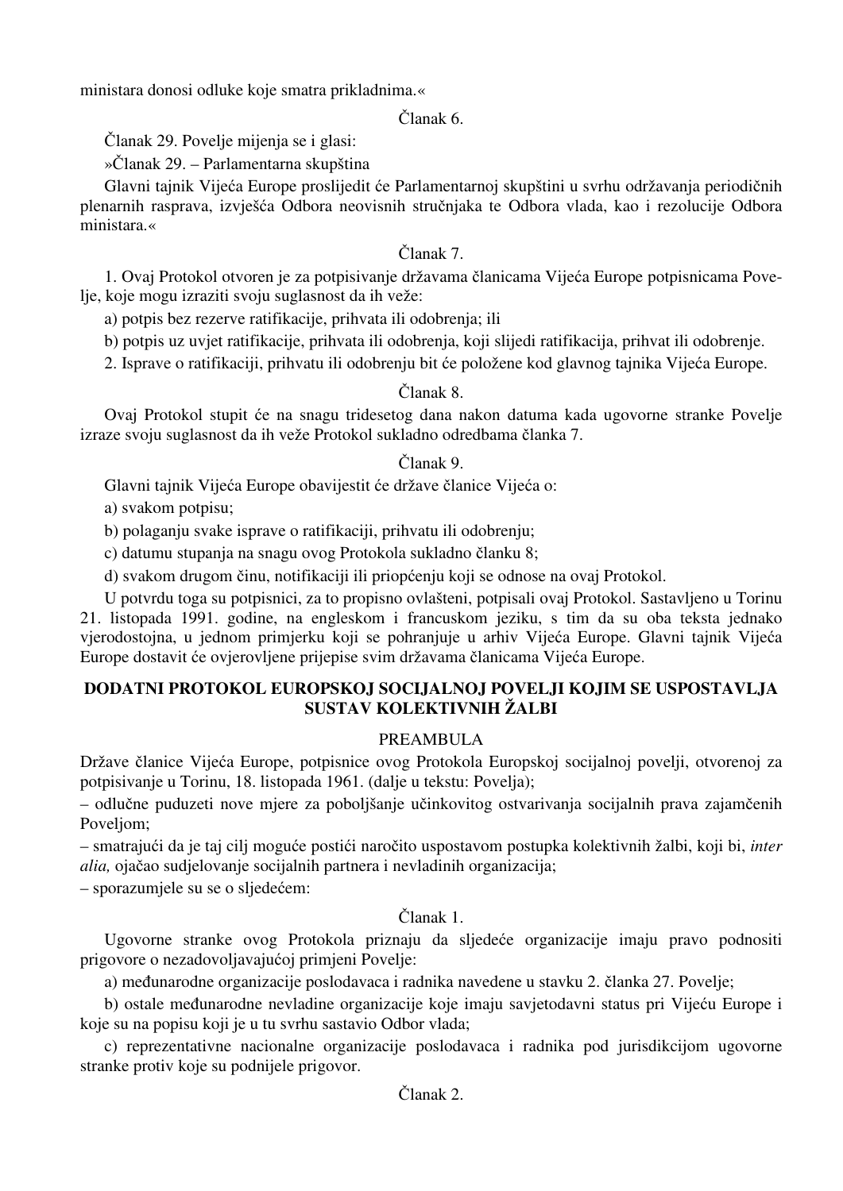ministara donosi odluke koje smatra prikladnima.«

Članak 6.

Članak 29. Povelje mijenja se i glasi:

»Članak 29. – Parlamentarna skupština

Glavni tajnik Vijeća Europe proslijedit će Parlamentarnoj skupštini u svrhu održavanja periodičnih plenarnih rasprava, izvješća Odbora neovisnih stručnjaka te Odbora vlada, kao i rezolucije Odbora ministara.«

Članak 7.

1. Ovaj Protokol otvoren je za potpisivanje državama članicama Vijeća Europe potpisnicama Povelje, koje mogu izraziti svoju suglasnost da ih veže:

a) potpis bez rezerve ratifikacije, prihvata ili odobrenja; ili

b) potpis uz uvjet ratifikacije, prihvata ili odobrenja, koji slijedi ratifikacija, prihvat ili odobrenje.

2. Isprave o ratifikaciji, prihvatu ili odobrenju bit će položene kod glavnog tajnika Vijeća Europe.

Članak 8.

Ovaj Protokol stupit će na snagu tridesetog dana nakon datuma kada ugovorne stranke Povelje izraze svoju suglasnost da ih veže Protokol sukladno odredbama članka 7.

Članak 9.

Glavni tajnik Vijeća Europe obavijestit će države članice Vijeća o:

a) svakom potpisu;

b) polaganju svake isprave o ratifikaciji, prihvatu ili odobrenju;

c) datumu stupanja na snagu ovog Protokola sukladno članku 8;

d) svakom drugom činu, notifikaciji ili priopćenju koji se odnose na ovaj Protokol.

U potvrdu toga su potpisnici, za to propisno ovlašteni, potpisali ovaj Protokol. Sastavljeno u Torinu 21. listopada 1991. godine, na engleskom i francuskom jeziku, s tim da su oba teksta jednako vjerodostojna, u jednom primjerku koji se pohranjuje u arhiv Vijeća Europe. Glavni tajnik Vijeća Europe dostavit će ovjerovljene prijepise svim državama članicama Vijeća Europe.

## DODATNI PROTOKOL EUROPSKOJ SOCIJALNOJ POVELJI KOJIM SE USPOSTAVLJA SUSTAV KOLEKTIVNIH ŽALBI

PREAMBULA

Države članice Vijeća Europe, potpisnice ovog Protokola Europskoj socijalnoj povelji, otvorenoj za potpisivanje u Torinu, 18. listopada 1961. (dalje u tekstu: Povelja);

– odlučne puduzeti nove mjere za poboljšanje učinkovitog ostvarivanja socijalnih prava zajamčenih Poveljom;

– smatrajući da je taj cilj moguće postići naročito uspostavom postupka kolektivnih žalbi, koji bi, *inter alia,* ojačao sudjelovanje socijalnih partnera i nevladinih organizacija;

– sporazumjele su se o sljedećem:

Članak 1.

Ugovorne stranke ovog Protokola priznaju da sljedeće organizacije imaju pravo podnositi prigovore o nezadovoljavajućoj primjeni Povelje:

a) međunarodne organizacije poslodavaca i radnika navedene u stavku 2. članka 27. Povelje;

b) ostale međunarodne nevladine organizacije koje imaju savjetodavni status pri Vijeću Europe i koje su na popisu koji je u tu svrhu sastavio Odbor vlada;

c) reprezentativne nacionalne organizacije poslodavaca i radnika pod jurisdikcijom ugovorne stranke protiv koje su podnijele prigovor.

Članak 2.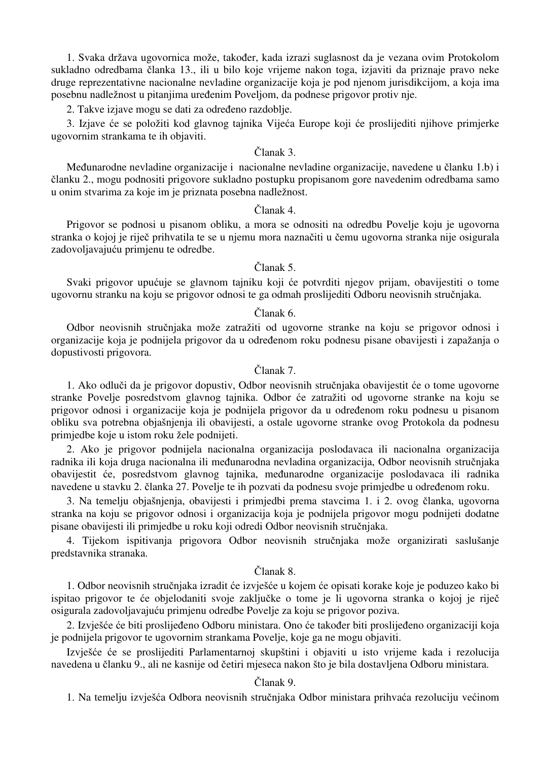1. Svaka država ugovornica može, također, kada izrazi suglasnost da je vezana ovim Protokolom sukladno odredbama članka 13., ili u bilo koje vrijeme nakon toga, izjaviti da priznaje pravo neke druge reprezentativne nacionalne nevladine organizacije koja je pod njenom jurisdikcijom, a koja ima posebnu nadležnost u pitanjima uređenim Poveljom, da podnese prigovor protiv nje.

2. Takve izjave mogu se dati za određeno razdoblje.

3. Izjave će se položiti kod glavnog tajnika Vijeća Europe koji će proslijediti njihove primjerke ugovornim strankama te ih objaviti.

Članak 3.

Međunarodne nevladine organizacije i nacionalne nevladine organizacije, navedene u članku 1.b) i članku 2., mogu podnositi prigovore sukladno postupku propisanom gore navedenim odredbama samo u onim stvarima za koje im je priznata posebna nadležnost.

Članak 4.

Prigovor se podnosi u pisanom obliku, a mora se odnositi na odredbu Povelje koju je ugovorna stranka o kojoj je riječ prihvatila te se u njemu mora naznačiti u čemu ugovorna stranka nije osigurala zadovoljavajuću primjenu te odredbe.

Članak 5.

Svaki prigovor upućuje se glavnom tajniku koji će potvrditi njegov prijam, obavijestiti o tome ugovornu stranku na koju se prigovor odnosi te ga odmah proslijediti Odboru neovisnih stručnjaka.

Članak 6.

Odbor neovisnih stručnjaka može zatražiti od ugovorne stranke na koju se prigovor odnosi i organizacije koja je podnijela prigovor da u određenom roku podnesu pisane obavijesti i zapažanja o dopustivosti prigovora.

Članak 7.

1. Ako odluči da je prigovor dopustiv, Odbor neovisnih stručnjaka obavijestit će o tome ugovorne stranke Povelje posredstvom glavnog tajnika. Odbor će zatražiti od ugovorne stranke na koju se prigovor odnosi i organizacije koja je podnijela prigovor da u određenom roku podnesu u pisanom obliku sva potrebna objašnjenja ili obavijesti, a ostale ugovorne stranke ovog Protokola da podnesu primjedbe koje u istom roku žele podnijeti.

2. Ako je prigovor podnijela nacionalna organizacija poslodavaca ili nacionalna organizacija radnika ili koja druga nacionalna ili međunarodna nevladina organizacija, Odbor neovisnih stručnjaka obavijestit će, posredstvom glavnog tajnika, međunarodne organizacije poslodavaca ili radnika navedene u stavku 2. članka 27. Povelje te ih pozvati da podnesu svoje primjedbe u određenom roku.

3. Na temelju objašnjenja, obavijesti i primjedbi prema stavcima 1. i 2. ovog članka, ugovorna stranka na koju se prigovor odnosi i organizacija koja je podnijela prigovor mogu podnijeti dodatne pisane obavijesti ili primjedbe u roku koji odredi Odbor neovisnih stručnjaka.

4. Tijekom ispitivanja prigovora Odbor neovisnih stručnjaka može organizirati saslušanje predstavnika stranaka.

Članak 8.

1. Odbor neovisnih stručnjaka izradit će izvješće u kojem će opisati korake koje je poduzeo kako bi ispitao prigovor te će objelodaniti svoje zaključke o tome je li ugovorna stranka o kojoj je riječ osigurala zadovoljavajuću primjenu odredbe Povelje za koju se prigovor poziva.

2. Izvješće će biti proslijeđeno Odboru ministara. Ono će također biti proslijeđeno organizaciji koja je podnijela prigovor te ugovornim strankama Povelje, koje ga ne mogu objaviti.

Izvješće će se proslijediti Parlamentarnoj skupštini i objaviti u isto vrijeme kada i rezolucija navedena u članku 9., ali ne kasnije od četiri mjeseca nakon što je bila dostavljena Odboru ministara.

Članak 9.

1. Na temelju izvješća Odbora neovisnih stručnjaka Odbor ministara prihvaća rezoluciju većinom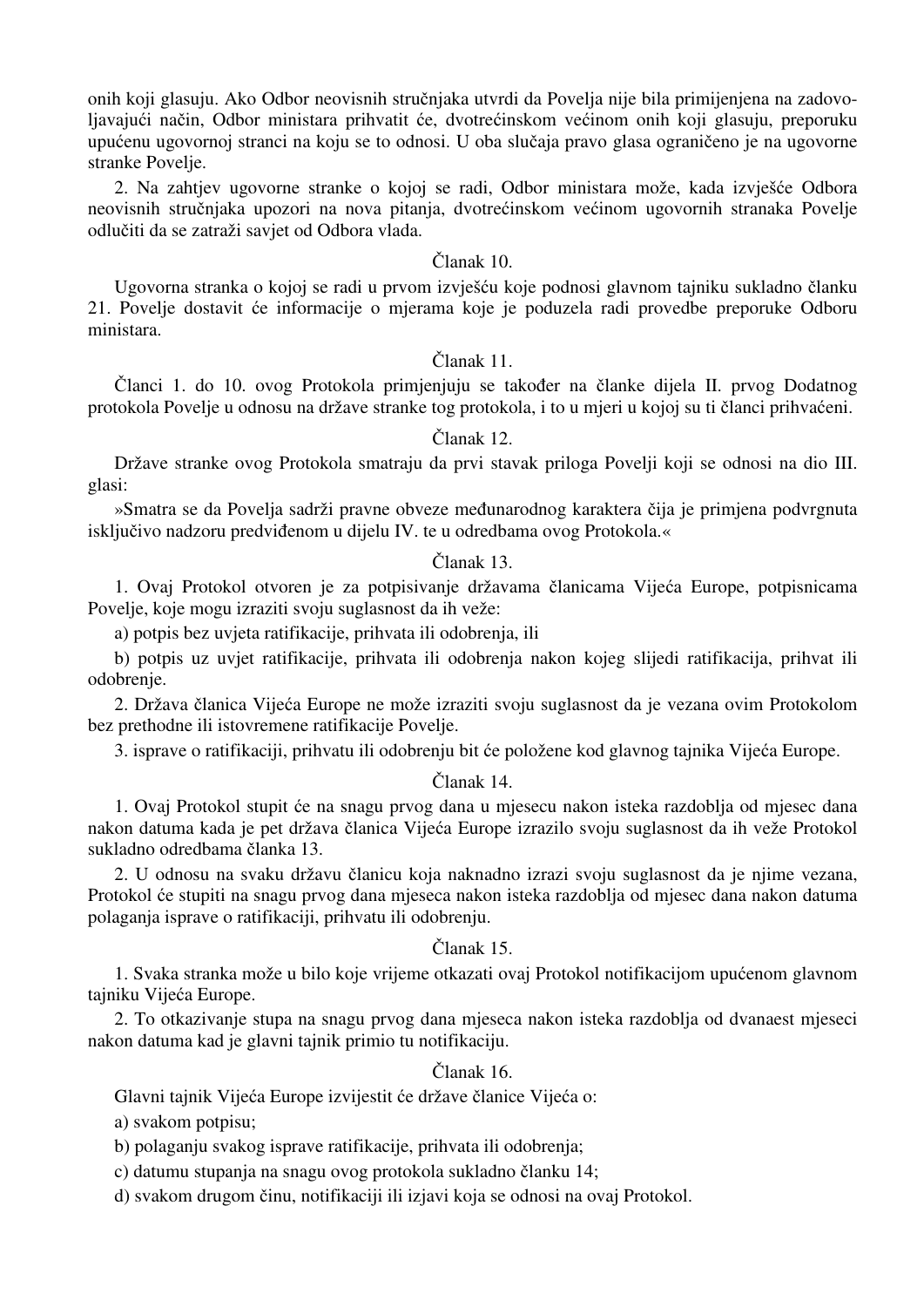onih koji glasuju. Ako Odbor neovisnih stručnjaka utvrdi da Povelja nije bila primijenjena na zadovoljavajući način, Odbor ministara prihvatit će, dvotrećinskom većinom onih koji glasuju, preporuku upućenu ugovornoj stranci na koju se to odnosi. U oba slučaja pravo glasa ograničeno je na ugovorne stranke Povelje.

2. Na zahtjev ugovorne stranke o kojoj se radi, Odbor ministara može, kada izvješće Odbora neovisnih stručnjaka upozori na nova pitanja, dvotrećinskom većinom ugovornih stranaka Povelje odlučiti da se zatraži savjet od Odbora vlada.

Članak 10.

Ugovorna stranka o kojoj se radi u prvom izvješću koje podnosi glavnom tajniku sukladno članku 21. Povelje dostavit će informacije o mjerama koje je poduzela radi provedbe preporuke Odboru ministara.

Članak 11.

Članci 1. do 10. ovog Protokola primjenjuju se također na članke dijela II. prvog Dodatnog protokola Povelje u odnosu na države stranke tog protokola, i to u mjeri u kojoj su ti članci prihvaćeni.

Članak 12.

Države stranke ovog Protokola smatraju da prvi stavak priloga Povelji koji se odnosi na dio III. glasi:

»Smatra se da Povelja sadrži pravne obveze međunarodnog karaktera čija je primjena podvrgnuta isključivo nadzoru predviđenom u dijelu IV. te u odredbama ovog Protokola.«

Članak 13.

1. Ovaj Protokol otvoren je za potpisivanje državama članicama Vijeća Europe, potpisnicama Povelje, koje mogu izraziti svoju suglasnost da ih veže:

a) potpis bez uvjeta ratifikacije, prihvata ili odobrenja, ili

b) potpis uz uvjet ratifikacije, prihvata ili odobrenja nakon kojeg slijedi ratifikacija, prihvat ili odobrenje.

2. Država članica Vijeća Europe ne može izraziti svoju suglasnost da je vezana ovim Protokolom bez prethodne ili istovremene ratifikacije Povelje.

3. isprave o ratifikaciji, prihvatu ili odobrenju bit će položene kod glavnog tajnika Vijeća Europe.

Članak 14.

1. Ovaj Protokol stupit će na snagu prvog dana u mjesecu nakon isteka razdoblja od mjesec dana nakon datuma kada je pet država članica Vijeća Europe izrazilo svoju suglasnost da ih veže Protokol sukladno odredbama članka 13.

2. U odnosu na svaku državu članicu koja naknadno izrazi svoju suglasnost da je njime vezana, Protokol će stupiti na snagu prvog dana mjeseca nakon isteka razdoblja od mjesec dana nakon datuma polaganja isprave o ratifikaciji, prihvatu ili odobrenju.

Članak 15.

1. Svaka stranka može u bilo koje vrijeme otkazati ovaj Protokol notifikacijom upućenom glavnom tajniku Vijeća Europe.

2. To otkazivanje stupa na snagu prvog dana mjeseca nakon isteka razdoblja od dvanaest mjeseci nakon datuma kad je glavni tajnik primio tu notifikaciju.

Članak 16.

Glavni tajnik Vijeća Europe izvijestit će države članice Vijeća o:

a) svakom potpisu;

b) polaganju svakog isprave ratifikacije, prihvata ili odobrenja;

c) datumu stupanja na snagu ovog protokola sukladno članku 14;

d) svakom drugom činu, notifikaciji ili izjavi koja se odnosi na ovaj Protokol.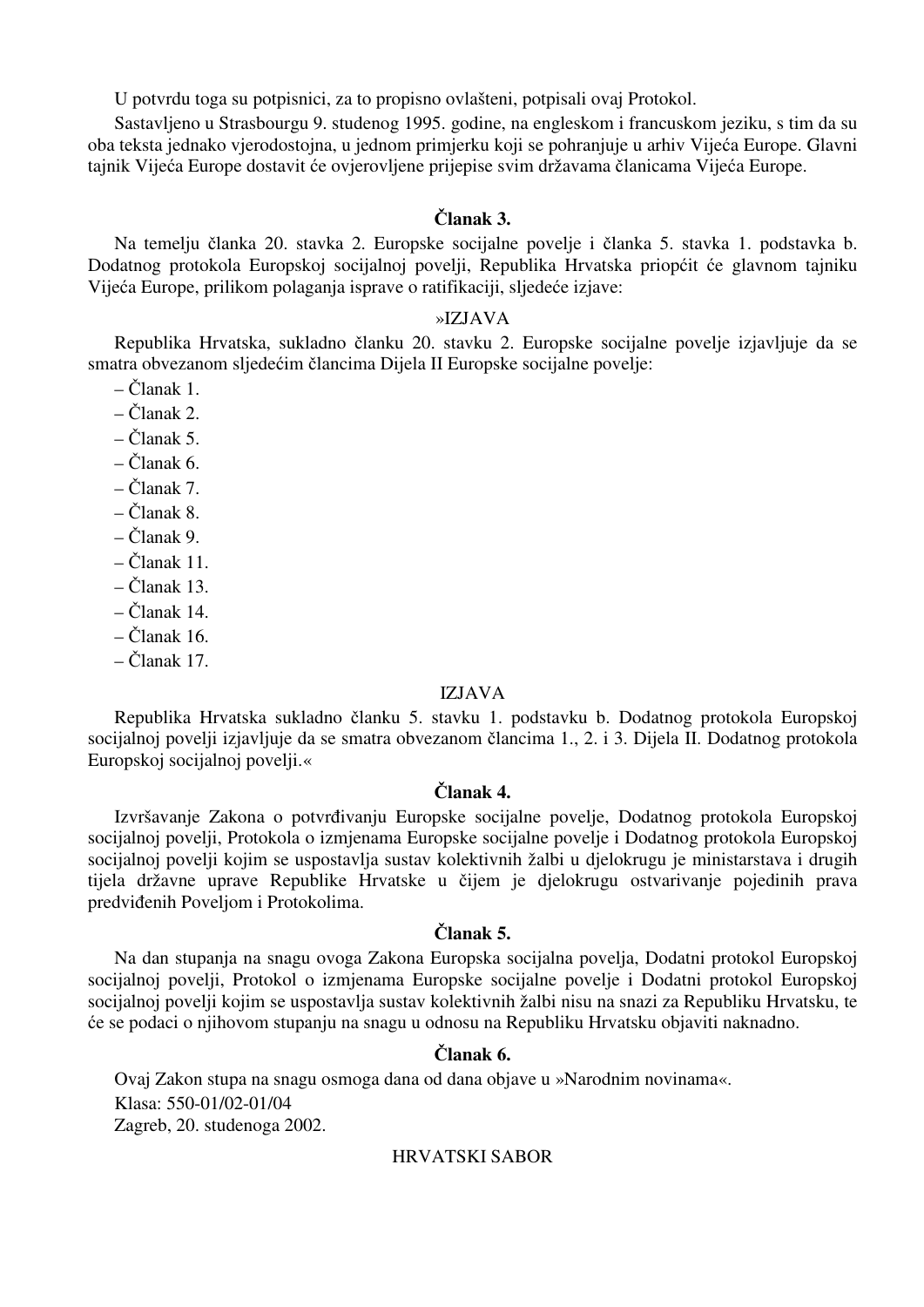U potvrdu toga su potpisnici, za to propisno ovlašteni, potpisali ovaj Protokol.

Sastavljeno u Strasbourgu 9. studenog 1995. godine, na engleskom i francuskom jeziku, s tim da su oba teksta jednako vjerodostojna, u jednom primjerku koji se pohranjuje u arhiv Vijeća Europe. Glavni tajnik Vijeća Europe dostavit će ovjerovljene prijepise svim državama članicama Vijeća Europe.

### Članak 3.

Na temelju članka 20. stavka 2. Europske socijalne povelje i članka 5. stavka 1. podstavka b. Dodatnog protokola Europskoj socijalnoj povelji, Republika Hrvatska priopćit će glavnom tajniku Vijeća Europe, prilikom polaganja isprave o ratifikaciji, sljedeće izjave:

»IZJAVA

Republika Hrvatska, sukladno članku 20. stavku 2. Europske socijalne povelje izjavljuje da se smatra obvezanom sljedećim člancima Dijela II Europske socijalne povelje:

– Članak 1.
– Članak 2.
– Članak 5.
– Članak 6.
– Članak 7.
– Članak 8.
– Članak 9.
– Članak 11.
– Članak 13.
– Članak 14.
– Članak 16.
– Članak 17.

IZJAVA

Republika Hrvatska sukladno članku 5. stavku 1. podstavku b. Dodatnog protokola Europskoj socijalnoj povelji izjavljuje da se smatra obvezanom člancima 1., 2. i 3. Dijela II. Dodatnog protokola Europskoj socijalnoj povelji.«

### Članak 4.

Izvršavanje Zakona o potvrđivanju Europske socijalne povelje, Dodatnog protokola Europskoj socijalnoj povelji, Protokola o izmjenama Europske socijalne povelje i Dodatnog protokola Europskoj socijalnoj povelji kojim se uspostavlja sustav kolektivnih žalbi u djelokrugu je ministarstava i drugih tijela državne uprave Republike Hrvatske u čijem je djelokrugu ostvarivanje pojedinih prava predviđenih Poveljom i Protokolima.

### Članak 5.

Na dan stupanja na snagu ovoga Zakona Europska socijalna povelja, Dodatni protokol Europskoj socijalnoj povelji, Protokol o izmjenama Europske socijalne povelje i Dodatni protokol Europskoj socijalnoj povelji kojim se uspostavlja sustav kolektivnih žalbi nisu na snazi za Republiku Hrvatsku, te će se podaci o njihovom stupanju na snagu u odnosu na Republiku Hrvatsku objaviti naknadno.

### Članak 6.

Ovaj Zakon stupa na snagu osmoga dana od dana objave u »Narodnim novinama«.

Klasa: 550-01/02-01/04

Zagreb, 20. studenoga 2002.

HRVATSKI SABOR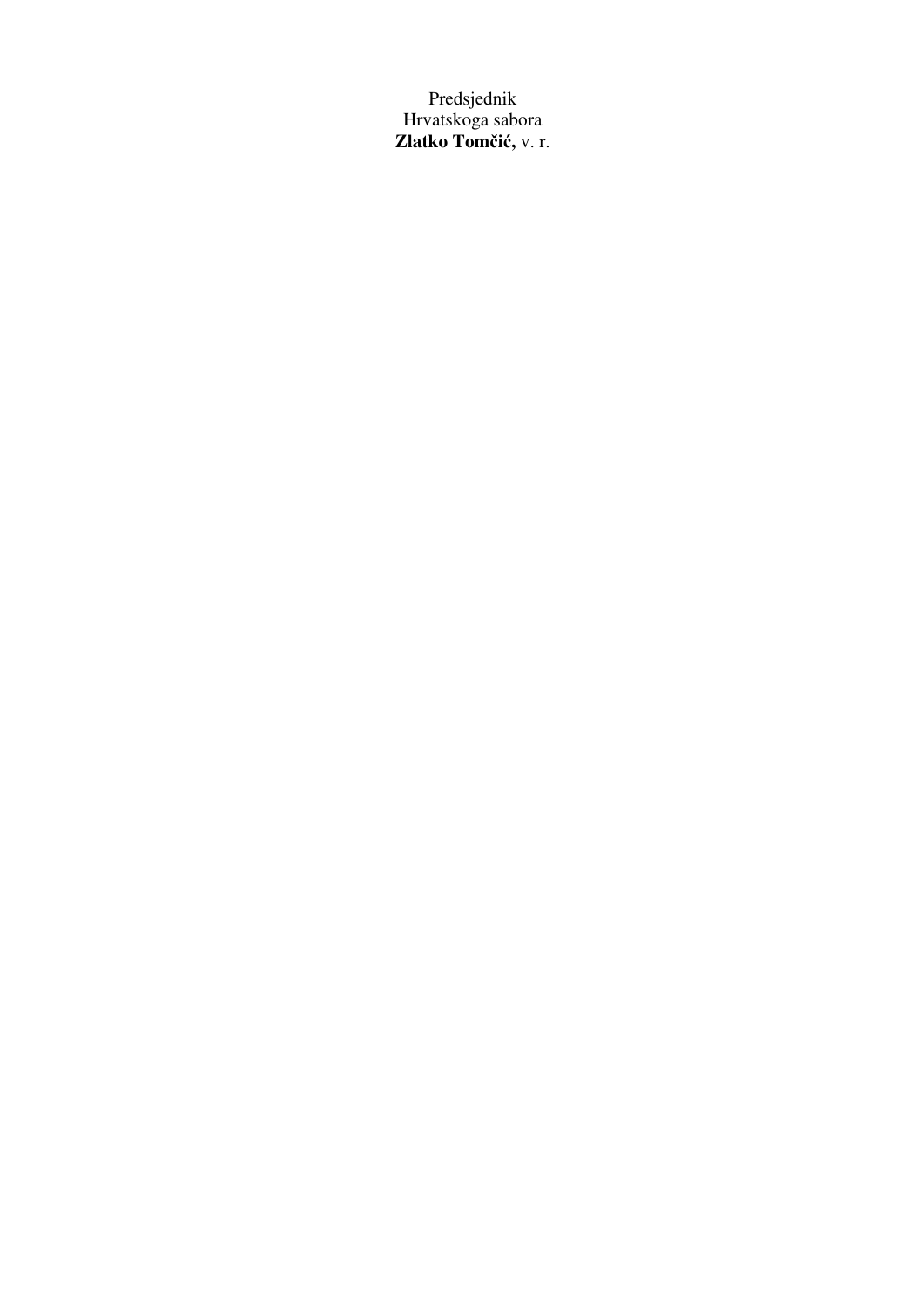Predsjednik
Hrvatskoga sabora
**Zlatko Tomčić,** v. r.